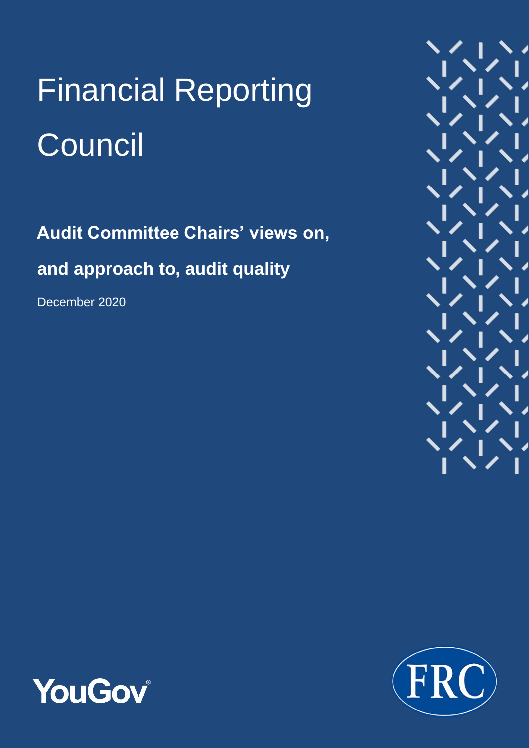# Financial Reporting Council

## Audit Committee Chairs' views on, and approach to, audit quality

December 2020

YouGov

FRC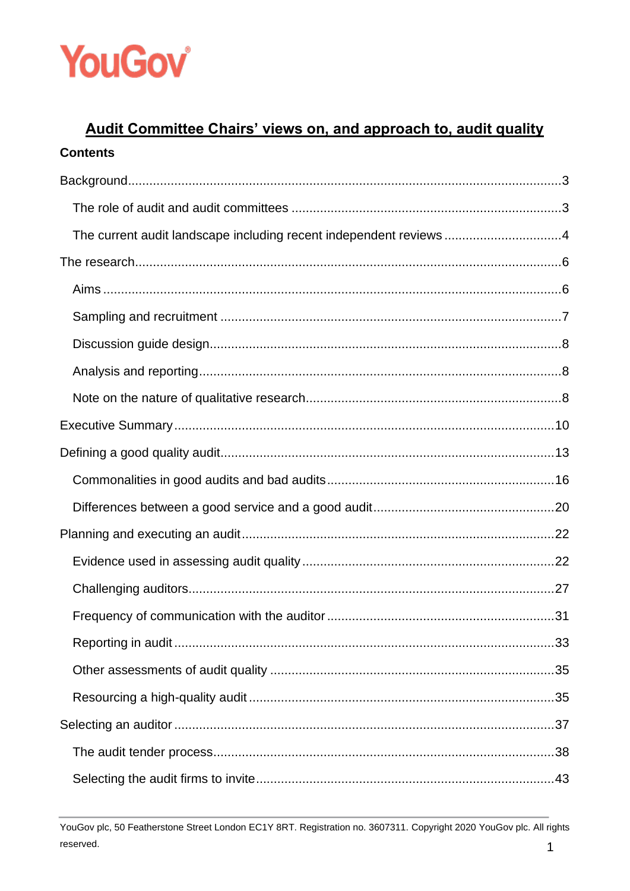YouGov

# Audit Committee Chairs' views on, and approach to, audit quality

## Contents

- Background ... 3
  - The role of audit and audit committees ... 3
  - The current audit landscape including recent independent reviews ... 4
- The research ... 6
  - Aims ... 6
  - Sampling and recruitment ... 7
  - Discussion guide design ... 8
  - Analysis and reporting ... 8
  - Note on the nature of qualitative research ... 8
- Executive Summary ... 10
- Defining a good quality audit ... 13
  - Commonalities in good audits and bad audits ... 16
  - Differences between a good service and a good audit ... 20
- Planning and executing an audit ... 22
  - Evidence used in assessing audit quality ... 22
  - Challenging auditors ... 27
  - Frequency of communication with the auditor ... 31
  - Reporting in audit ... 33
  - Other assessments of audit quality ... 35
  - Resourcing a high-quality audit ... 35
- Selecting an auditor ... 37
  - The audit tender process ... 38
  - Selecting the audit firms to invite ... 43

YouGov plc, 50 Featherstone Street London EC1Y 8RT. Registration no. 3607311. Copyright 2020 YouGov plc. All rights reserved.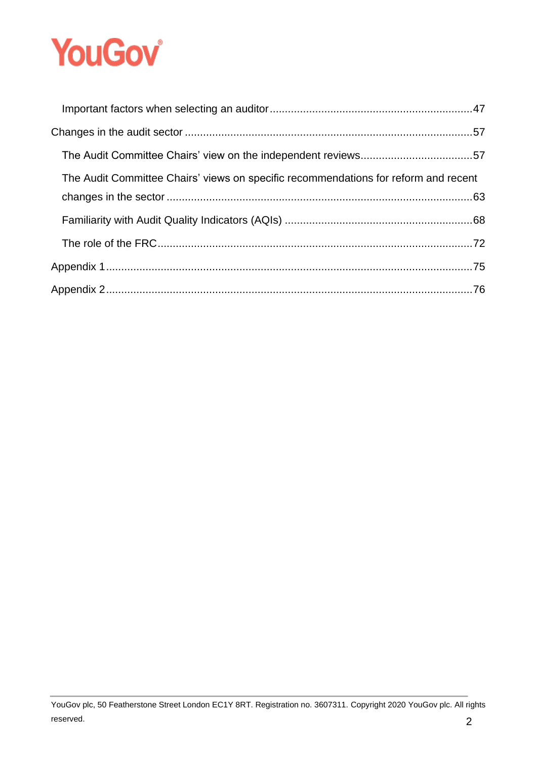Important factors when selecting an auditor .......................................................... 47

Changes in the audit sector ........................................................................................ 57

The Audit Committee Chairs' view on the independent reviews ................................. 57

The Audit Committee Chairs' views on specific recommendations for reform and recent changes in the sector ................................................................................................. 63

Familiarity with Audit Quality Indicators (AQIs) ........................................................ 68

The role of the FRC ..................................................................................................... 72

Appendix 1 .................................................................................................................. 75

Appendix 2 .................................................................................................................. 76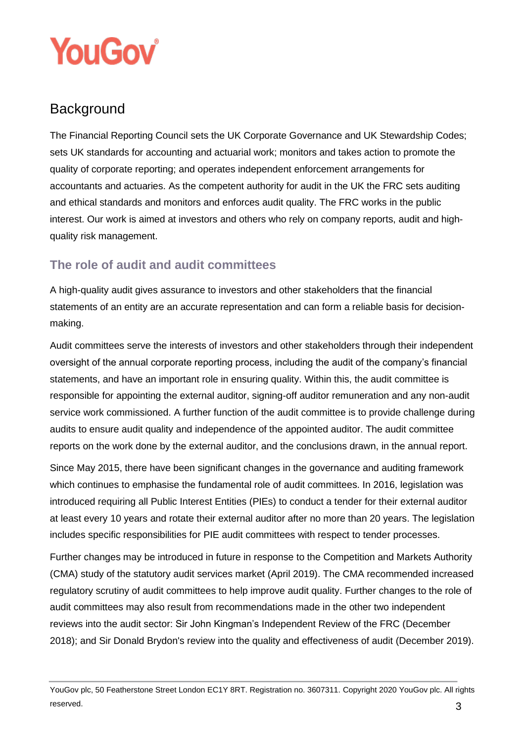## Background

The Financial Reporting Council sets the UK Corporate Governance and UK Stewardship Codes; sets UK standards for accounting and actuarial work; monitors and takes action to promote the quality of corporate reporting; and operates independent enforcement arrangements for accountants and actuaries. As the competent authority for audit in the UK the FRC sets auditing and ethical standards and monitors and enforces audit quality. The FRC works in the public interest. Our work is aimed at investors and others who rely on company reports, audit and high-quality risk management.

### The role of audit and audit committees

A high-quality audit gives assurance to investors and other stakeholders that the financial statements of an entity are an accurate representation and can form a reliable basis for decision-making.

Audit committees serve the interests of investors and other stakeholders through their independent oversight of the annual corporate reporting process, including the audit of the company's financial statements, and have an important role in ensuring quality. Within this, the audit committee is responsible for appointing the external auditor, signing-off auditor remuneration and any non-audit service work commissioned. A further function of the audit committee is to provide challenge during audits to ensure audit quality and independence of the appointed auditor. The audit committee reports on the work done by the external auditor, and the conclusions drawn, in the annual report.

Since May 2015, there have been significant changes in the governance and auditing framework which continues to emphasise the fundamental role of audit committees. In 2016, legislation was introduced requiring all Public Interest Entities (PIEs) to conduct a tender for their external auditor at least every 10 years and rotate their external auditor after no more than 20 years. The legislation includes specific responsibilities for PIE audit committees with respect to tender processes.

Further changes may be introduced in future in response to the Competition and Markets Authority (CMA) study of the statutory audit services market (April 2019). The CMA recommended increased regulatory scrutiny of audit committees to help improve audit quality. Further changes to the role of audit committees may also result from recommendations made in the other two independent reviews into the audit sector: Sir John Kingman's Independent Review of the FRC (December 2018); and Sir Donald Brydon's review into the quality and effectiveness of audit (December 2019).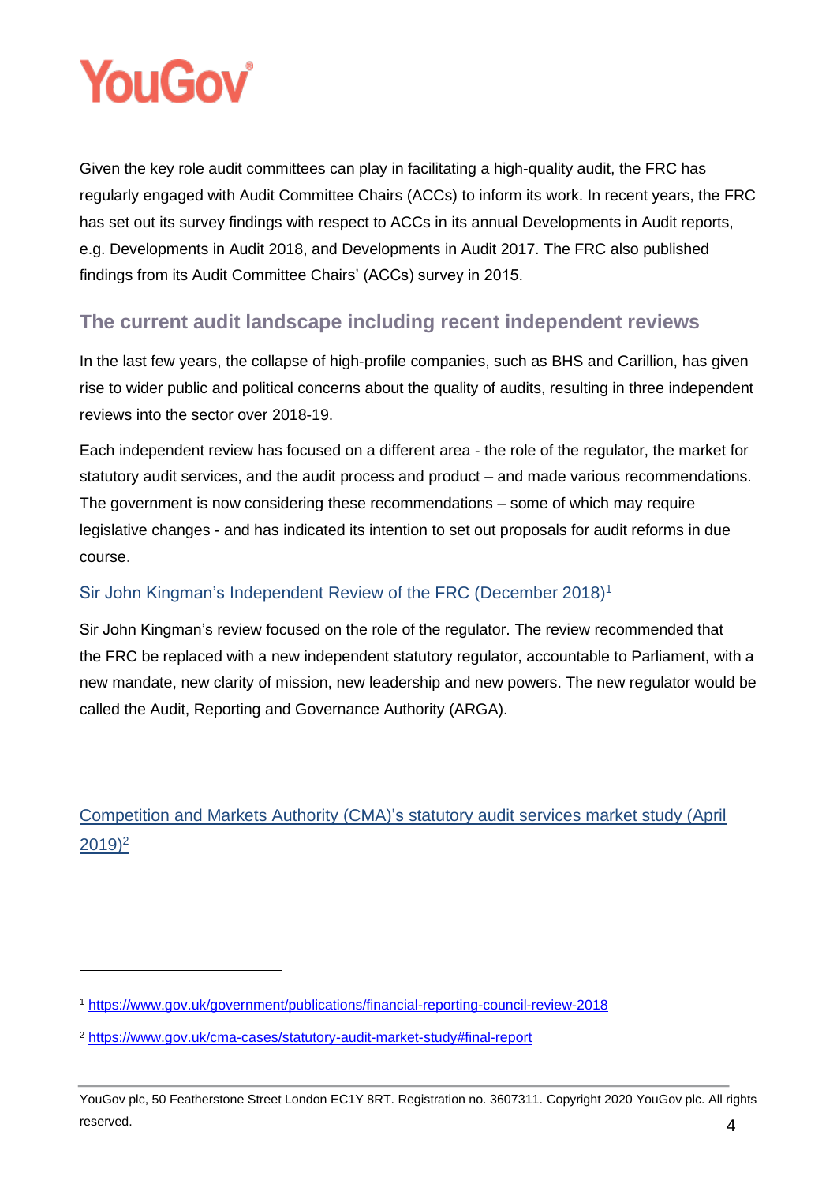Given the key role audit committees can play in facilitating a high-quality audit, the FRC has regularly engaged with Audit Committee Chairs (ACCs) to inform its work. In recent years, the FRC has set out its survey findings with respect to ACCs in its annual Developments in Audit reports, e.g. Developments in Audit 2018, and Developments in Audit 2017. The FRC also published findings from its Audit Committee Chairs' (ACCs) survey in 2015.

## The current audit landscape including recent independent reviews

In the last few years, the collapse of high-profile companies, such as BHS and Carillion, has given rise to wider public and political concerns about the quality of audits, resulting in three independent reviews into the sector over 2018-19.

Each independent review has focused on a different area - the role of the regulator, the market for statutory audit services, and the audit process and product – and made various recommendations. The government is now considering these recommendations – some of which may require legislative changes - and has indicated its intention to set out proposals for audit reforms in due course.

### Sir John Kingman's Independent Review of the FRC (December 2018)[1]

Sir John Kingman's review focused on the role of the regulator. The review recommended that the FRC be replaced with a new independent statutory regulator, accountable to Parliament, with a new mandate, new clarity of mission, new leadership and new powers. The new regulator would be called the Audit, Reporting and Governance Authority (ARGA).

### Competition and Markets Authority (CMA)'s statutory audit services market study (April 2019)[2]

[1] https://www.gov.uk/government/publications/financial-reporting-council-review-2018

[2] https://www.gov.uk/cma-cases/statutory-audit-market-study#final-report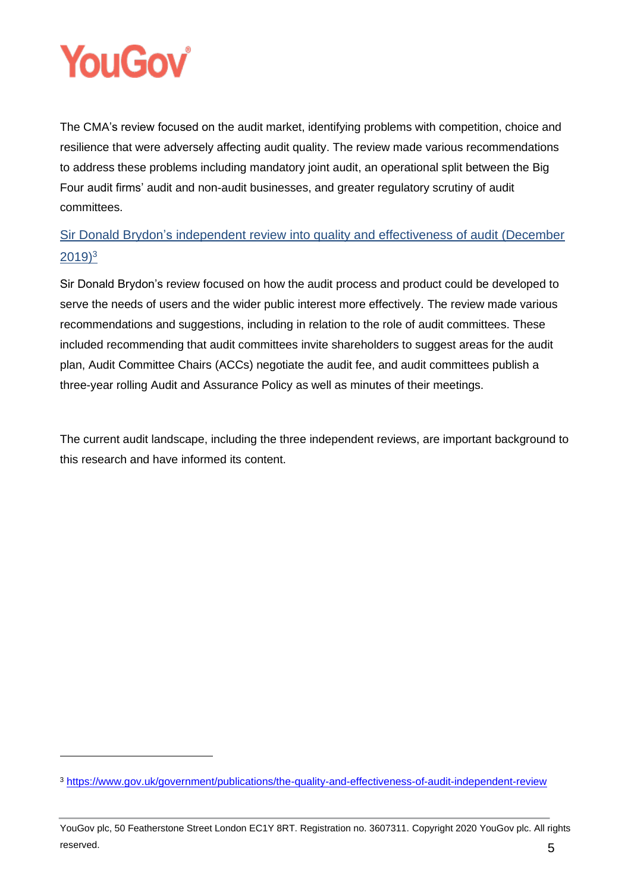The CMA's review focused on the audit market, identifying problems with competition, choice and resilience that were adversely affecting audit quality. The review made various recommendations to address these problems including mandatory joint audit, an operational split between the Big Four audit firms' audit and non-audit businesses, and greater regulatory scrutiny of audit committees.

### Sir Donald Brydon's independent review into quality and effectiveness of audit (December 2019)[3]

Sir Donald Brydon's review focused on how the audit process and product could be developed to serve the needs of users and the wider public interest more effectively. The review made various recommendations and suggestions, including in relation to the role of audit committees. These included recommending that audit committees invite shareholders to suggest areas for the audit plan, Audit Committee Chairs (ACCs) negotiate the audit fee, and audit committees publish a three-year rolling Audit and Assurance Policy as well as minutes of their meetings.

The current audit landscape, including the three independent reviews, are important background to this research and have informed its content.

[3] https://www.gov.uk/government/publications/the-quality-and-effectiveness-of-audit-independent-review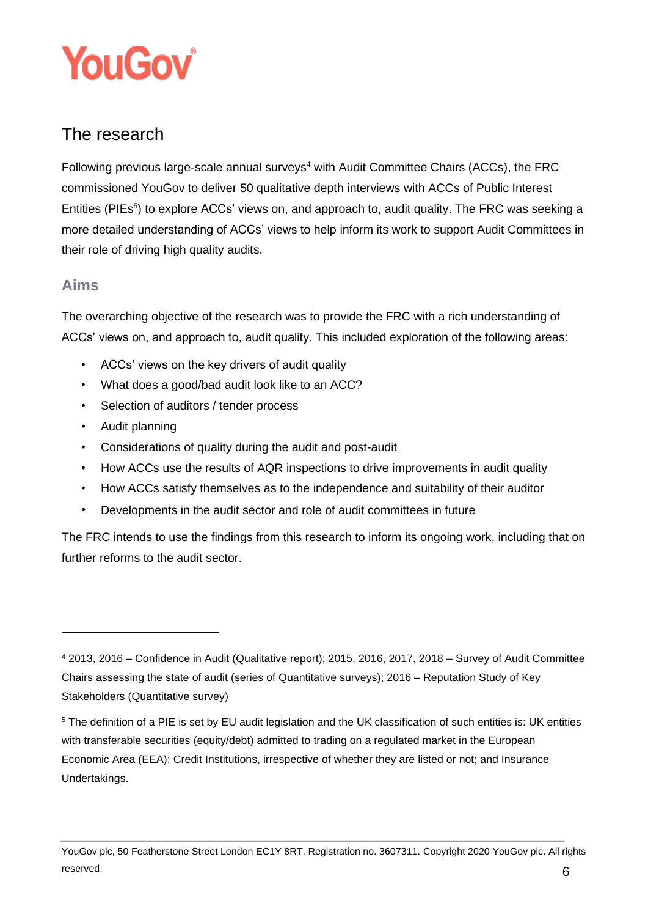## The research

Following previous large-scale annual surveys[4] with Audit Committee Chairs (ACCs), the FRC commissioned YouGov to deliver 50 qualitative depth interviews with ACCs of Public Interest Entities (PIEs[5]) to explore ACCs' views on, and approach to, audit quality. The FRC was seeking a more detailed understanding of ACCs' views to help inform its work to support Audit Committees in their role of driving high quality audits.

### Aims

The overarching objective of the research was to provide the FRC with a rich understanding of ACCs' views on, and approach to, audit quality. This included exploration of the following areas:

- ACCs' views on the key drivers of audit quality
- What does a good/bad audit look like to an ACC?
- Selection of auditors / tender process
- Audit planning
- Considerations of quality during the audit and post-audit
- How ACCs use the results of AQR inspections to drive improvements in audit quality
- How ACCs satisfy themselves as to the independence and suitability of their auditor
- Developments in the audit sector and role of audit committees in future

The FRC intends to use the findings from this research to inform its ongoing work, including that on further reforms to the audit sector.

---

[4] 2013, 2016 – Confidence in Audit (Qualitative report); 2015, 2016, 2017, 2018 – Survey of Audit Committee Chairs assessing the state of audit (series of Quantitative surveys); 2016 – Reputation Study of Key Stakeholders (Quantitative survey)

[5] The definition of a PIE is set by EU audit legislation and the UK classification of such entities is: UK entities with transferable securities (equity/debt) admitted to trading on a regulated market in the European Economic Area (EEA); Credit Institutions, irrespective of whether they are listed or not; and Insurance Undertakings.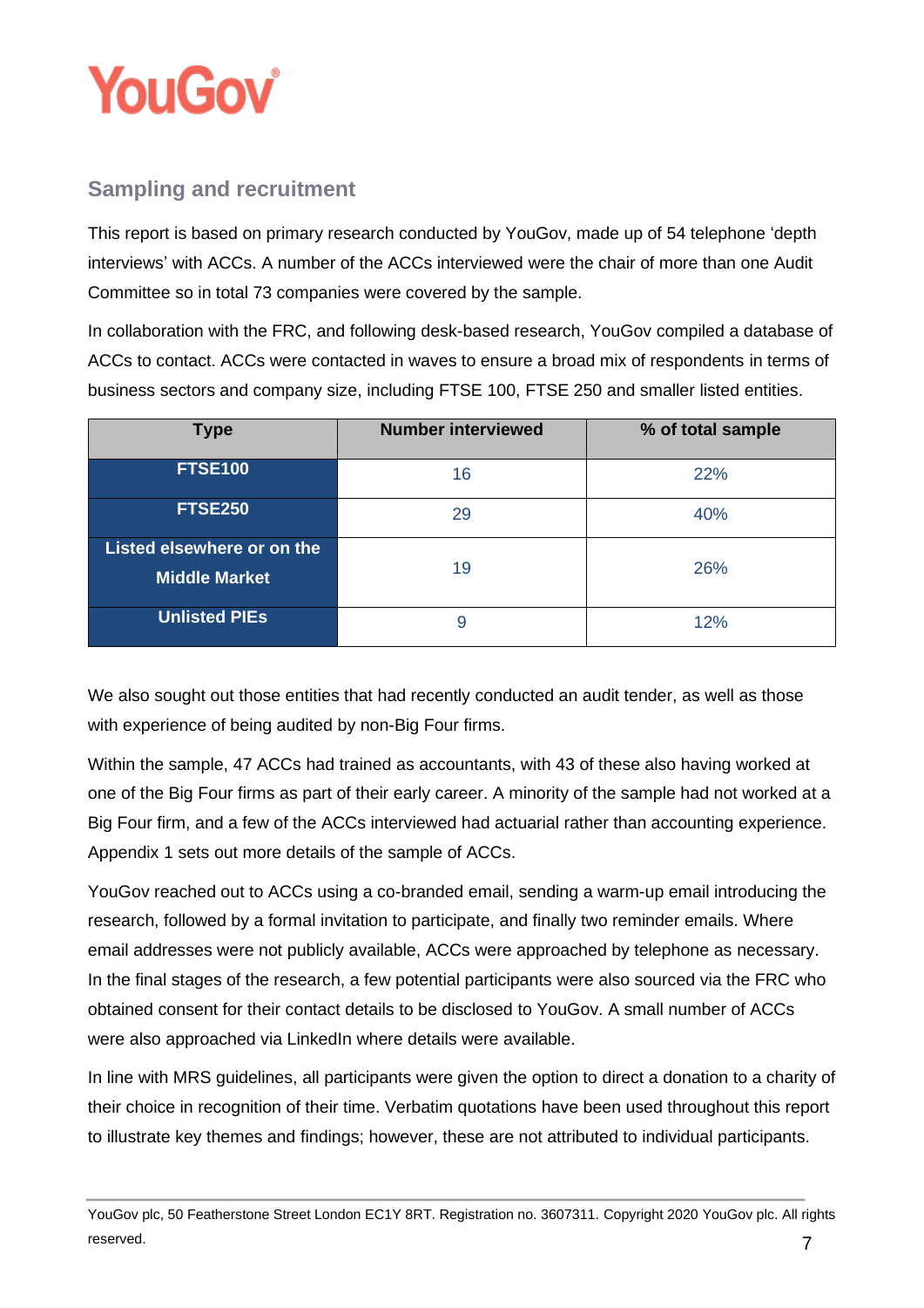## Sampling and recruitment

This report is based on primary research conducted by YouGov, made up of 54 telephone 'depth interviews' with ACCs. A number of the ACCs interviewed were the chair of more than one Audit Committee so in total 73 companies were covered by the sample.

In collaboration with the FRC, and following desk-based research, YouGov compiled a database of ACCs to contact. ACCs were contacted in waves to ensure a broad mix of respondents in terms of business sectors and company size, including FTSE 100, FTSE 250 and smaller listed entities.

| Type | Number interviewed | % of total sample |
|---|---|---|
| **FTSE100** | 16 | 22% |
| **FTSE250** | 29 | 40% |
| **Listed elsewhere or on the Middle Market** | 19 | 26% |
| **Unlisted PIEs** | 9 | 12% |

We also sought out those entities that had recently conducted an audit tender, as well as those with experience of being audited by non-Big Four firms.

Within the sample, 47 ACCs had trained as accountants, with 43 of these also having worked at one of the Big Four firms as part of their early career. A minority of the sample had not worked at a Big Four firm, and a few of the ACCs interviewed had actuarial rather than accounting experience. Appendix 1 sets out more details of the sample of ACCs.

YouGov reached out to ACCs using a co-branded email, sending a warm-up email introducing the research, followed by a formal invitation to participate, and finally two reminder emails. Where email addresses were not publicly available, ACCs were approached by telephone as necessary. In the final stages of the research, a few potential participants were also sourced via the FRC who obtained consent for their contact details to be disclosed to YouGov. A small number of ACCs were also approached via LinkedIn where details were available.

In line with MRS guidelines, all participants were given the option to direct a donation to a charity of their choice in recognition of their time. Verbatim quotations have been used throughout this report to illustrate key themes and findings; however, these are not attributed to individual participants.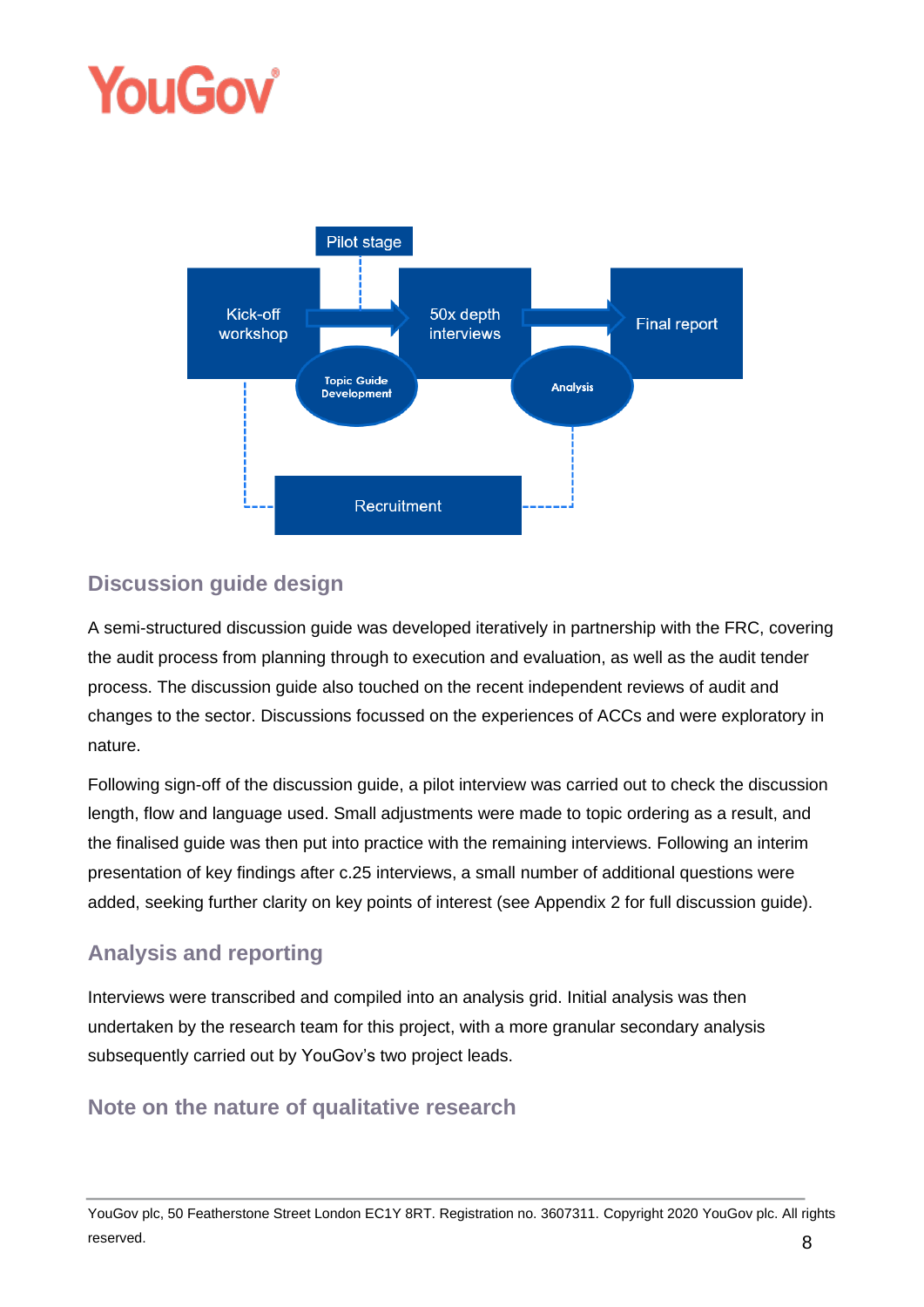Pilot stage

Kick-off workshop → 50x depth interviews → Final report

Topic Guide Development

Analysis

Recruitment

## Discussion guide design

A semi-structured discussion guide was developed iteratively in partnership with the FRC, covering the audit process from planning through to execution and evaluation, as well as the audit tender process. The discussion guide also touched on the recent independent reviews of audit and changes to the sector. Discussions focussed on the experiences of ACCs and were exploratory in nature.

Following sign-off of the discussion guide, a pilot interview was carried out to check the discussion length, flow and language used. Small adjustments were made to topic ordering as a result, and the finalised guide was then put into practice with the remaining interviews. Following an interim presentation of key findings after c.25 interviews, a small number of additional questions were added, seeking further clarity on key points of interest (see Appendix 2 for full discussion guide).

## Analysis and reporting

Interviews were transcribed and compiled into an analysis grid. Initial analysis was then undertaken by the research team for this project, with a more granular secondary analysis subsequently carried out by YouGov's two project leads.

## Note on the nature of qualitative research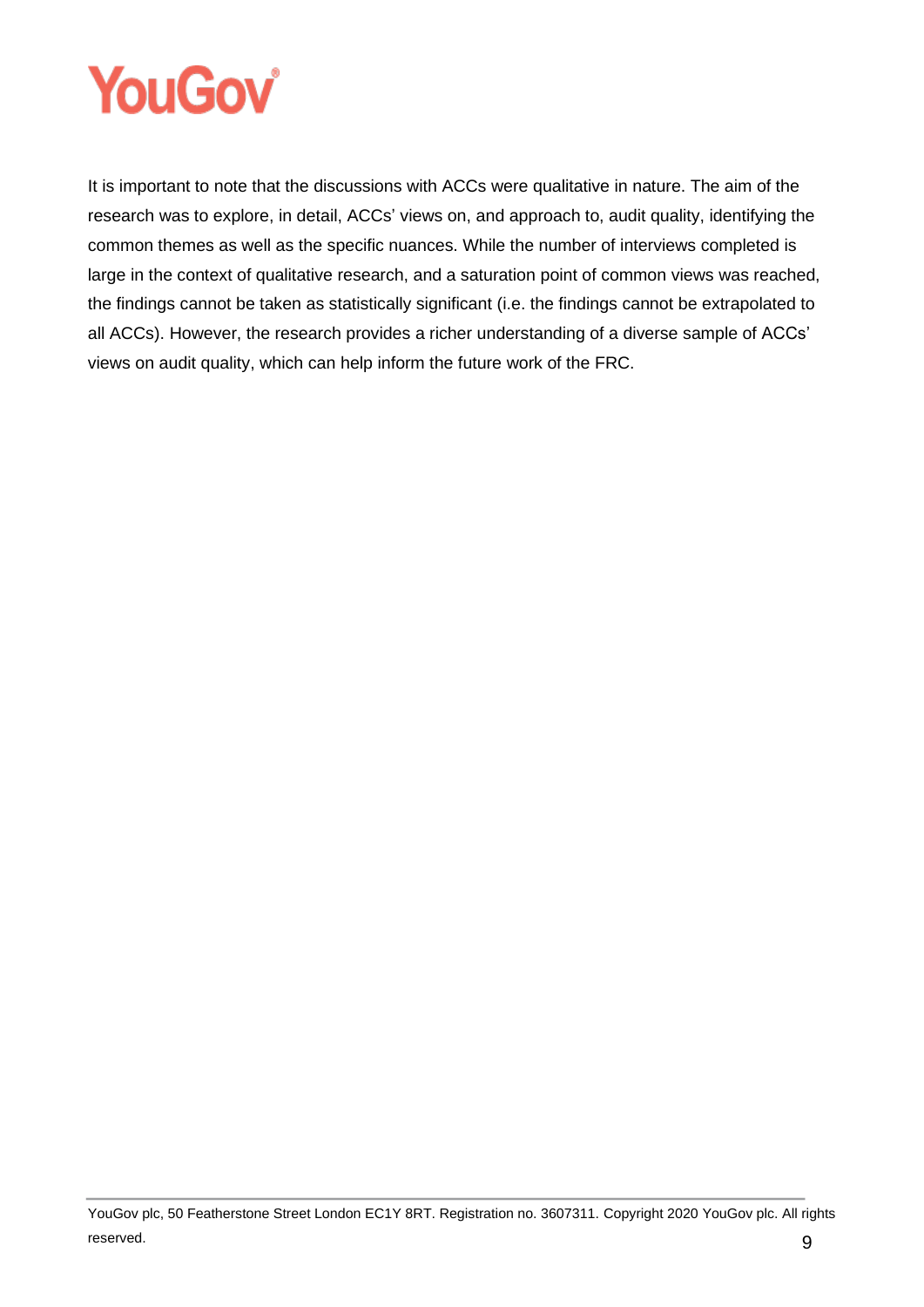It is important to note that the discussions with ACCs were qualitative in nature. The aim of the research was to explore, in detail, ACCs' views on, and approach to, audit quality, identifying the common themes as well as the specific nuances. While the number of interviews completed is large in the context of qualitative research, and a saturation point of common views was reached, the findings cannot be taken as statistically significant (i.e. the findings cannot be extrapolated to all ACCs). However, the research provides a richer understanding of a diverse sample of ACCs' views on audit quality, which can help inform the future work of the FRC.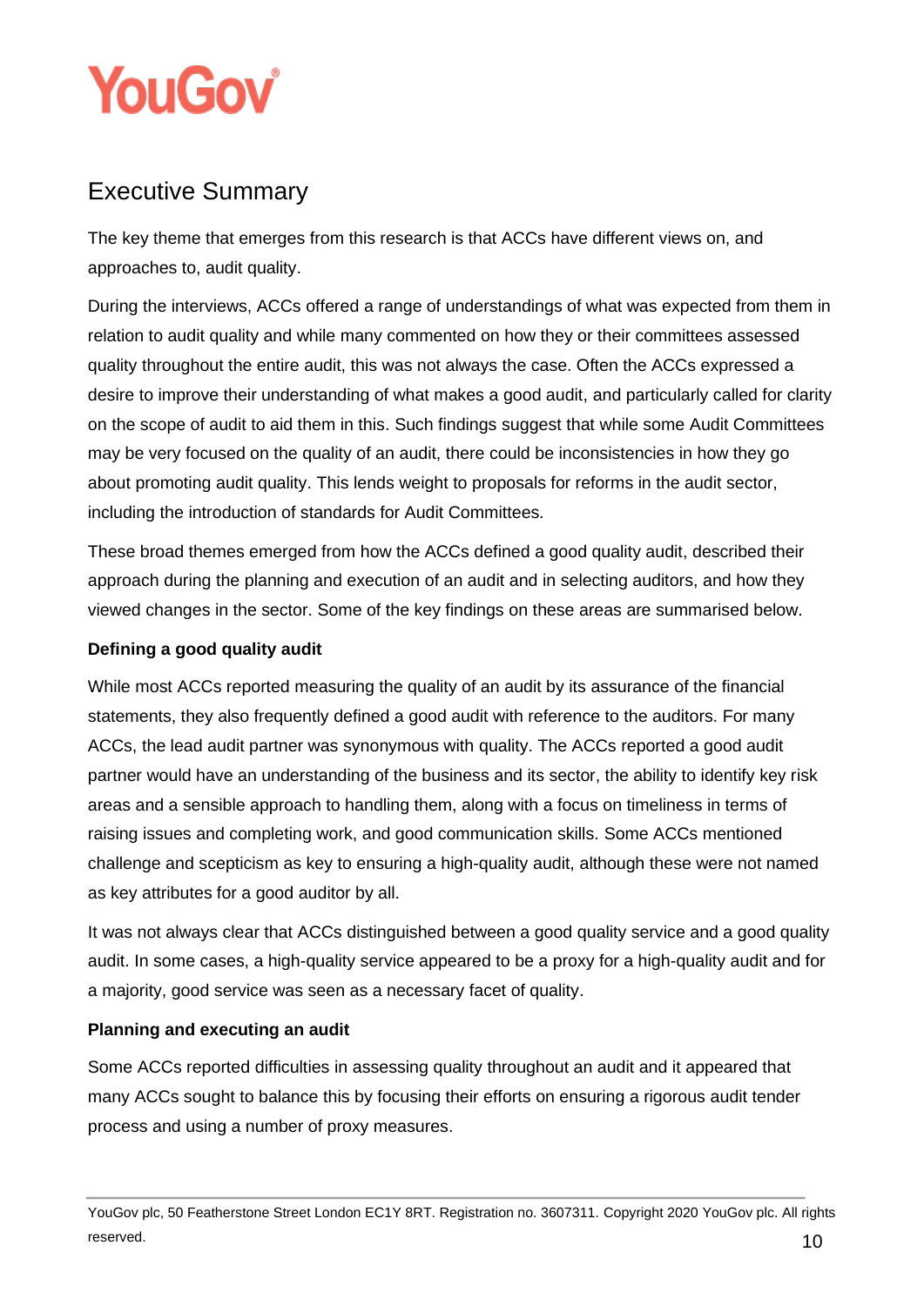## Executive Summary

The key theme that emerges from this research is that ACCs have different views on, and approaches to, audit quality.

During the interviews, ACCs offered a range of understandings of what was expected from them in relation to audit quality and while many commented on how they or their committees assessed quality throughout the entire audit, this was not always the case. Often the ACCs expressed a desire to improve their understanding of what makes a good audit, and particularly called for clarity on the scope of audit to aid them in this. Such findings suggest that while some Audit Committees may be very focused on the quality of an audit, there could be inconsistencies in how they go about promoting audit quality. This lends weight to proposals for reforms in the audit sector, including the introduction of standards for Audit Committees.

These broad themes emerged from how the ACCs defined a good quality audit, described their approach during the planning and execution of an audit and in selecting auditors, and how they viewed changes in the sector. Some of the key findings on these areas are summarised below.

**Defining a good quality audit**

While most ACCs reported measuring the quality of an audit by its assurance of the financial statements, they also frequently defined a good audit with reference to the auditors. For many ACCs, the lead audit partner was synonymous with quality. The ACCs reported a good audit partner would have an understanding of the business and its sector, the ability to identify key risk areas and a sensible approach to handling them, along with a focus on timeliness in terms of raising issues and completing work, and good communication skills. Some ACCs mentioned challenge and scepticism as key to ensuring a high-quality audit, although these were not named as key attributes for a good auditor by all.

It was not always clear that ACCs distinguished between a good quality service and a good quality audit. In some cases, a high-quality service appeared to be a proxy for a high-quality audit and for a majority, good service was seen as a necessary facet of quality.

**Planning and executing an audit**

Some ACCs reported difficulties in assessing quality throughout an audit and it appeared that many ACCs sought to balance this by focusing their efforts on ensuring a rigorous audit tender process and using a number of proxy measures.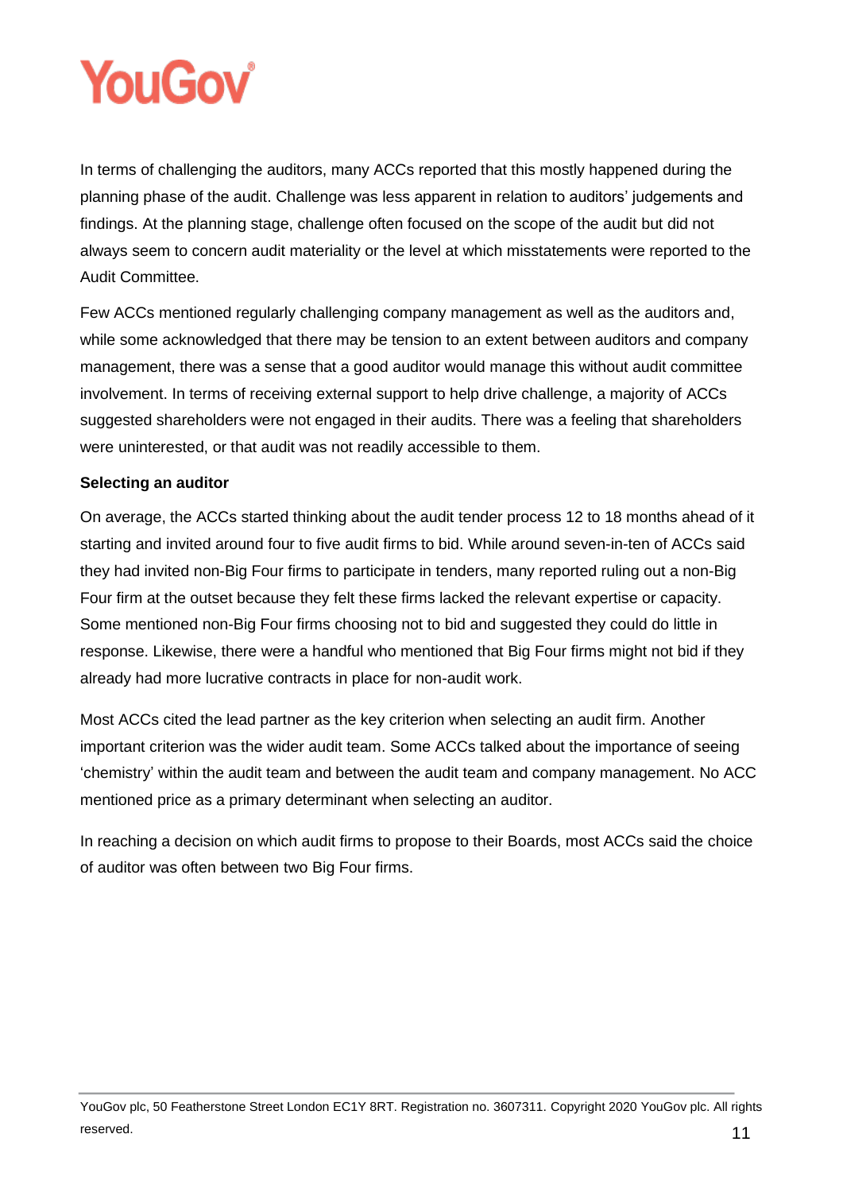In terms of challenging the auditors, many ACCs reported that this mostly happened during the planning phase of the audit. Challenge was less apparent in relation to auditors' judgements and findings. At the planning stage, challenge often focused on the scope of the audit but did not always seem to concern audit materiality or the level at which misstatements were reported to the Audit Committee.

Few ACCs mentioned regularly challenging company management as well as the auditors and, while some acknowledged that there may be tension to an extent between auditors and company management, there was a sense that a good auditor would manage this without audit committee involvement. In terms of receiving external support to help drive challenge, a majority of ACCs suggested shareholders were not engaged in their audits. There was a feeling that shareholders were uninterested, or that audit was not readily accessible to them.

**Selecting an auditor**

On average, the ACCs started thinking about the audit tender process 12 to 18 months ahead of it starting and invited around four to five audit firms to bid. While around seven-in-ten of ACCs said they had invited non-Big Four firms to participate in tenders, many reported ruling out a non-Big Four firm at the outset because they felt these firms lacked the relevant expertise or capacity. Some mentioned non-Big Four firms choosing not to bid and suggested they could do little in response. Likewise, there were a handful who mentioned that Big Four firms might not bid if they already had more lucrative contracts in place for non-audit work.

Most ACCs cited the lead partner as the key criterion when selecting an audit firm. Another important criterion was the wider audit team. Some ACCs talked about the importance of seeing 'chemistry' within the audit team and between the audit team and company management. No ACC mentioned price as a primary determinant when selecting an auditor.

In reaching a decision on which audit firms to propose to their Boards, most ACCs said the choice of auditor was often between two Big Four firms.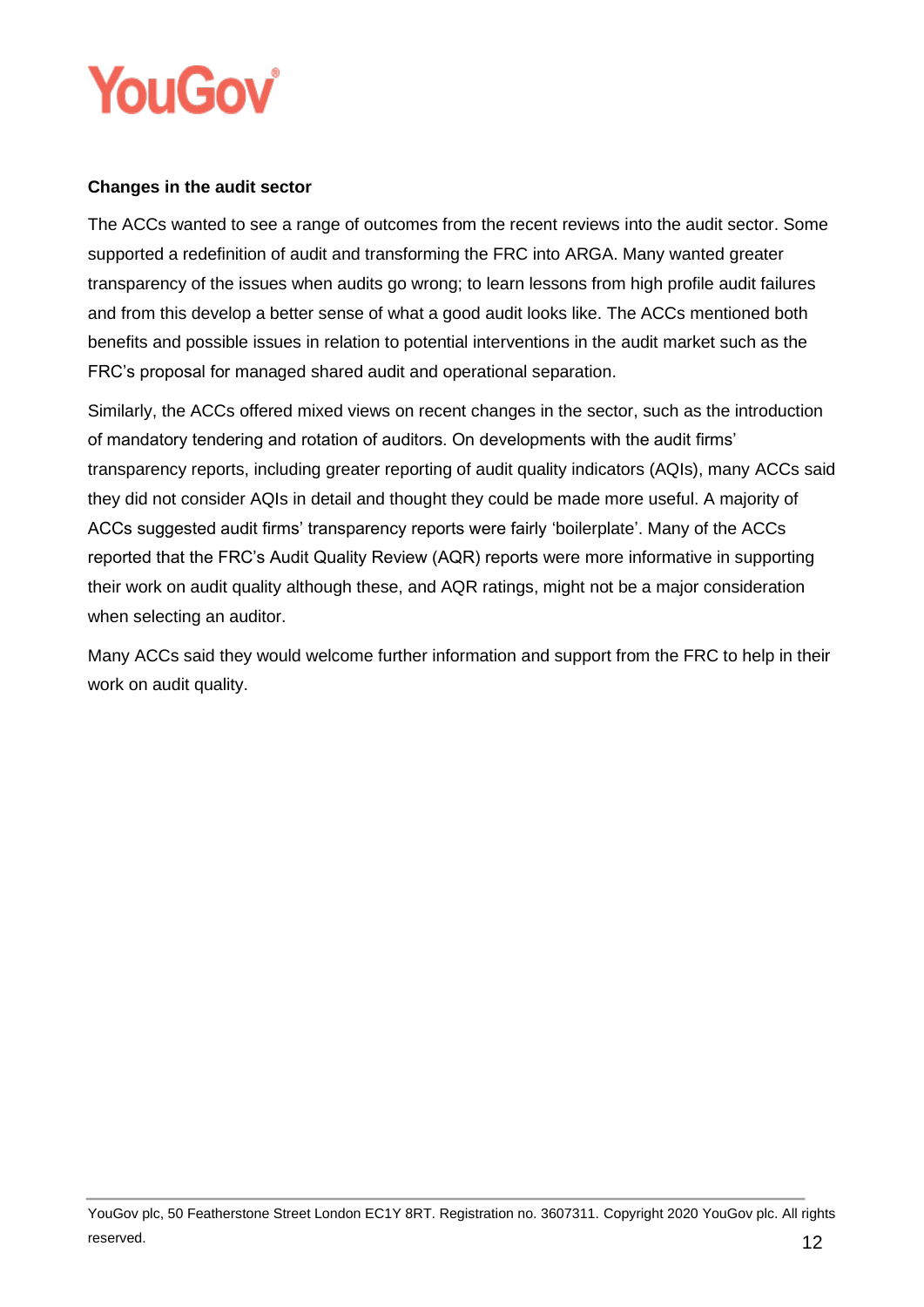**Changes in the audit sector**

The ACCs wanted to see a range of outcomes from the recent reviews into the audit sector. Some supported a redefinition of audit and transforming the FRC into ARGA. Many wanted greater transparency of the issues when audits go wrong; to learn lessons from high profile audit failures and from this develop a better sense of what a good audit looks like. The ACCs mentioned both benefits and possible issues in relation to potential interventions in the audit market such as the FRC's proposal for managed shared audit and operational separation.

Similarly, the ACCs offered mixed views on recent changes in the sector, such as the introduction of mandatory tendering and rotation of auditors. On developments with the audit firms' transparency reports, including greater reporting of audit quality indicators (AQIs), many ACCs said they did not consider AQIs in detail and thought they could be made more useful. A majority of ACCs suggested audit firms' transparency reports were fairly 'boilerplate'. Many of the ACCs reported that the FRC's Audit Quality Review (AQR) reports were more informative in supporting their work on audit quality although these, and AQR ratings, might not be a major consideration when selecting an auditor.

Many ACCs said they would welcome further information and support from the FRC to help in their work on audit quality.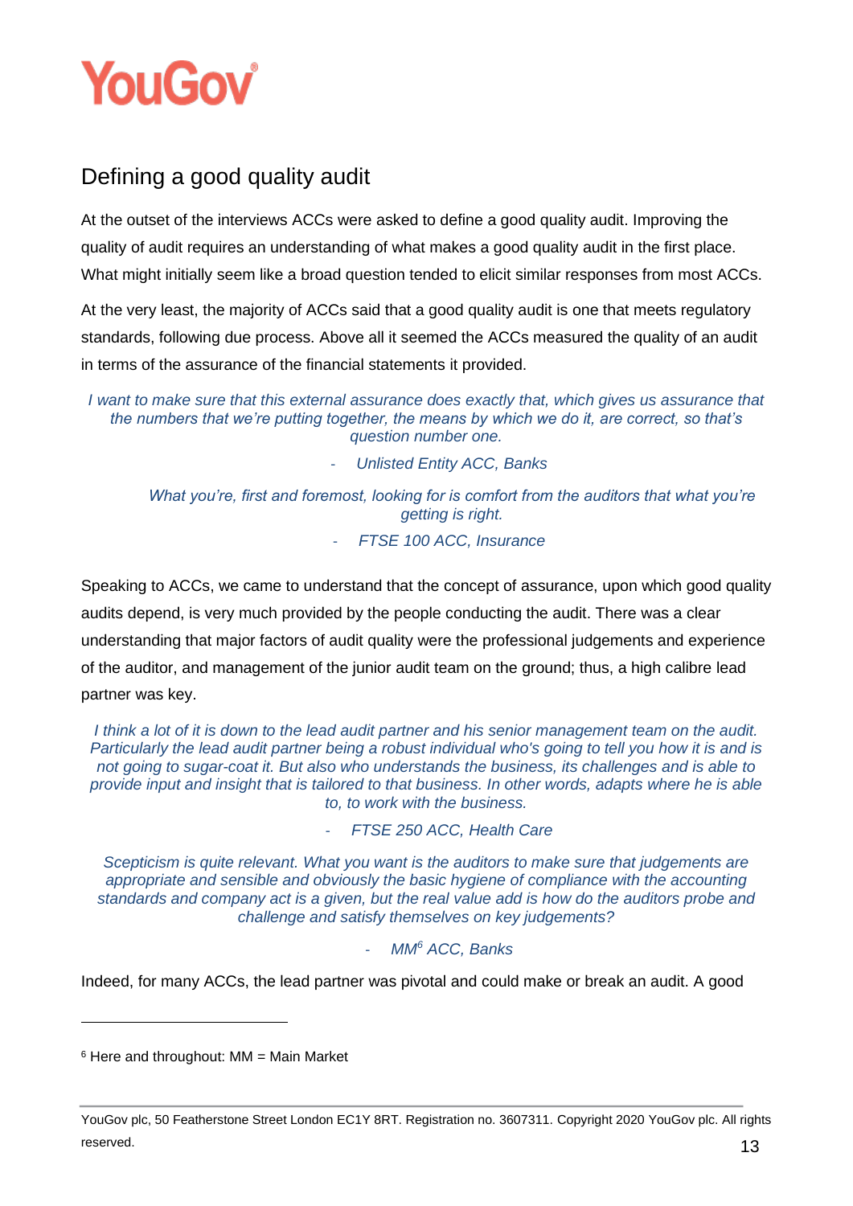## Defining a good quality audit

At the outset of the interviews ACCs were asked to define a good quality audit. Improving the quality of audit requires an understanding of what makes a good quality audit in the first place. What might initially seem like a broad question tended to elicit similar responses from most ACCs.

At the very least, the majority of ACCs said that a good quality audit is one that meets regulatory standards, following due process. Above all it seemed the ACCs measured the quality of an audit in terms of the assurance of the financial statements it provided.

> *I want to make sure that this external assurance does exactly that, which gives us assurance that the numbers that we're putting together, the means by which we do it, are correct, so that's question number one.*
>
> *- Unlisted Entity ACC, Banks*

> *What you're, first and foremost, looking for is comfort from the auditors that what you're getting is right.*
>
> *- FTSE 100 ACC, Insurance*

Speaking to ACCs, we came to understand that the concept of assurance, upon which good quality audits depend, is very much provided by the people conducting the audit. There was a clear understanding that major factors of audit quality were the professional judgements and experience of the auditor, and management of the junior audit team on the ground; thus, a high calibre lead partner was key.

> *I think a lot of it is down to the lead audit partner and his senior management team on the audit. Particularly the lead audit partner being a robust individual who's going to tell you how it is and is not going to sugar-coat it. But also who understands the business, its challenges and is able to provide input and insight that is tailored to that business. In other words, adapts where he is able to, to work with the business.*
>
> *- FTSE 250 ACC, Health Care*

> *Scepticism is quite relevant. What you want is the auditors to make sure that judgements are appropriate and sensible and obviously the basic hygiene of compliance with the accounting standards and company act is a given, but the real value add is how do the auditors probe and challenge and satisfy themselves on key judgements?*
>
> *- MM[6] ACC, Banks*

Indeed, for many ACCs, the lead partner was pivotal and could make or break an audit. A good

---

[6] Here and throughout: MM = Main Market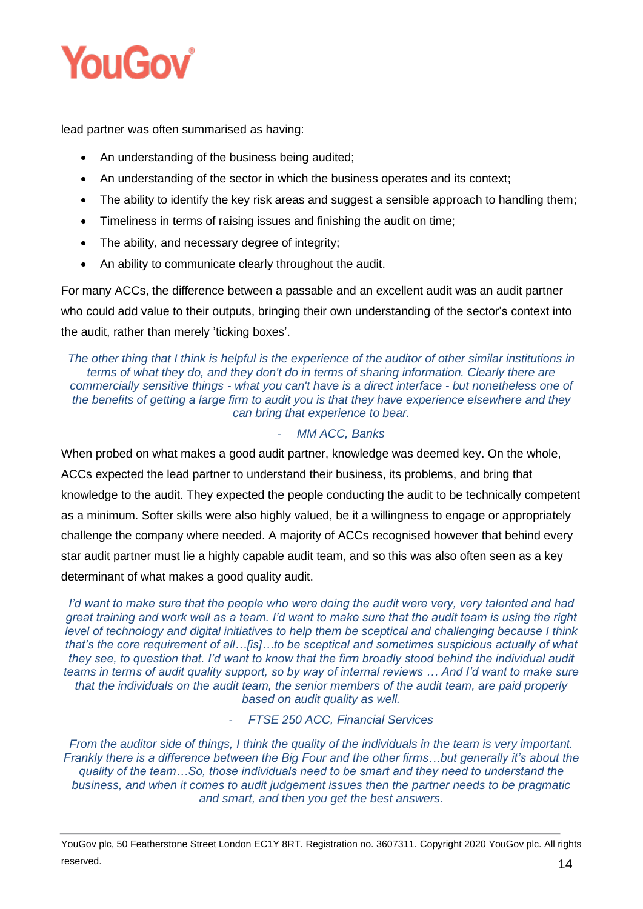lead partner was often summarised as having:

- An understanding of the business being audited;
- An understanding of the sector in which the business operates and its context;
- The ability to identify the key risk areas and suggest a sensible approach to handling them;
- Timeliness in terms of raising issues and finishing the audit on time;
- The ability, and necessary degree of integrity;
- An ability to communicate clearly throughout the audit.

For many ACCs, the difference between a passable and an excellent audit was an audit partner who could add value to their outputs, bringing their own understanding of the sector's context into the audit, rather than merely 'ticking boxes'.

*The other thing that I think is helpful is the experience of the auditor of other similar institutions in terms of what they do, and they don't do in terms of sharing information. Clearly there are commercially sensitive things - what you can't have is a direct interface - but nonetheless one of the benefits of getting a large firm to audit you is that they have experience elsewhere and they can bring that experience to bear.*

*- MM ACC, Banks*

When probed on what makes a good audit partner, knowledge was deemed key. On the whole, ACCs expected the lead partner to understand their business, its problems, and bring that knowledge to the audit. They expected the people conducting the audit to be technically competent as a minimum. Softer skills were also highly valued, be it a willingness to engage or appropriately challenge the company where needed. A majority of ACCs recognised however that behind every star audit partner must lie a highly capable audit team, and so this was also often seen as a key determinant of what makes a good quality audit.

*I'd want to make sure that the people who were doing the audit were very, very talented and had great training and work well as a team. I'd want to make sure that the audit team is using the right level of technology and digital initiatives to help them be sceptical and challenging because I think that's the core requirement of all…[is]…to be sceptical and sometimes suspicious actually of what they see, to question that. I'd want to know that the firm broadly stood behind the individual audit teams in terms of audit quality support, so by way of internal reviews … And I'd want to make sure that the individuals on the audit team, the senior members of the audit team, are paid properly based on audit quality as well.*

*- FTSE 250 ACC, Financial Services*

*From the auditor side of things, I think the quality of the individuals in the team is very important. Frankly there is a difference between the Big Four and the other firms…but generally it's about the quality of the team…So, those individuals need to be smart and they need to understand the business, and when it comes to audit judgement issues then the partner needs to be pragmatic and smart, and then you get the best answers.*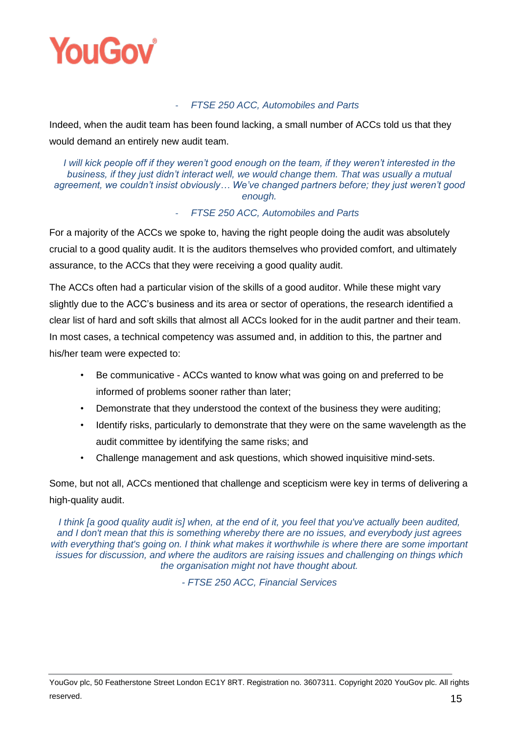*- FTSE 250 ACC, Automobiles and Parts*

Indeed, when the audit team has been found lacking, a small number of ACCs told us that they would demand an entirely new audit team.

*I will kick people off if they weren't good enough on the team, if they weren't interested in the business, if they just didn't interact well, we would change them. That was usually a mutual agreement, we couldn't insist obviously… We've changed partners before; they just weren't good enough.*

*- FTSE 250 ACC, Automobiles and Parts*

For a majority of the ACCs we spoke to, having the right people doing the audit was absolutely crucial to a good quality audit. It is the auditors themselves who provided comfort, and ultimately assurance, to the ACCs that they were receiving a good quality audit.

The ACCs often had a particular vision of the skills of a good auditor. While these might vary slightly due to the ACC's business and its area or sector of operations, the research identified a clear list of hard and soft skills that almost all ACCs looked for in the audit partner and their team. In most cases, a technical competency was assumed and, in addition to this, the partner and his/her team were expected to:

- Be communicative - ACCs wanted to know what was going on and preferred to be informed of problems sooner rather than later;
- Demonstrate that they understood the context of the business they were auditing;
- Identify risks, particularly to demonstrate that they were on the same wavelength as the audit committee by identifying the same risks; and
- Challenge management and ask questions, which showed inquisitive mind-sets.

Some, but not all, ACCs mentioned that challenge and scepticism were key in terms of delivering a high-quality audit.

*I think [a good quality audit is] when, at the end of it, you feel that you've actually been audited, and I don't mean that this is something whereby there are no issues, and everybody just agrees with everything that's going on. I think what makes it worthwhile is where there are some important issues for discussion, and where the auditors are raising issues and challenging on things which the organisation might not have thought about.*

*- FTSE 250 ACC, Financial Services*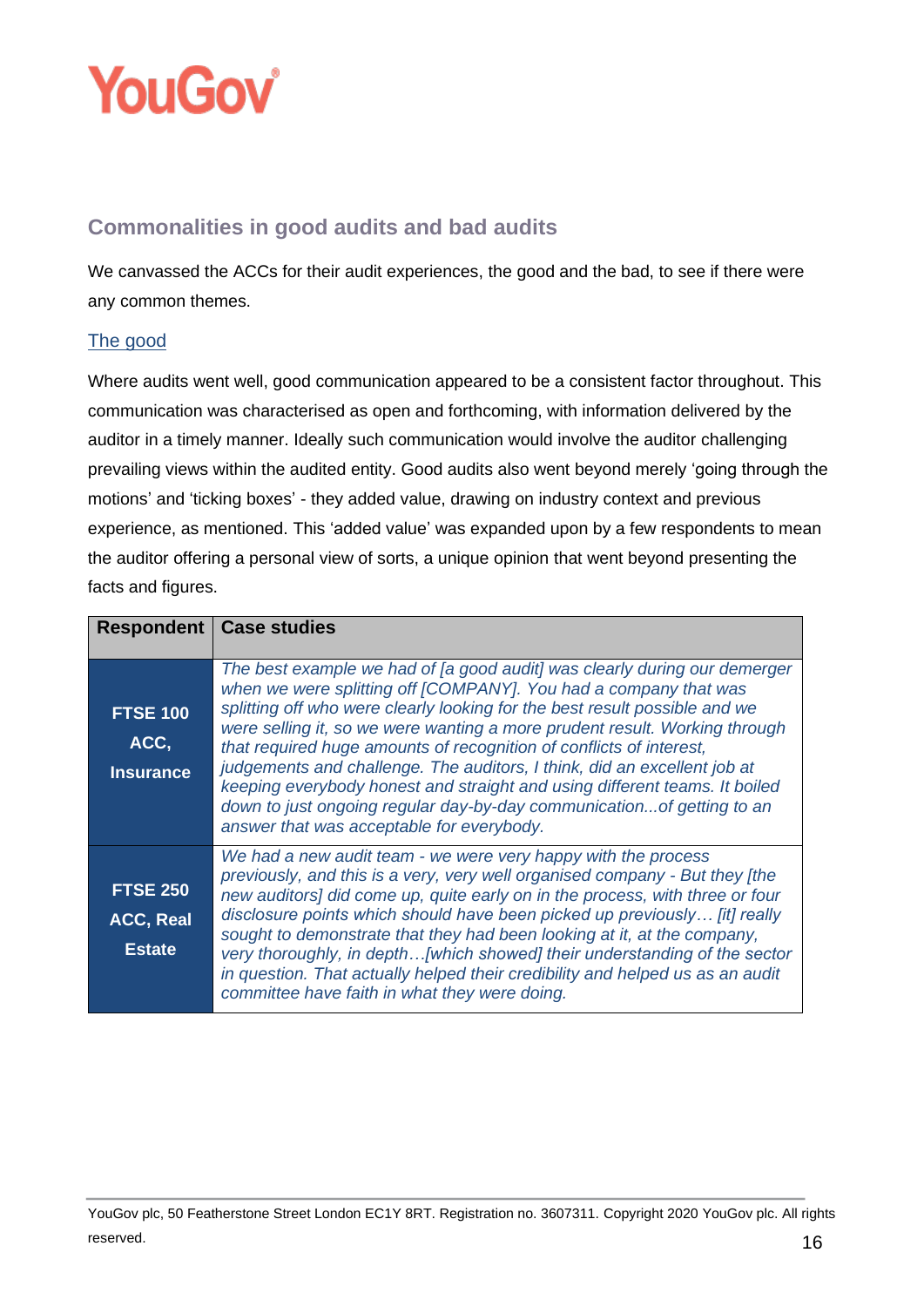## Commonalities in good audits and bad audits

We canvassed the ACCs for their audit experiences, the good and the bad, to see if there were any common themes.

### The good

Where audits went well, good communication appeared to be a consistent factor throughout. This communication was characterised as open and forthcoming, with information delivered by the auditor in a timely manner. Ideally such communication would involve the auditor challenging prevailing views within the audited entity. Good audits also went beyond merely 'going through the motions' and 'ticking boxes' - they added value, drawing on industry context and previous experience, as mentioned. This 'added value' was expanded upon by a few respondents to mean the auditor offering a personal view of sorts, a unique opinion that went beyond presenting the facts and figures.

| Respondent | Case studies |
|---|---|
| **FTSE 100 ACC, Insurance** | *The best example we had of [a good audit] was clearly during our demerger when we were splitting off [COMPANY]. You had a company that was splitting off who were clearly looking for the best result possible and we were selling it, so we were wanting a more prudent result. Working through that required huge amounts of recognition of conflicts of interest, judgements and challenge. The auditors, I think, did an excellent job at keeping everybody honest and straight and using different teams. It boiled down to just ongoing regular day-by-day communication...of getting to an answer that was acceptable for everybody.* |
| **FTSE 250 ACC, Real Estate** | *We had a new audit team - we were very happy with the process previously, and this is a very, very well organised company - But they [the new auditors] did come up, quite early on in the process, with three or four disclosure points which should have been picked up previously… [it] really sought to demonstrate that they had been looking at it, at the company, very thoroughly, in depth…[which showed] their understanding of the sector in question. That actually helped their credibility and helped us as an audit committee have faith in what they were doing.* |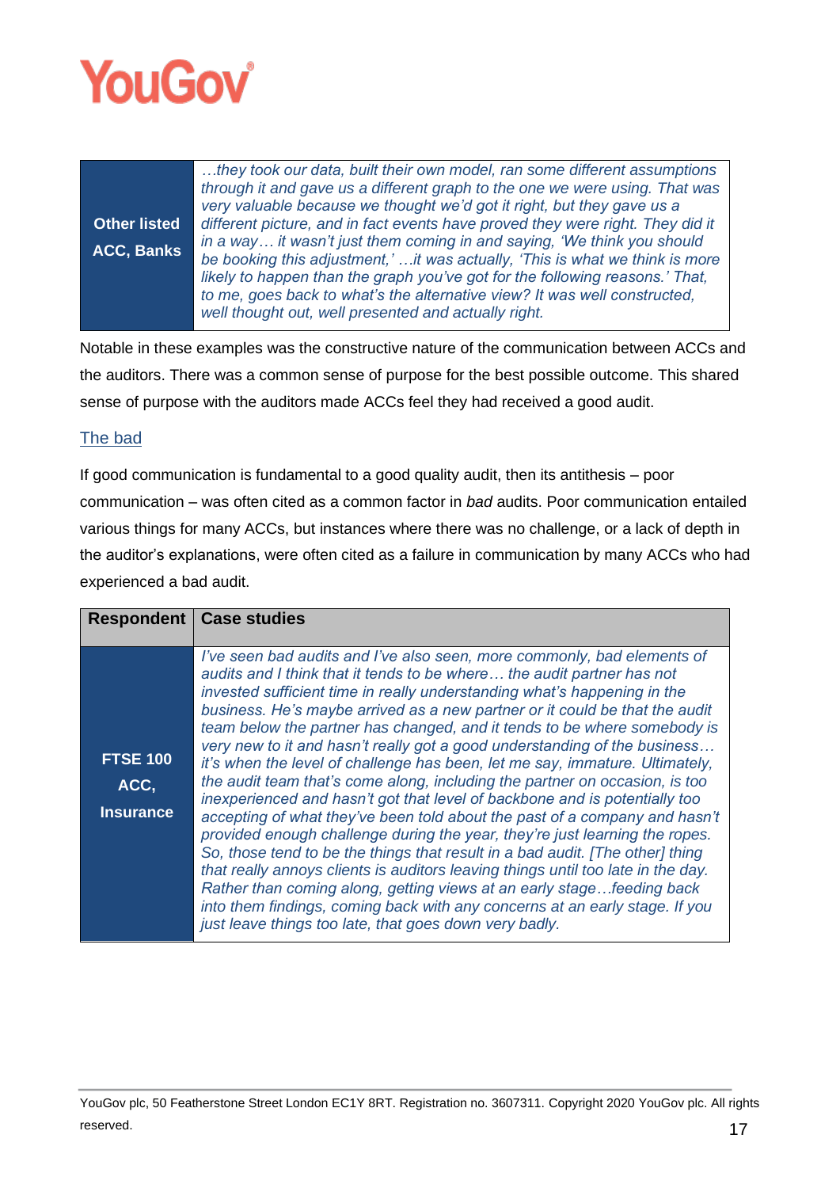| | |
|---|---|
| **Other listed ACC, Banks** | *…they took our data, built their own model, ran some different assumptions through it and gave us a different graph to the one we were using. That was very valuable because we thought we'd got it right, but they gave us a different picture, and in fact events have proved they were right. They did it in a way… it wasn't just them coming in and saying, 'We think you should be booking this adjustment,' …it was actually, 'This is what we think is more likely to happen than the graph you've got for the following reasons.' That, to me, goes back to what's the alternative view? It was well constructed, well thought out, well presented and actually right.* |

Notable in these examples was the constructive nature of the communication between ACCs and the auditors. There was a common sense of purpose for the best possible outcome. This shared sense of purpose with the auditors made ACCs feel they had received a good audit.

### The bad

If good communication is fundamental to a good quality audit, then its antithesis – poor communication – was often cited as a common factor in *bad* audits. Poor communication entailed various things for many ACCs, but instances where there was no challenge, or a lack of depth in the auditor's explanations, were often cited as a failure in communication by many ACCs who had experienced a bad audit.

| Respondent | Case studies |
|---|---|
| **FTSE 100 ACC, Insurance** | *I've seen bad audits and I've also seen, more commonly, bad elements of audits and I think that it tends to be where… the audit partner has not invested sufficient time in really understanding what's happening in the business. He's maybe arrived as a new partner or it could be that the audit team below the partner has changed, and it tends to be where somebody is very new to it and hasn't really got a good understanding of the business… it's when the level of challenge has been, let me say, immature. Ultimately, the audit team that's come along, including the partner on occasion, is too inexperienced and hasn't got that level of backbone and is potentially too accepting of what they've been told about the past of a company and hasn't provided enough challenge during the year, they're just learning the ropes. So, those tend to be the things that result in a bad audit. [The other] thing that really annoys clients is auditors leaving things until too late in the day. Rather than coming along, getting views at an early stage…feeding back into them findings, coming back with any concerns at an early stage. If you just leave things too late, that goes down very badly.* |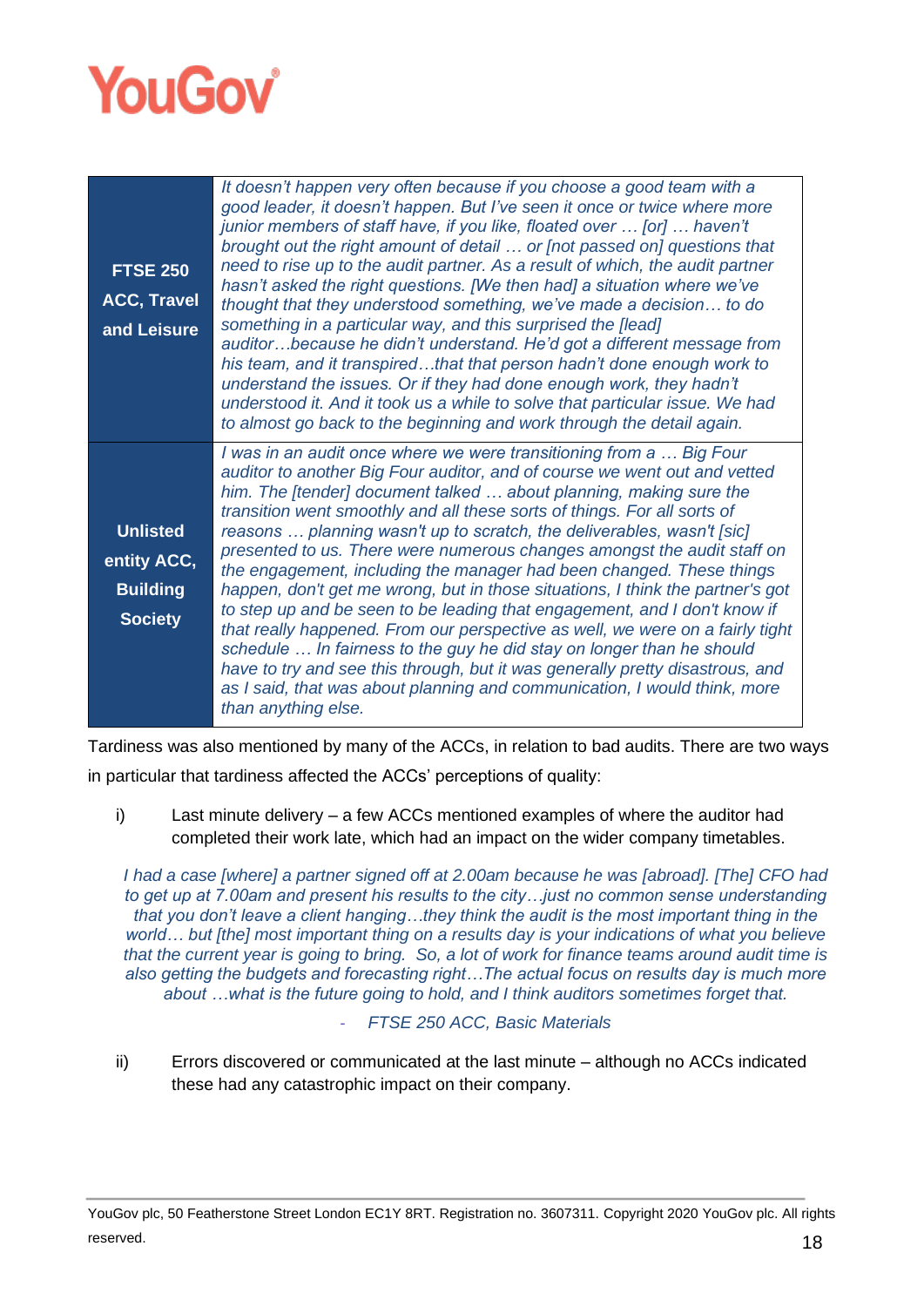| | |
|---|---|
| **FTSE 250 ACC, Travel and Leisure** | *It doesn't happen very often because if you choose a good team with a good leader, it doesn't happen. But I've seen it once or twice where more junior members of staff have, if you like, floated over … [or] … haven't brought out the right amount of detail … or [not passed on] questions that need to rise up to the audit partner. As a result of which, the audit partner hasn't asked the right questions. [We then had] a situation where we've thought that they understood something, we've made a decision… to do something in a particular way, and this surprised the [lead] auditor…because he didn't understand. He'd got a different message from his team, and it transpired…that that person hadn't done enough work to understand the issues. Or if they had done enough work, they hadn't understood it. And it took us a while to solve that particular issue. We had to almost go back to the beginning and work through the detail again.* |
| **Unlisted entity ACC, Building Society** | *I was in an audit once where we were transitioning from a … Big Four auditor to another Big Four auditor, and of course we went out and vetted him. The [tender] document talked … about planning, making sure the transition went smoothly and all these sorts of things. For all sorts of reasons … planning wasn't up to scratch, the deliverables, wasn't [sic] presented to us. There were numerous changes amongst the audit staff on the engagement, including the manager had been changed. These things happen, don't get me wrong, but in those situations, I think the partner's got to step up and be seen to be leading that engagement, and I don't know if that really happened. From our perspective as well, we were on a fairly tight schedule … In fairness to the guy he did stay on longer than he should have to try and see this through, but it was generally pretty disastrous, and as I said, that was about planning and communication, I would think, more than anything else.* |

Tardiness was also mentioned by many of the ACCs, in relation to bad audits. There are two ways in particular that tardiness affected the ACCs' perceptions of quality:

i) Last minute delivery – a few ACCs mentioned examples of where the auditor had completed their work late, which had an impact on the wider company timetables.

> *I had a case [where] a partner signed off at 2.00am because he was [abroad]. [The] CFO had to get up at 7.00am and present his results to the city…just no common sense understanding that you don't leave a client hanging…they think the audit is the most important thing in the world… but [the] most important thing on a results day is your indications of what you believe that the current year is going to bring. So, a lot of work for finance teams around audit time is also getting the budgets and forecasting right…The actual focus on results day is much more about …what is the future going to hold, and I think auditors sometimes forget that.*
>
> - *FTSE 250 ACC, Basic Materials*

ii) Errors discovered or communicated at the last minute – although no ACCs indicated these had any catastrophic impact on their company.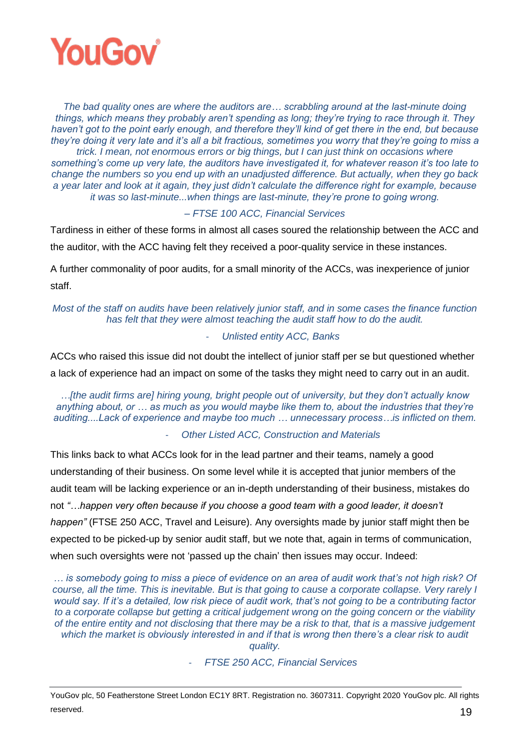*The bad quality ones are where the auditors are… scrabbling around at the last-minute doing things, which means they probably aren't spending as long; they're trying to race through it. They haven't got to the point early enough, and therefore they'll kind of get there in the end, but because they're doing it very late and it's all a bit fractious, sometimes you worry that they're going to miss a trick. I mean, not enormous errors or big things, but I can just think on occasions where something's come up very late, the auditors have investigated it, for whatever reason it's too late to change the numbers so you end up with an unadjusted difference. But actually, when they go back a year later and look at it again, they just didn't calculate the difference right for example, because it was so last-minute...when things are last-minute, they're prone to going wrong.*

*– FTSE 100 ACC, Financial Services*

Tardiness in either of these forms in almost all cases soured the relationship between the ACC and the auditor, with the ACC having felt they received a poor-quality service in these instances.

A further commonality of poor audits, for a small minority of the ACCs, was inexperience of junior staff.

*Most of the staff on audits have been relatively junior staff, and in some cases the finance function has felt that they were almost teaching the audit staff how to do the audit.*

*- Unlisted entity ACC, Banks*

ACCs who raised this issue did not doubt the intellect of junior staff per se but questioned whether a lack of experience had an impact on some of the tasks they might need to carry out in an audit.

*…[the audit firms are] hiring young, bright people out of university, but they don't actually know anything about, or … as much as you would maybe like them to, about the industries that they're auditing....Lack of experience and maybe too much … unnecessary process…is inflicted on them.*

*- Other Listed ACC, Construction and Materials*

This links back to what ACCs look for in the lead partner and their teams, namely a good understanding of their business. On some level while it is accepted that junior members of the audit team will be lacking experience or an in-depth understanding of their business, mistakes do not *"…happen very often because if you choose a good team with a good leader, it doesn't happen"* (FTSE 250 ACC, Travel and Leisure). Any oversights made by junior staff might then be expected to be picked-up by senior audit staff, but we note that, again in terms of communication, when such oversights were not 'passed up the chain' then issues may occur. Indeed:

*… is somebody going to miss a piece of evidence on an area of audit work that's not high risk? Of course, all the time. This is inevitable. But is that going to cause a corporate collapse. Very rarely I would say. If it's a detailed, low risk piece of audit work, that's not going to be a contributing factor to a corporate collapse but getting a critical judgement wrong on the going concern or the viability of the entire entity and not disclosing that there may be a risk to that, that is a massive judgement which the market is obviously interested in and if that is wrong then there's a clear risk to audit quality.*

*- FTSE 250 ACC, Financial Services*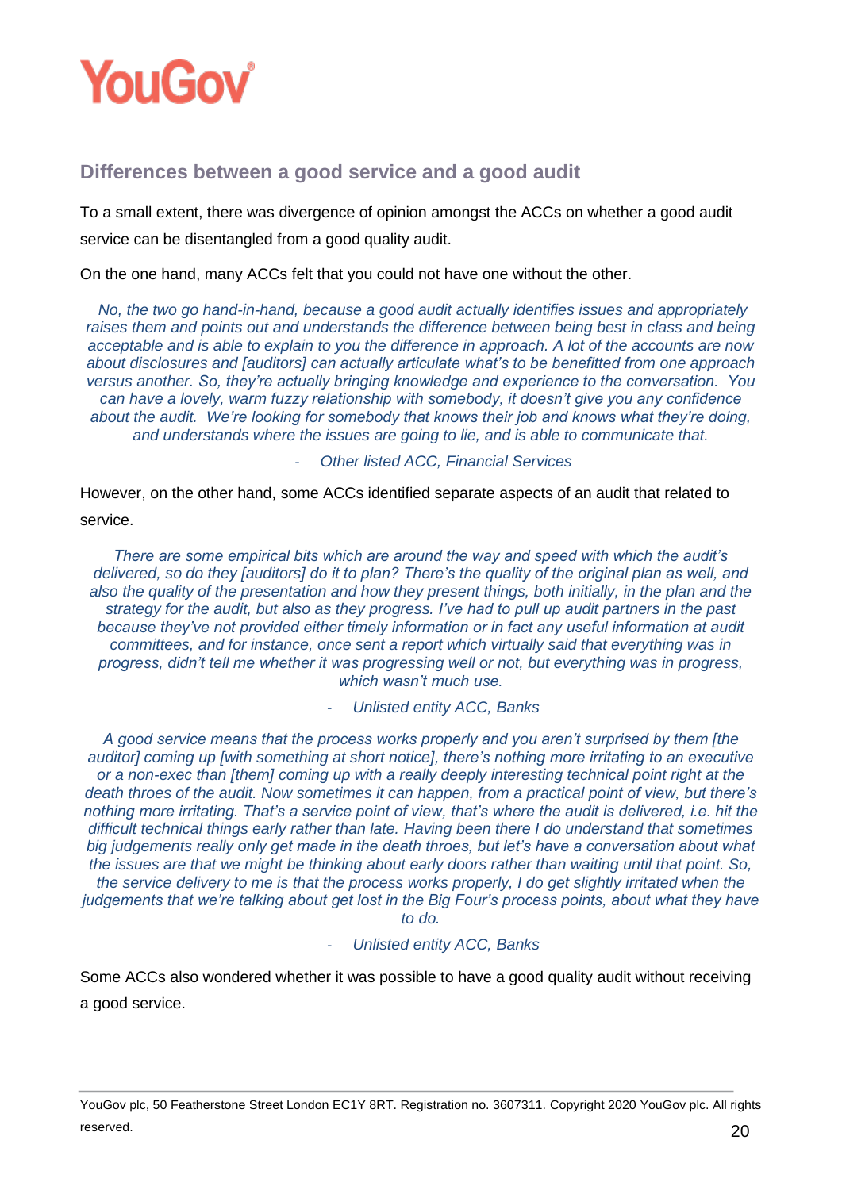## Differences between a good service and a good audit

To a small extent, there was divergence of opinion amongst the ACCs on whether a good audit service can be disentangled from a good quality audit.

On the one hand, many ACCs felt that you could not have one without the other.

> *No, the two go hand-in-hand, because a good audit actually identifies issues and appropriately raises them and points out and understands the difference between being best in class and being acceptable and is able to explain to you the difference in approach. A lot of the accounts are now about disclosures and [auditors] can actually articulate what's to be benefitted from one approach versus another. So, they're actually bringing knowledge and experience to the conversation. You can have a lovely, warm fuzzy relationship with somebody, it doesn't give you any confidence about the audit. We're looking for somebody that knows their job and knows what they're doing, and understands where the issues are going to lie, and is able to communicate that.*
>
> *- Other listed ACC, Financial Services*

However, on the other hand, some ACCs identified separate aspects of an audit that related to service.

> *There are some empirical bits which are around the way and speed with which the audit's delivered, so do they [auditors] do it to plan? There's the quality of the original plan as well, and also the quality of the presentation and how they present things, both initially, in the plan and the strategy for the audit, but also as they progress. I've had to pull up audit partners in the past because they've not provided either timely information or in fact any useful information at audit committees, and for instance, once sent a report which virtually said that everything was in progress, didn't tell me whether it was progressing well or not, but everything was in progress, which wasn't much use.*
>
> *- Unlisted entity ACC, Banks*

> *A good service means that the process works properly and you aren't surprised by them [the auditor] coming up [with something at short notice], there's nothing more irritating to an executive or a non-exec than [them] coming up with a really deeply interesting technical point right at the death throes of the audit. Now sometimes it can happen, from a practical point of view, but there's nothing more irritating. That's a service point of view, that's where the audit is delivered, i.e. hit the difficult technical things early rather than late. Having been there I do understand that sometimes big judgements really only get made in the death throes, but let's have a conversation about what the issues are that we might be thinking about early doors rather than waiting until that point. So, the service delivery to me is that the process works properly, I do get slightly irritated when the judgements that we're talking about get lost in the Big Four's process points, about what they have to do.*
>
> *- Unlisted entity ACC, Banks*

Some ACCs also wondered whether it was possible to have a good quality audit without receiving a good service.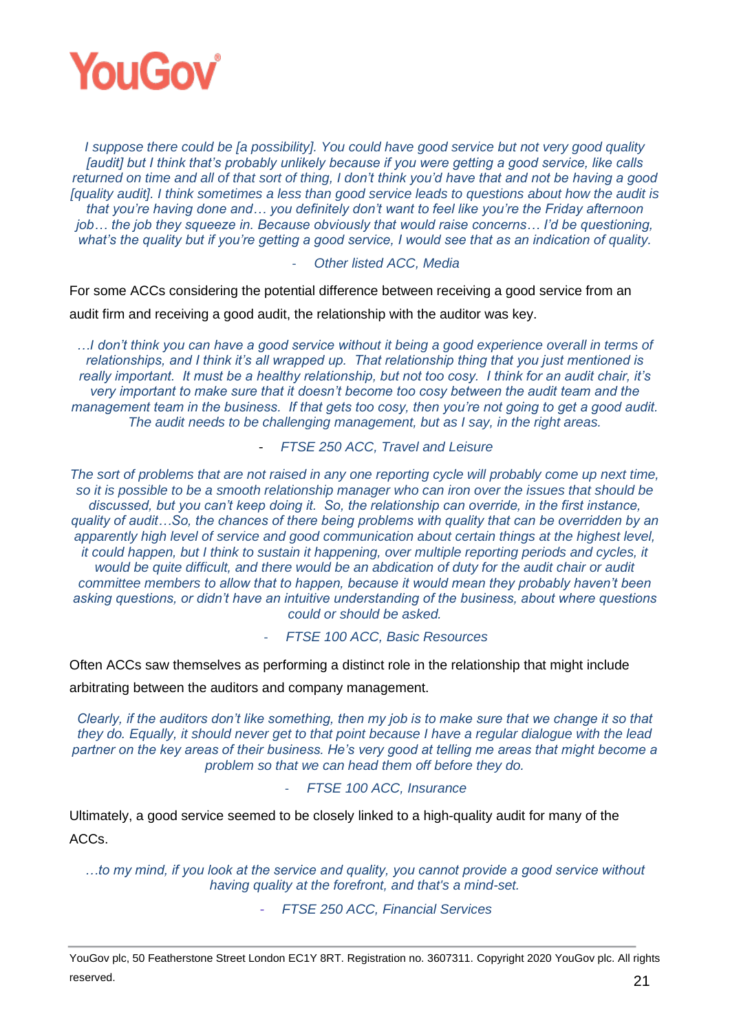*I suppose there could be [a possibility]. You could have good service but not very good quality [audit] but I think that's probably unlikely because if you were getting a good service, like calls returned on time and all of that sort of thing, I don't think you'd have that and not be having a good [quality audit]. I think sometimes a less than good service leads to questions about how the audit is that you're having done and… you definitely don't want to feel like you're the Friday afternoon job… the job they squeeze in. Because obviously that would raise concerns… I'd be questioning, what's the quality but if you're getting a good service, I would see that as an indication of quality.*

- *Other listed ACC, Media*

For some ACCs considering the potential difference between receiving a good service from an audit firm and receiving a good audit, the relationship with the auditor was key.

*…I don't think you can have a good service without it being a good experience overall in terms of relationships, and I think it's all wrapped up. That relationship thing that you just mentioned is really important. It must be a healthy relationship, but not too cosy. I think for an audit chair, it's very important to make sure that it doesn't become too cosy between the audit team and the management team in the business. If that gets too cosy, then you're not going to get a good audit. The audit needs to be challenging management, but as I say, in the right areas.*

- *FTSE 250 ACC, Travel and Leisure*

*The sort of problems that are not raised in any one reporting cycle will probably come up next time, so it is possible to be a smooth relationship manager who can iron over the issues that should be discussed, but you can't keep doing it. So, the relationship can override, in the first instance, quality of audit…So, the chances of there being problems with quality that can be overridden by an apparently high level of service and good communication about certain things at the highest level, it could happen, but I think to sustain it happening, over multiple reporting periods and cycles, it would be quite difficult, and there would be an abdication of duty for the audit chair or audit committee members to allow that to happen, because it would mean they probably haven't been asking questions, or didn't have an intuitive understanding of the business, about where questions could or should be asked.*

- *FTSE 100 ACC, Basic Resources*

Often ACCs saw themselves as performing a distinct role in the relationship that might include arbitrating between the auditors and company management.

*Clearly, if the auditors don't like something, then my job is to make sure that we change it so that they do. Equally, it should never get to that point because I have a regular dialogue with the lead partner on the key areas of their business. He's very good at telling me areas that might become a problem so that we can head them off before they do.*

- *FTSE 100 ACC, Insurance*

Ultimately, a good service seemed to be closely linked to a high-quality audit for many of the ACCs.

*…to my mind, if you look at the service and quality, you cannot provide a good service without having quality at the forefront, and that's a mind-set.*

- *FTSE 250 ACC, Financial Services*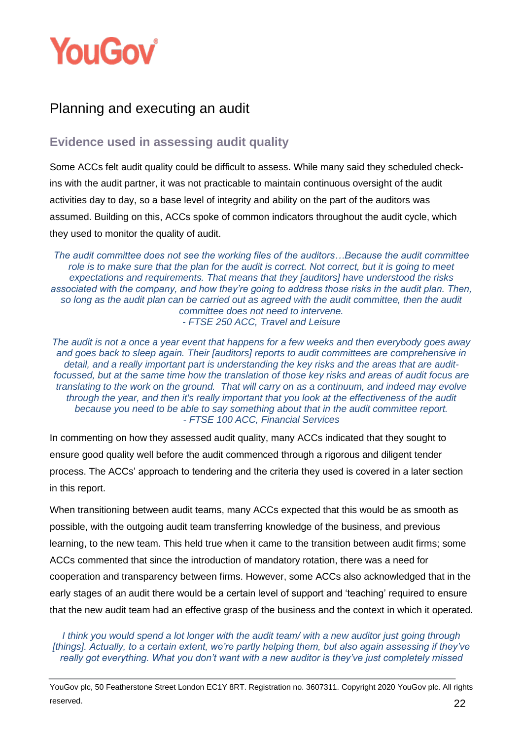# Planning and executing an audit

## Evidence used in assessing audit quality

Some ACCs felt audit quality could be difficult to assess. While many said they scheduled check-ins with the audit partner, it was not practicable to maintain continuous oversight of the audit activities day to day, so a base level of integrity and ability on the part of the auditors was assumed. Building on this, ACCs spoke of common indicators throughout the audit cycle, which they used to monitor the quality of audit.

> *The audit committee does not see the working files of the auditors…Because the audit committee role is to make sure that the plan for the audit is correct. Not correct, but it is going to meet expectations and requirements. That means that they [auditors] have understood the risks associated with the company, and how they're going to address those risks in the audit plan. Then, so long as the audit plan can be carried out as agreed with the audit committee, then the audit committee does not need to intervene.*
> *- FTSE 250 ACC, Travel and Leisure*

> *The audit is not a once a year event that happens for a few weeks and then everybody goes away and goes back to sleep again. Their [auditors] reports to audit committees are comprehensive in detail, and a really important part is understanding the key risks and the areas that are audit-focussed, but at the same time how the translation of those key risks and areas of audit focus are translating to the work on the ground. That will carry on as a continuum, and indeed may evolve through the year, and then it's really important that you look at the effectiveness of the audit because you need to be able to say something about that in the audit committee report.*
> *- FTSE 100 ACC, Financial Services*

In commenting on how they assessed audit quality, many ACCs indicated that they sought to ensure good quality well before the audit commenced through a rigorous and diligent tender process. The ACCs' approach to tendering and the criteria they used is covered in a later section in this report.

When transitioning between audit teams, many ACCs expected that this would be as smooth as possible, with the outgoing audit team transferring knowledge of the business, and previous learning, to the new team. This held true when it came to the transition between audit firms; some ACCs commented that since the introduction of mandatory rotation, there was a need for cooperation and transparency between firms. However, some ACCs also acknowledged that in the early stages of an audit there would be a certain level of support and 'teaching' required to ensure that the new audit team had an effective grasp of the business and the context in which it operated.

> *I think you would spend a lot longer with the audit team/ with a new auditor just going through [things]. Actually, to a certain extent, we're partly helping them, but also again assessing if they've really got everything. What you don't want with a new auditor is they've just completely missed*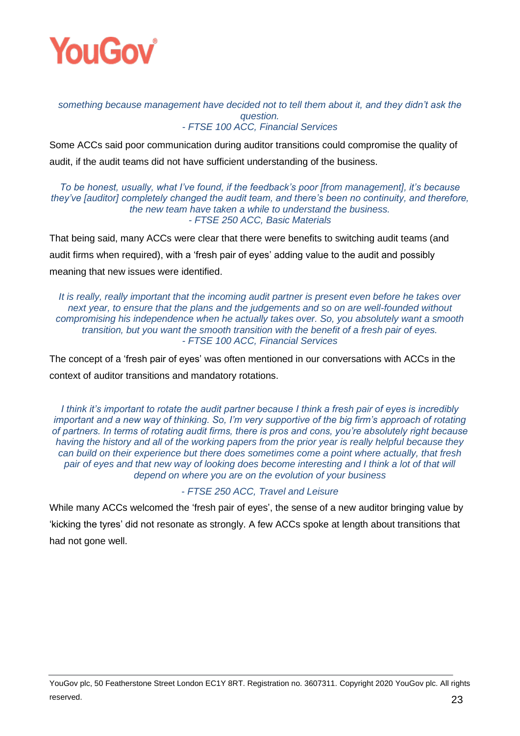*something because management have decided not to tell them about it, and they didn't ask the question.*
*- FTSE 100 ACC, Financial Services*

Some ACCs said poor communication during auditor transitions could compromise the quality of audit, if the audit teams did not have sufficient understanding of the business.

*To be honest, usually, what I've found, if the feedback's poor [from management], it's because they've [auditor] completely changed the audit team, and there's been no continuity, and therefore, the new team have taken a while to understand the business.*
*- FTSE 250 ACC, Basic Materials*

That being said, many ACCs were clear that there were benefits to switching audit teams (and audit firms when required), with a 'fresh pair of eyes' adding value to the audit and possibly meaning that new issues were identified.

*It is really, really important that the incoming audit partner is present even before he takes over next year, to ensure that the plans and the judgements and so on are well-founded without compromising his independence when he actually takes over. So, you absolutely want a smooth transition, but you want the smooth transition with the benefit of a fresh pair of eyes.*
*- FTSE 100 ACC, Financial Services*

The concept of a 'fresh pair of eyes' was often mentioned in our conversations with ACCs in the context of auditor transitions and mandatory rotations.

*I think it's important to rotate the audit partner because I think a fresh pair of eyes is incredibly important and a new way of thinking. So, I'm very supportive of the big firm's approach of rotating of partners. In terms of rotating audit firms, there is pros and cons, you're absolutely right because having the history and all of the working papers from the prior year is really helpful because they can build on their experience but there does sometimes come a point where actually, that fresh pair of eyes and that new way of looking does become interesting and I think a lot of that will depend on where you are on the evolution of your business*

*- FTSE 250 ACC, Travel and Leisure*

While many ACCs welcomed the 'fresh pair of eyes', the sense of a new auditor bringing value by 'kicking the tyres' did not resonate as strongly. A few ACCs spoke at length about transitions that had not gone well.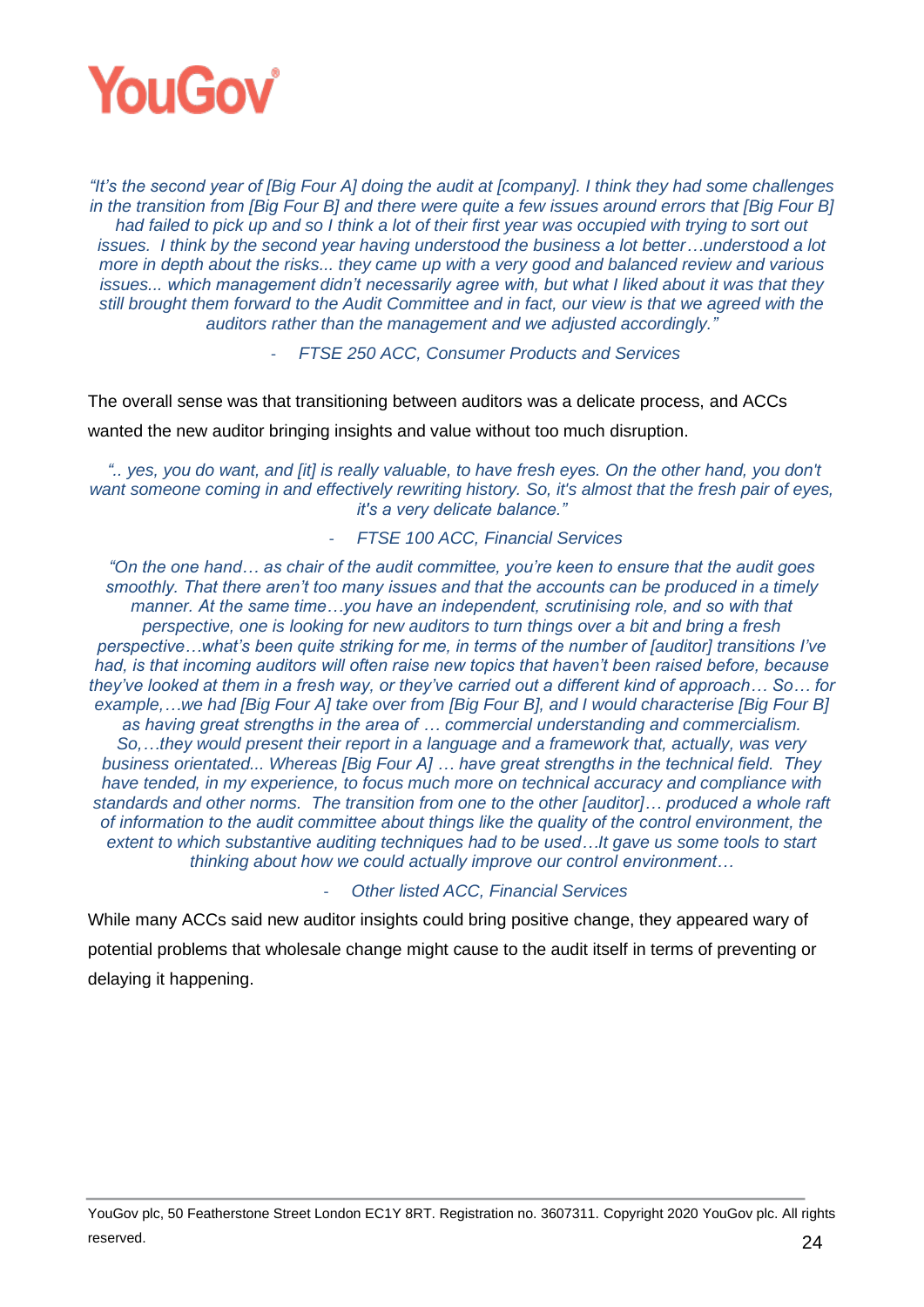*"It's the second year of [Big Four A] doing the audit at [company]. I think they had some challenges in the transition from [Big Four B] and there were quite a few issues around errors that [Big Four B] had failed to pick up and so I think a lot of their first year was occupied with trying to sort out issues. I think by the second year having understood the business a lot better…understood a lot more in depth about the risks... they came up with a very good and balanced review and various issues... which management didn't necessarily agree with, but what I liked about it was that they still brought them forward to the Audit Committee and in fact, our view is that we agreed with the auditors rather than the management and we adjusted accordingly."*

- *FTSE 250 ACC, Consumer Products and Services*

The overall sense was that transitioning between auditors was a delicate process, and ACCs wanted the new auditor bringing insights and value without too much disruption.

*".. yes, you do want, and [it] is really valuable, to have fresh eyes. On the other hand, you don't want someone coming in and effectively rewriting history. So, it's almost that the fresh pair of eyes, it's a very delicate balance."*

- *FTSE 100 ACC, Financial Services*

*"On the one hand… as chair of the audit committee, you're keen to ensure that the audit goes smoothly. That there aren't too many issues and that the accounts can be produced in a timely manner. At the same time…you have an independent, scrutinising role, and so with that perspective, one is looking for new auditors to turn things over a bit and bring a fresh perspective…what's been quite striking for me, in terms of the number of [auditor] transitions I've had, is that incoming auditors will often raise new topics that haven't been raised before, because they've looked at them in a fresh way, or they've carried out a different kind of approach… So… for example,…we had [Big Four A] take over from [Big Four B], and I would characterise [Big Four B] as having great strengths in the area of … commercial understanding and commercialism. So,…they would present their report in a language and a framework that, actually, was very business orientated... Whereas [Big Four A] … have great strengths in the technical field. They have tended, in my experience, to focus much more on technical accuracy and compliance with standards and other norms. The transition from one to the other [auditor]… produced a whole raft of information to the audit committee about things like the quality of the control environment, the extent to which substantive auditing techniques had to be used…It gave us some tools to start thinking about how we could actually improve our control environment…*

- *Other listed ACC, Financial Services*

While many ACCs said new auditor insights could bring positive change, they appeared wary of potential problems that wholesale change might cause to the audit itself in terms of preventing or delaying it happening.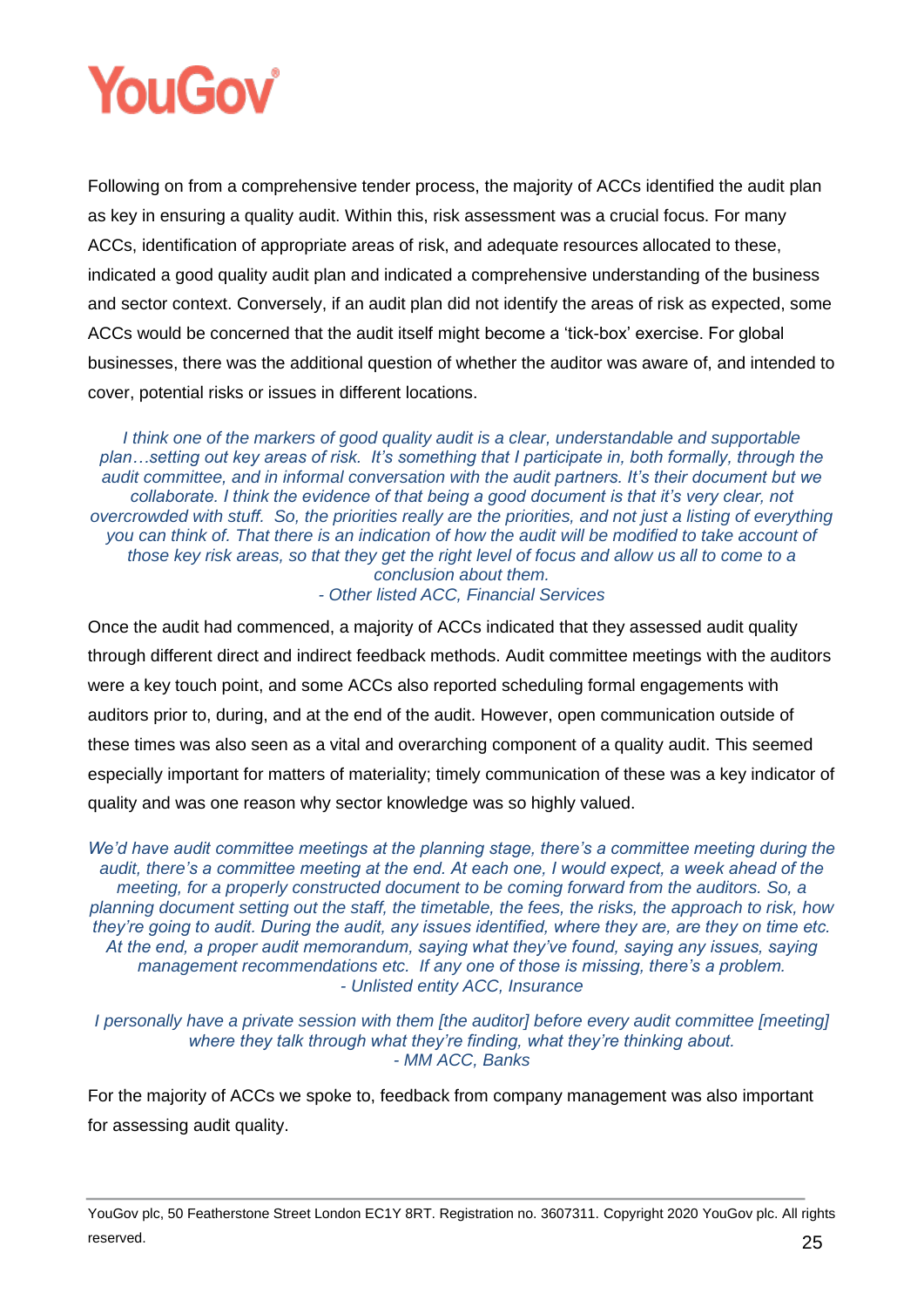Following on from a comprehensive tender process, the majority of ACCs identified the audit plan as key in ensuring a quality audit. Within this, risk assessment was a crucial focus. For many ACCs, identification of appropriate areas of risk, and adequate resources allocated to these, indicated a good quality audit plan and indicated a comprehensive understanding of the business and sector context. Conversely, if an audit plan did not identify the areas of risk as expected, some ACCs would be concerned that the audit itself might become a 'tick-box' exercise. For global businesses, there was the additional question of whether the auditor was aware of, and intended to cover, potential risks or issues in different locations.

*I think one of the markers of good quality audit is a clear, understandable and supportable plan…setting out key areas of risk. It's something that I participate in, both formally, through the audit committee, and in informal conversation with the audit partners. It's their document but we collaborate. I think the evidence of that being a good document is that it's very clear, not overcrowded with stuff. So, the priorities really are the priorities, and not just a listing of everything you can think of. That there is an indication of how the audit will be modified to take account of those key risk areas, so that they get the right level of focus and allow us all to come to a conclusion about them.*
*- Other listed ACC, Financial Services*

Once the audit had commenced, a majority of ACCs indicated that they assessed audit quality through different direct and indirect feedback methods. Audit committee meetings with the auditors were a key touch point, and some ACCs also reported scheduling formal engagements with auditors prior to, during, and at the end of the audit. However, open communication outside of these times was also seen as a vital and overarching component of a quality audit. This seemed especially important for matters of materiality; timely communication of these was a key indicator of quality and was one reason why sector knowledge was so highly valued.

*We'd have audit committee meetings at the planning stage, there's a committee meeting during the audit, there's a committee meeting at the end. At each one, I would expect, a week ahead of the meeting, for a properly constructed document to be coming forward from the auditors. So, a planning document setting out the staff, the timetable, the fees, the risks, the approach to risk, how they're going to audit. During the audit, any issues identified, where they are, are they on time etc. At the end, a proper audit memorandum, saying what they've found, saying any issues, saying management recommendations etc. If any one of those is missing, there's a problem.*
*- Unlisted entity ACC, Insurance*

*I personally have a private session with them [the auditor] before every audit committee [meeting] where they talk through what they're finding, what they're thinking about.*
*- MM ACC, Banks*

For the majority of ACCs we spoke to, feedback from company management was also important for assessing audit quality.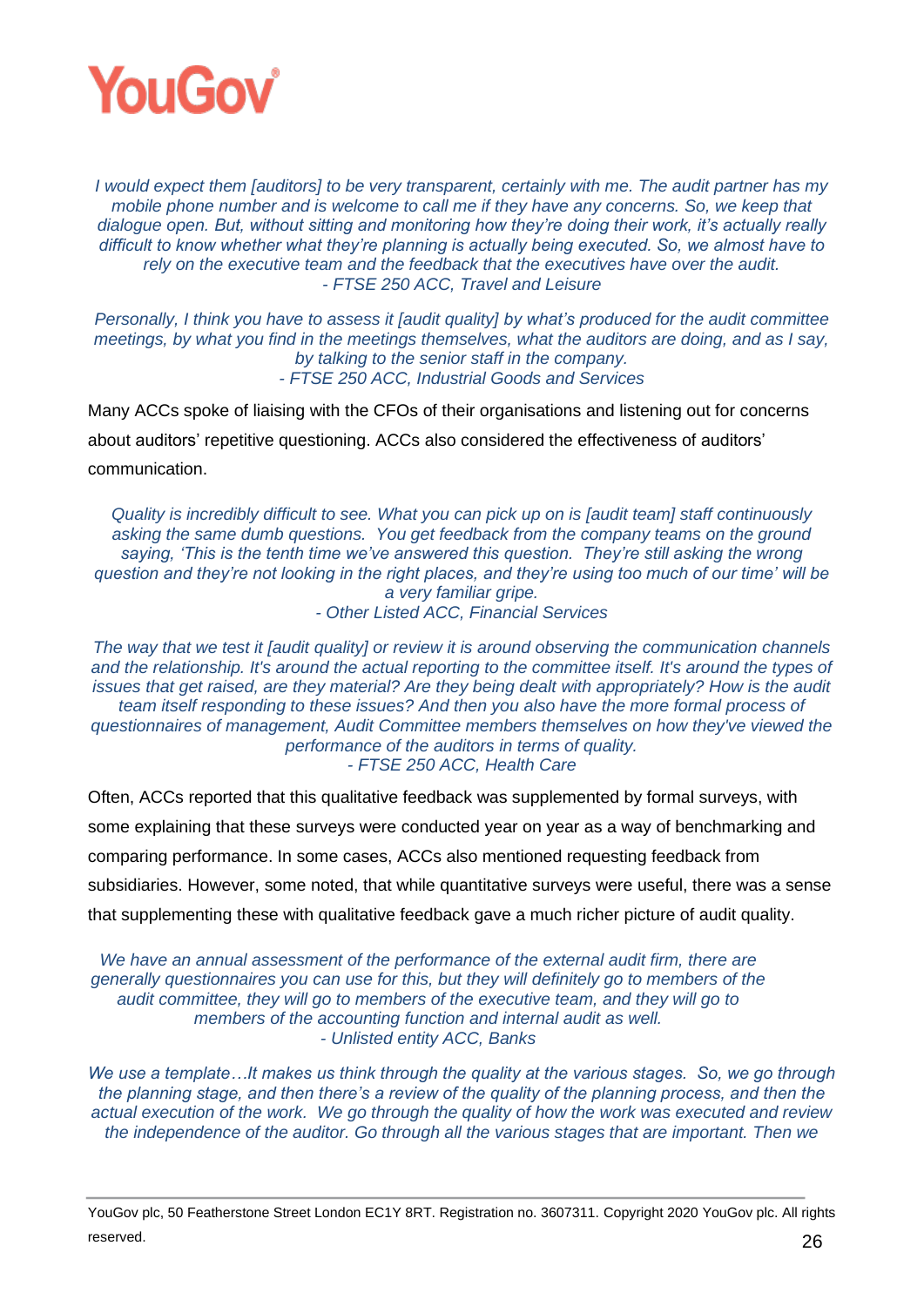*I would expect them [auditors] to be very transparent, certainly with me. The audit partner has my mobile phone number and is welcome to call me if they have any concerns. So, we keep that dialogue open. But, without sitting and monitoring how they're doing their work, it's actually really difficult to know whether what they're planning is actually being executed. So, we almost have to rely on the executive team and the feedback that the executives have over the audit.*
*- FTSE 250 ACC, Travel and Leisure*

*Personally, I think you have to assess it [audit quality] by what's produced for the audit committee meetings, by what you find in the meetings themselves, what the auditors are doing, and as I say, by talking to the senior staff in the company.*
*- FTSE 250 ACC, Industrial Goods and Services*

Many ACCs spoke of liaising with the CFOs of their organisations and listening out for concerns about auditors' repetitive questioning. ACCs also considered the effectiveness of auditors' communication.

*Quality is incredibly difficult to see. What you can pick up on is [audit team] staff continuously asking the same dumb questions. You get feedback from the company teams on the ground saying, 'This is the tenth time we've answered this question. They're still asking the wrong question and they're not looking in the right places, and they're using too much of our time' will be a very familiar gripe.*
*- Other Listed ACC, Financial Services*

*The way that we test it [audit quality] or review it is around observing the communication channels and the relationship. It's around the actual reporting to the committee itself. It's around the types of issues that get raised, are they material? Are they being dealt with appropriately? How is the audit team itself responding to these issues? And then you also have the more formal process of questionnaires of management, Audit Committee members themselves on how they've viewed the performance of the auditors in terms of quality.*
*- FTSE 250 ACC, Health Care*

Often, ACCs reported that this qualitative feedback was supplemented by formal surveys, with some explaining that these surveys were conducted year on year as a way of benchmarking and comparing performance. In some cases, ACCs also mentioned requesting feedback from subsidiaries. However, some noted, that while quantitative surveys were useful, there was a sense that supplementing these with qualitative feedback gave a much richer picture of audit quality.

*We have an annual assessment of the performance of the external audit firm, there are generally questionnaires you can use for this, but they will definitely go to members of the audit committee, they will go to members of the executive team, and they will go to members of the accounting function and internal audit as well.*
*- Unlisted entity ACC, Banks*

*We use a template…It makes us think through the quality at the various stages. So, we go through the planning stage, and then there's a review of the quality of the planning process, and then the actual execution of the work. We go through the quality of how the work was executed and review the independence of the auditor. Go through all the various stages that are important. Then we*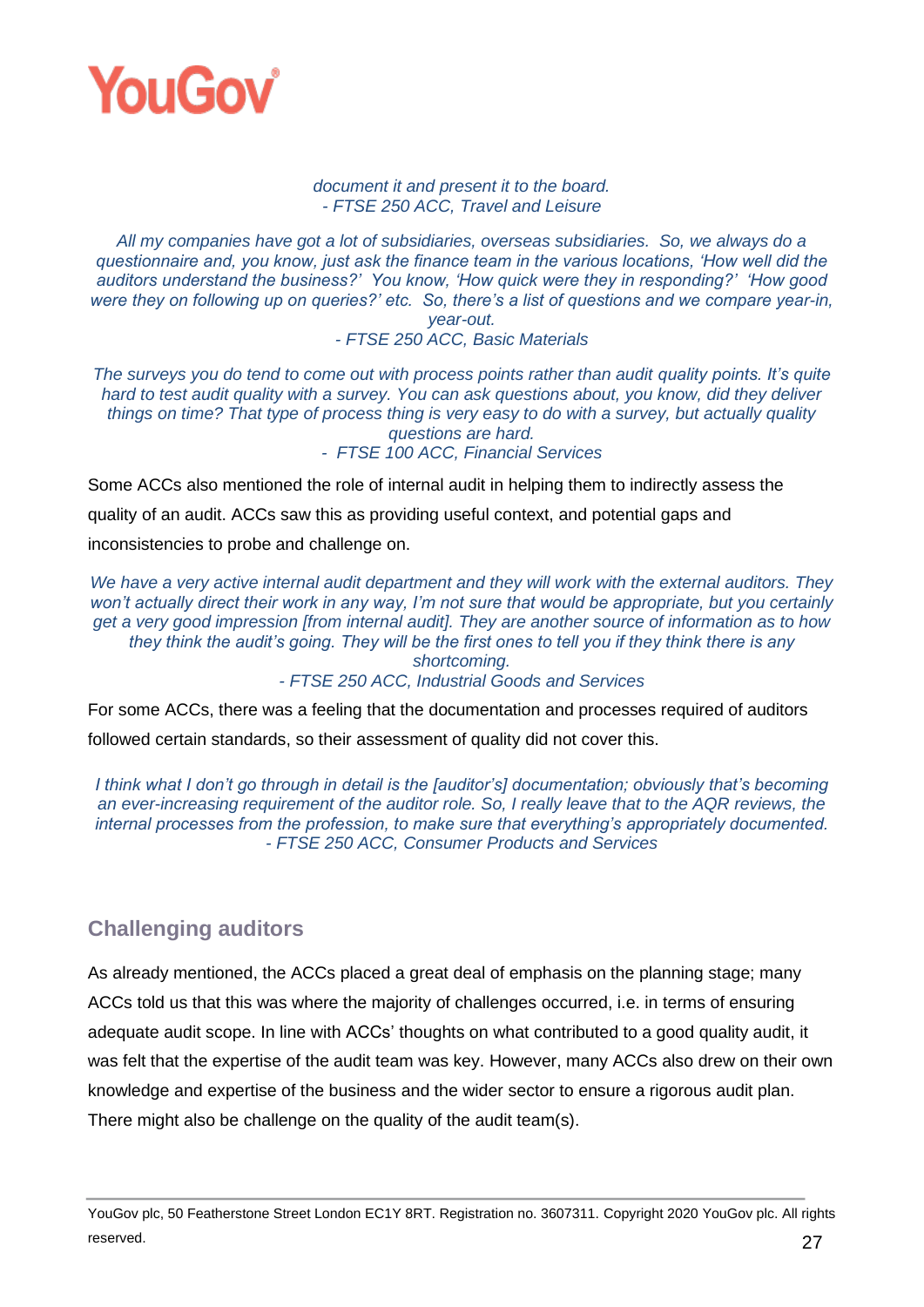*document it and present it to the board.*
*- FTSE 250 ACC, Travel and Leisure*

*All my companies have got a lot of subsidiaries, overseas subsidiaries. So, we always do a questionnaire and, you know, just ask the finance team in the various locations, 'How well did the auditors understand the business?' You know, 'How quick were they in responding?' 'How good were they on following up on queries?' etc. So, there's a list of questions and we compare year-in, year-out.*
*- FTSE 250 ACC, Basic Materials*

*The surveys you do tend to come out with process points rather than audit quality points. It's quite hard to test audit quality with a survey. You can ask questions about, you know, did they deliver things on time? That type of process thing is very easy to do with a survey, but actually quality questions are hard.*
*- FTSE 100 ACC, Financial Services*

Some ACCs also mentioned the role of internal audit in helping them to indirectly assess the quality of an audit. ACCs saw this as providing useful context, and potential gaps and inconsistencies to probe and challenge on.

*We have a very active internal audit department and they will work with the external auditors. They won't actually direct their work in any way, I'm not sure that would be appropriate, but you certainly get a very good impression [from internal audit]. They are another source of information as to how they think the audit's going. They will be the first ones to tell you if they think there is any shortcoming.*
*- FTSE 250 ACC, Industrial Goods and Services*

For some ACCs, there was a feeling that the documentation and processes required of auditors followed certain standards, so their assessment of quality did not cover this.

*I think what I don't go through in detail is the [auditor's] documentation; obviously that's becoming an ever-increasing requirement of the auditor role. So, I really leave that to the AQR reviews, the internal processes from the profession, to make sure that everything's appropriately documented.*
*- FTSE 250 ACC, Consumer Products and Services*

## Challenging auditors

As already mentioned, the ACCs placed a great deal of emphasis on the planning stage; many ACCs told us that this was where the majority of challenges occurred, i.e. in terms of ensuring adequate audit scope. In line with ACCs' thoughts on what contributed to a good quality audit, it was felt that the expertise of the audit team was key. However, many ACCs also drew on their own knowledge and expertise of the business and the wider sector to ensure a rigorous audit plan. There might also be challenge on the quality of the audit team(s).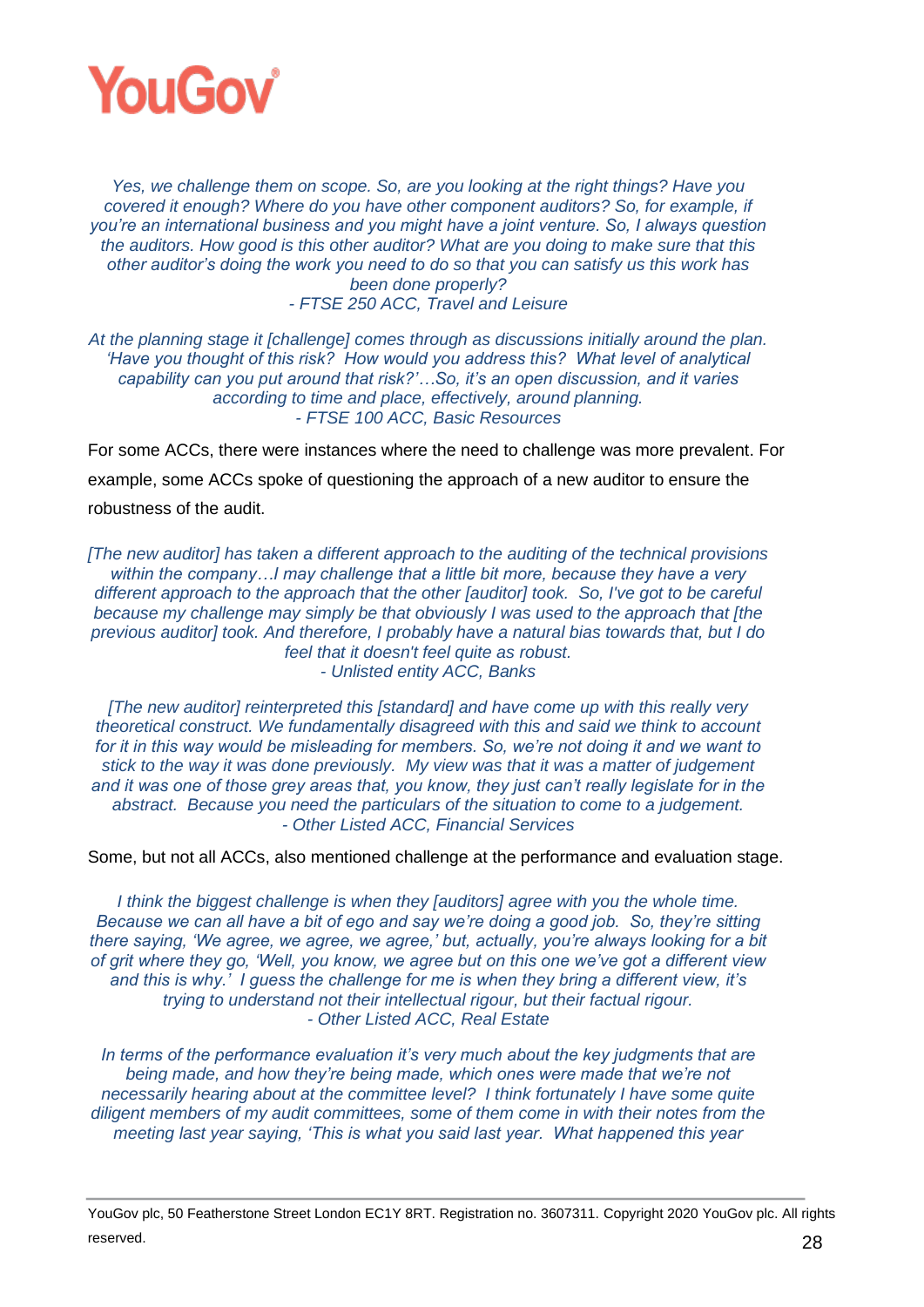*Yes, we challenge them on scope. So, are you looking at the right things? Have you covered it enough? Where do you have other component auditors? So, for example, if you're an international business and you might have a joint venture. So, I always question the auditors. How good is this other auditor? What are you doing to make sure that this other auditor's doing the work you need to do so that you can satisfy us this work has been done properly?*
*- FTSE 250 ACC, Travel and Leisure*

*At the planning stage it [challenge] comes through as discussions initially around the plan. 'Have you thought of this risk? How would you address this? What level of analytical capability can you put around that risk?'…So, it's an open discussion, and it varies according to time and place, effectively, around planning.*
*- FTSE 100 ACC, Basic Resources*

For some ACCs, there were instances where the need to challenge was more prevalent. For example, some ACCs spoke of questioning the approach of a new auditor to ensure the robustness of the audit.

*[The new auditor] has taken a different approach to the auditing of the technical provisions within the company…I may challenge that a little bit more, because they have a very different approach to the approach that the other [auditor] took. So, I've got to be careful because my challenge may simply be that obviously I was used to the approach that [the previous auditor] took. And therefore, I probably have a natural bias towards that, but I do feel that it doesn't feel quite as robust.*
*- Unlisted entity ACC, Banks*

*[The new auditor] reinterpreted this [standard] and have come up with this really very theoretical construct. We fundamentally disagreed with this and said we think to account for it in this way would be misleading for members. So, we're not doing it and we want to stick to the way it was done previously. My view was that it was a matter of judgement and it was one of those grey areas that, you know, they just can't really legislate for in the abstract. Because you need the particulars of the situation to come to a judgement.*
*- Other Listed ACC, Financial Services*

Some, but not all ACCs, also mentioned challenge at the performance and evaluation stage.

*I think the biggest challenge is when they [auditors] agree with you the whole time. Because we can all have a bit of ego and say we're doing a good job. So, they're sitting there saying, 'We agree, we agree, we agree,' but, actually, you're always looking for a bit of grit where they go, 'Well, you know, we agree but on this one we've got a different view and this is why.' I guess the challenge for me is when they bring a different view, it's trying to understand not their intellectual rigour, but their factual rigour.*
*- Other Listed ACC, Real Estate*

*In terms of the performance evaluation it's very much about the key judgments that are being made, and how they're being made, which ones were made that we're not necessarily hearing about at the committee level? I think fortunately I have some quite diligent members of my audit committees, some of them come in with their notes from the meeting last year saying, 'This is what you said last year. What happened this year*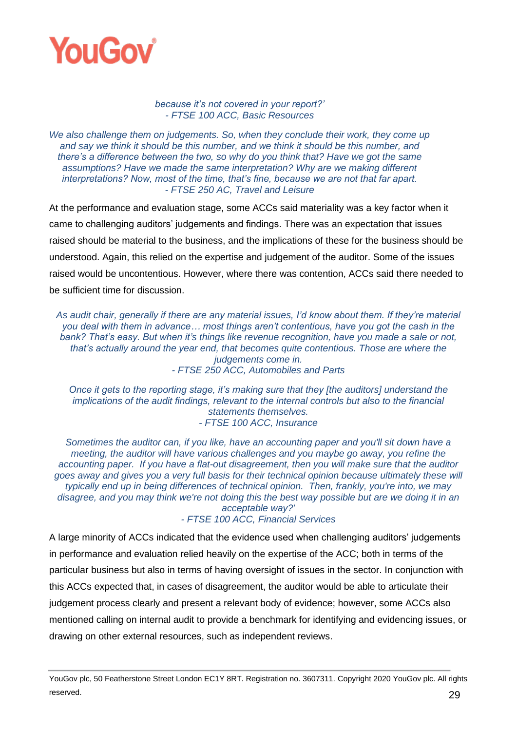*because it's not covered in your report?'*
*- FTSE 100 ACC, Basic Resources*

*We also challenge them on judgements. So, when they conclude their work, they come up and say we think it should be this number, and we think it should be this number, and there's a difference between the two, so why do you think that? Have we got the same assumptions? Have we made the same interpretation? Why are we making different interpretations? Now, most of the time, that's fine, because we are not that far apart.*
*- FTSE 250 AC, Travel and Leisure*

At the performance and evaluation stage, some ACCs said materiality was a key factor when it came to challenging auditors' judgements and findings. There was an expectation that issues raised should be material to the business, and the implications of these for the business should be understood. Again, this relied on the expertise and judgement of the auditor. Some of the issues raised would be uncontentious. However, where there was contention, ACCs said there needed to be sufficient time for discussion.

*As audit chair, generally if there are any material issues, I'd know about them. If they're material you deal with them in advance… most things aren't contentious, have you got the cash in the bank? That's easy. But when it's things like revenue recognition, have you made a sale or not, that's actually around the year end, that becomes quite contentious. Those are where the judgements come in.*
*- FTSE 250 ACC, Automobiles and Parts*

*Once it gets to the reporting stage, it's making sure that they [the auditors] understand the implications of the audit findings, relevant to the internal controls but also to the financial statements themselves.*
*- FTSE 100 ACC, Insurance*

*Sometimes the auditor can, if you like, have an accounting paper and you'll sit down have a meeting, the auditor will have various challenges and you maybe go away, you refine the accounting paper. If you have a flat-out disagreement, then you will make sure that the auditor goes away and gives you a very full basis for their technical opinion because ultimately these will typically end up in being differences of technical opinion. Then, frankly, you're into, we may disagree, and you may think we're not doing this the best way possible but are we doing it in an acceptable way?'*
*- FTSE 100 ACC, Financial Services*

A large minority of ACCs indicated that the evidence used when challenging auditors' judgements in performance and evaluation relied heavily on the expertise of the ACC; both in terms of the particular business but also in terms of having oversight of issues in the sector. In conjunction with this ACCs expected that, in cases of disagreement, the auditor would be able to articulate their judgement process clearly and present a relevant body of evidence; however, some ACCs also mentioned calling on internal audit to provide a benchmark for identifying and evidencing issues, or drawing on other external resources, such as independent reviews.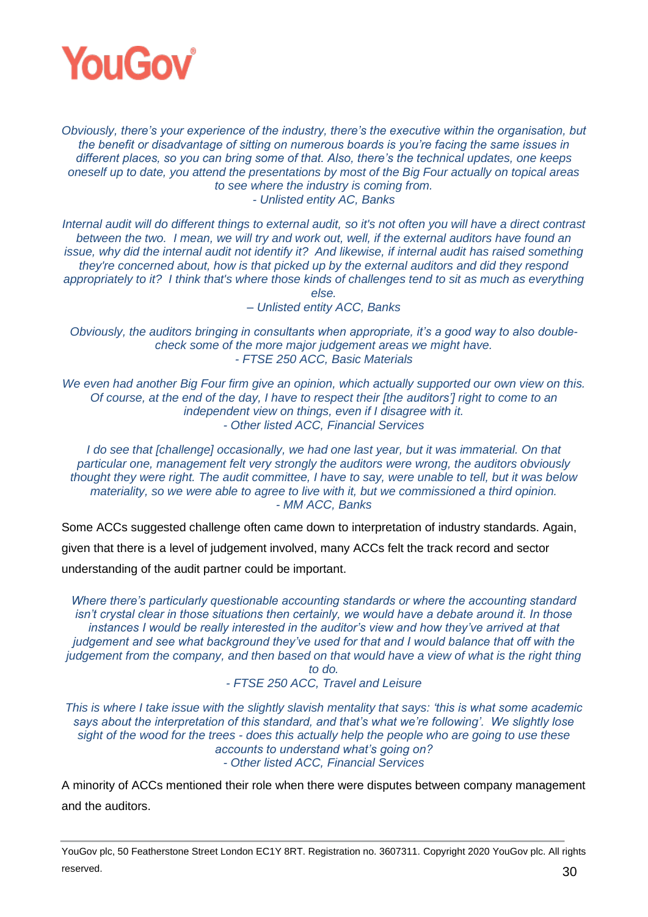*Obviously, there's your experience of the industry, there's the executive within the organisation, but the benefit or disadvantage of sitting on numerous boards is you're facing the same issues in different places, so you can bring some of that. Also, there's the technical updates, one keeps oneself up to date, you attend the presentations by most of the Big Four actually on topical areas to see where the industry is coming from.*
*- Unlisted entity AC, Banks*

*Internal audit will do different things to external audit, so it's not often you will have a direct contrast between the two. I mean, we will try and work out, well, if the external auditors have found an issue, why did the internal audit not identify it? And likewise, if internal audit has raised something they're concerned about, how is that picked up by the external auditors and did they respond appropriately to it? I think that's where those kinds of challenges tend to sit as much as everything else.*
*– Unlisted entity ACC, Banks*

*Obviously, the auditors bringing in consultants when appropriate, it's a good way to also double-check some of the more major judgement areas we might have.*
*- FTSE 250 ACC, Basic Materials*

*We even had another Big Four firm give an opinion, which actually supported our own view on this. Of course, at the end of the day, I have to respect their [the auditors'] right to come to an independent view on things, even if I disagree with it.*
*- Other listed ACC, Financial Services*

*I do see that [challenge] occasionally, we had one last year, but it was immaterial. On that particular one, management felt very strongly the auditors were wrong, the auditors obviously thought they were right. The audit committee, I have to say, were unable to tell, but it was below materiality, so we were able to agree to live with it, but we commissioned a third opinion.*
*- MM ACC, Banks*

Some ACCs suggested challenge often came down to interpretation of industry standards. Again, given that there is a level of judgement involved, many ACCs felt the track record and sector understanding of the audit partner could be important.

*Where there's particularly questionable accounting standards or where the accounting standard isn't crystal clear in those situations then certainly, we would have a debate around it. In those instances I would be really interested in the auditor's view and how they've arrived at that judgement and see what background they've used for that and I would balance that off with the judgement from the company, and then based on that would have a view of what is the right thing to do.*
*- FTSE 250 ACC, Travel and Leisure*

*This is where I take issue with the slightly slavish mentality that says: 'this is what some academic says about the interpretation of this standard, and that's what we're following'. We slightly lose sight of the wood for the trees - does this actually help the people who are going to use these accounts to understand what's going on?*
*- Other listed ACC, Financial Services*

A minority of ACCs mentioned their role when there were disputes between company management and the auditors.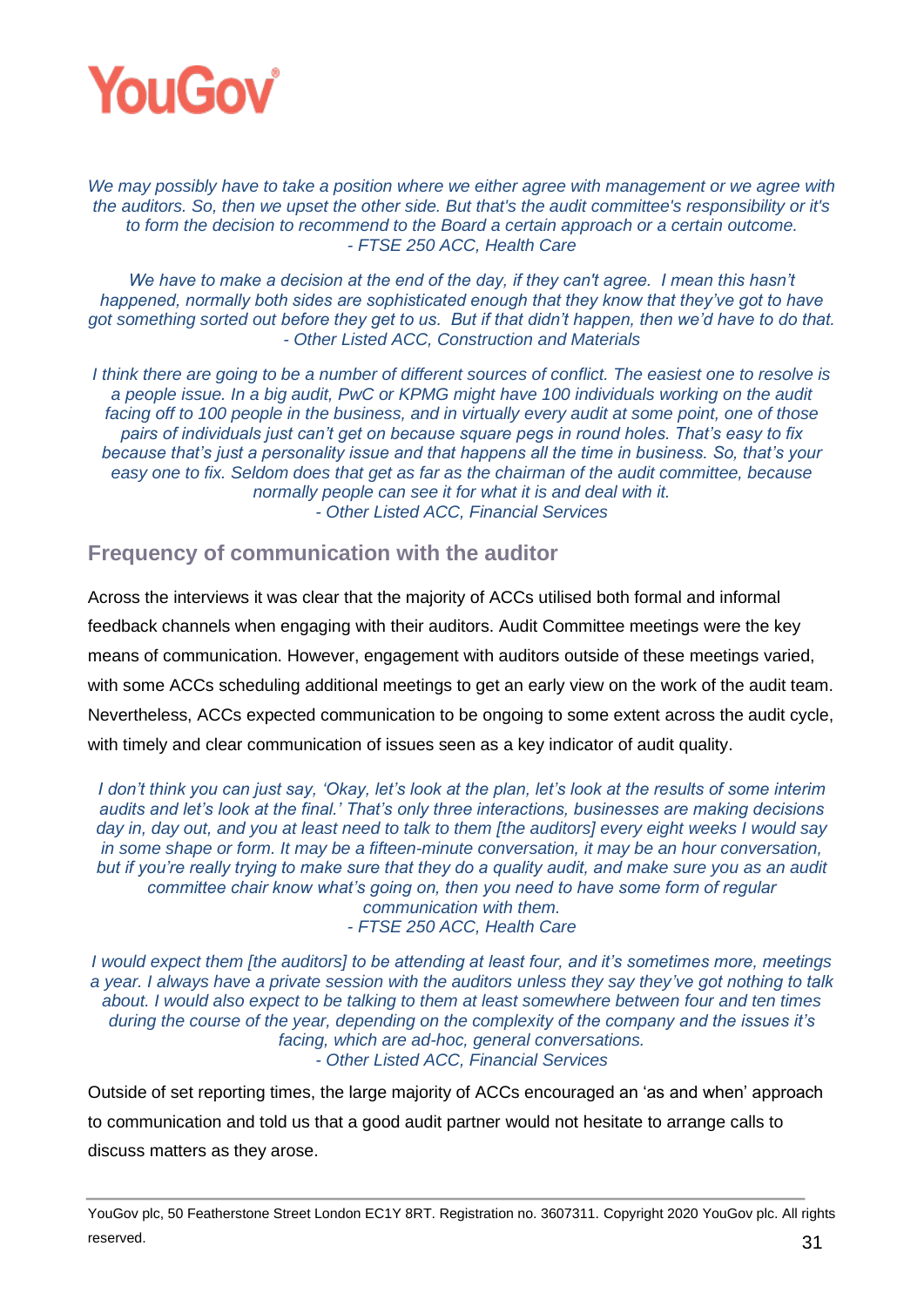*We may possibly have to take a position where we either agree with management or we agree with the auditors. So, then we upset the other side. But that's the audit committee's responsibility or it's to form the decision to recommend to the Board a certain approach or a certain outcome.*
*- FTSE 250 ACC, Health Care*

*We have to make a decision at the end of the day, if they can't agree. I mean this hasn't happened, normally both sides are sophisticated enough that they know that they've got to have got something sorted out before they get to us. But if that didn't happen, then we'd have to do that.*
*- Other Listed ACC, Construction and Materials*

*I think there are going to be a number of different sources of conflict. The easiest one to resolve is a people issue. In a big audit, PwC or KPMG might have 100 individuals working on the audit facing off to 100 people in the business, and in virtually every audit at some point, one of those pairs of individuals just can't get on because square pegs in round holes. That's easy to fix because that's just a personality issue and that happens all the time in business. So, that's your easy one to fix. Seldom does that get as far as the chairman of the audit committee, because normally people can see it for what it is and deal with it.*
*- Other Listed ACC, Financial Services*

## Frequency of communication with the auditor

Across the interviews it was clear that the majority of ACCs utilised both formal and informal feedback channels when engaging with their auditors. Audit Committee meetings were the key means of communication. However, engagement with auditors outside of these meetings varied, with some ACCs scheduling additional meetings to get an early view on the work of the audit team. Nevertheless, ACCs expected communication to be ongoing to some extent across the audit cycle, with timely and clear communication of issues seen as a key indicator of audit quality.

*I don't think you can just say, 'Okay, let's look at the plan, let's look at the results of some interim audits and let's look at the final.' That's only three interactions, businesses are making decisions day in, day out, and you at least need to talk to them [the auditors] every eight weeks I would say in some shape or form. It may be a fifteen-minute conversation, it may be an hour conversation, but if you're really trying to make sure that they do a quality audit, and make sure you as an audit committee chair know what's going on, then you need to have some form of regular communication with them.*
*- FTSE 250 ACC, Health Care*

*I would expect them [the auditors] to be attending at least four, and it's sometimes more, meetings a year. I always have a private session with the auditors unless they say they've got nothing to talk about. I would also expect to be talking to them at least somewhere between four and ten times during the course of the year, depending on the complexity of the company and the issues it's facing, which are ad-hoc, general conversations.*
*- Other Listed ACC, Financial Services*

Outside of set reporting times, the large majority of ACCs encouraged an 'as and when' approach to communication and told us that a good audit partner would not hesitate to arrange calls to discuss matters as they arose.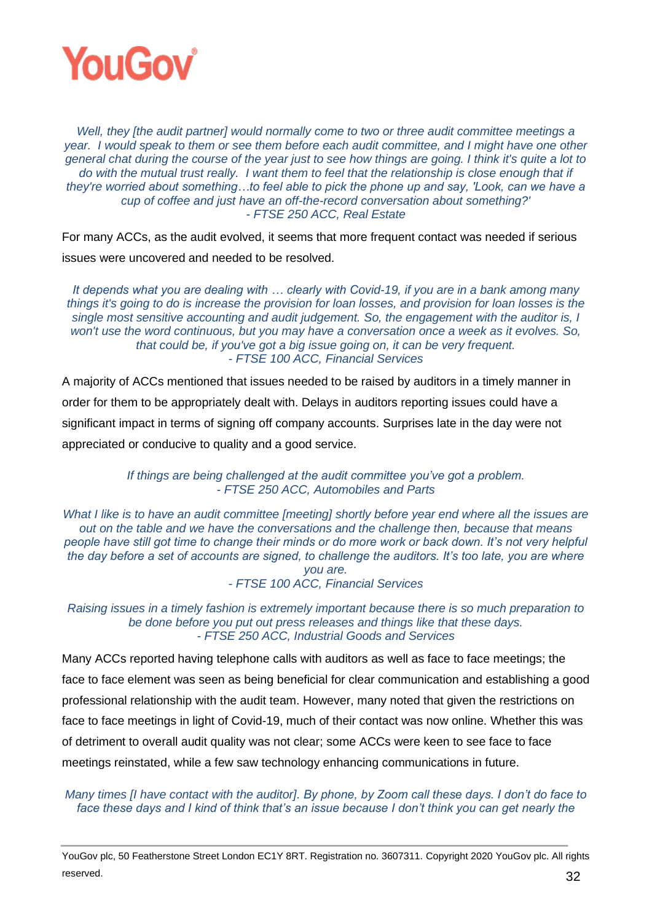*Well, they [the audit partner] would normally come to two or three audit committee meetings a year. I would speak to them or see them before each audit committee, and I might have one other general chat during the course of the year just to see how things are going. I think it's quite a lot to do with the mutual trust really. I want them to feel that the relationship is close enough that if they're worried about something…to feel able to pick the phone up and say, 'Look, can we have a cup of coffee and just have an off-the-record conversation about something?'*
*- FTSE 250 ACC, Real Estate*

For many ACCs, as the audit evolved, it seems that more frequent contact was needed if serious issues were uncovered and needed to be resolved.

*It depends what you are dealing with … clearly with Covid-19, if you are in a bank among many things it's going to do is increase the provision for loan losses, and provision for loan losses is the single most sensitive accounting and audit judgement. So, the engagement with the auditor is, I won't use the word continuous, but you may have a conversation once a week as it evolves. So, that could be, if you've got a big issue going on, it can be very frequent.*
*- FTSE 100 ACC, Financial Services*

A majority of ACCs mentioned that issues needed to be raised by auditors in a timely manner in order for them to be appropriately dealt with. Delays in auditors reporting issues could have a significant impact in terms of signing off company accounts. Surprises late in the day were not appreciated or conducive to quality and a good service.

*If things are being challenged at the audit committee you've got a problem.*
*- FTSE 250 ACC, Automobiles and Parts*

*What I like is to have an audit committee [meeting] shortly before year end where all the issues are out on the table and we have the conversations and the challenge then, because that means people have still got time to change their minds or do more work or back down. It's not very helpful the day before a set of accounts are signed, to challenge the auditors. It's too late, you are where you are.*
*- FTSE 100 ACC, Financial Services*

*Raising issues in a timely fashion is extremely important because there is so much preparation to be done before you put out press releases and things like that these days.*
*- FTSE 250 ACC, Industrial Goods and Services*

Many ACCs reported having telephone calls with auditors as well as face to face meetings; the face to face element was seen as being beneficial for clear communication and establishing a good professional relationship with the audit team. However, many noted that given the restrictions on face to face meetings in light of Covid-19, much of their contact was now online. Whether this was of detriment to overall audit quality was not clear; some ACCs were keen to see face to face meetings reinstated, while a few saw technology enhancing communications in future.

*Many times [I have contact with the auditor]. By phone, by Zoom call these days. I don't do face to face these days and I kind of think that's an issue because I don't think you can get nearly the*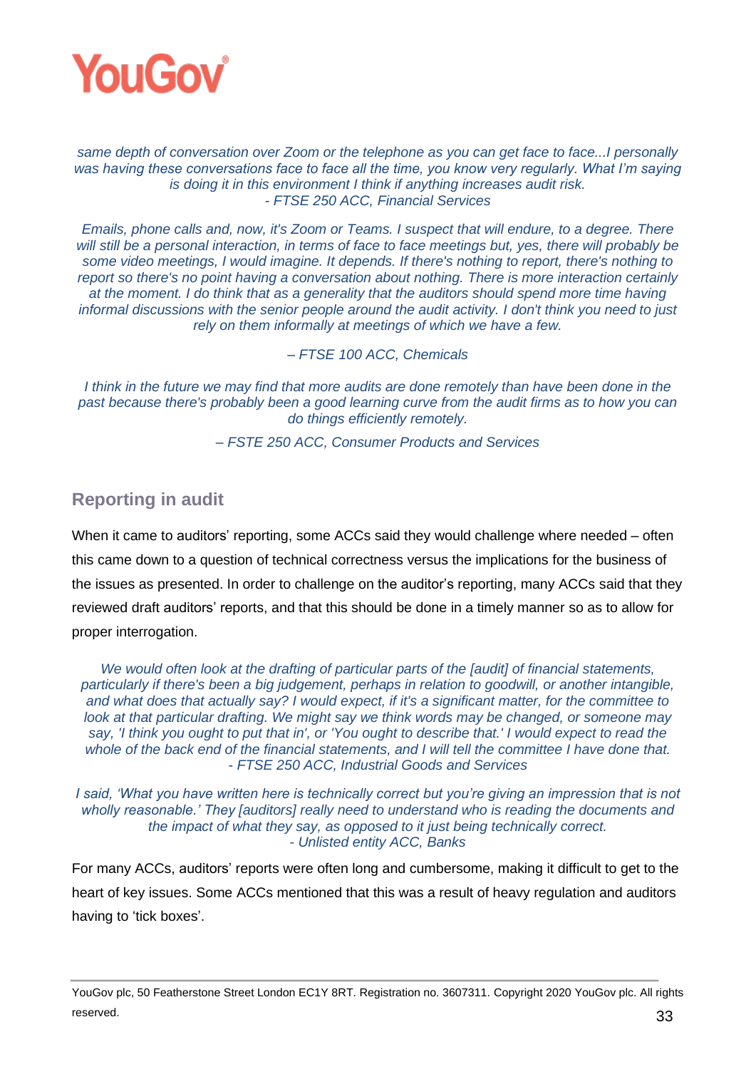*same depth of conversation over Zoom or the telephone as you can get face to face...I personally was having these conversations face to face all the time, you know very regularly. What I'm saying is doing it in this environment I think if anything increases audit risk.*
*- FTSE 250 ACC, Financial Services*

*Emails, phone calls and, now, it's Zoom or Teams. I suspect that will endure, to a degree. There will still be a personal interaction, in terms of face to face meetings but, yes, there will probably be some video meetings, I would imagine. It depends. If there's nothing to report, there's nothing to report so there's no point having a conversation about nothing. There is more interaction certainly at the moment. I do think that as a generality that the auditors should spend more time having informal discussions with the senior people around the audit activity. I don't think you need to just rely on them informally at meetings of which we have a few.*

*– FTSE 100 ACC, Chemicals*

*I think in the future we may find that more audits are done remotely than have been done in the past because there's probably been a good learning curve from the audit firms as to how you can do things efficiently remotely.*

*– FSTE 250 ACC, Consumer Products and Services*

## Reporting in audit

When it came to auditors' reporting, some ACCs said they would challenge where needed – often this came down to a question of technical correctness versus the implications for the business of the issues as presented. In order to challenge on the auditor's reporting, many ACCs said that they reviewed draft auditors' reports, and that this should be done in a timely manner so as to allow for proper interrogation.

*We would often look at the drafting of particular parts of the [audit] of financial statements, particularly if there's been a big judgement, perhaps in relation to goodwill, or another intangible, and what does that actually say? I would expect, if it's a significant matter, for the committee to look at that particular drafting. We might say we think words may be changed, or someone may say, 'I think you ought to put that in', or 'You ought to describe that.' I would expect to read the whole of the back end of the financial statements, and I will tell the committee I have done that.*
*- FTSE 250 ACC, Industrial Goods and Services*

*I said, 'What you have written here is technically correct but you're giving an impression that is not wholly reasonable.' They [auditors] really need to understand who is reading the documents and the impact of what they say, as opposed to it just being technically correct.*
*- Unlisted entity ACC, Banks*

For many ACCs, auditors' reports were often long and cumbersome, making it difficult to get to the heart of key issues. Some ACCs mentioned that this was a result of heavy regulation and auditors having to 'tick boxes'.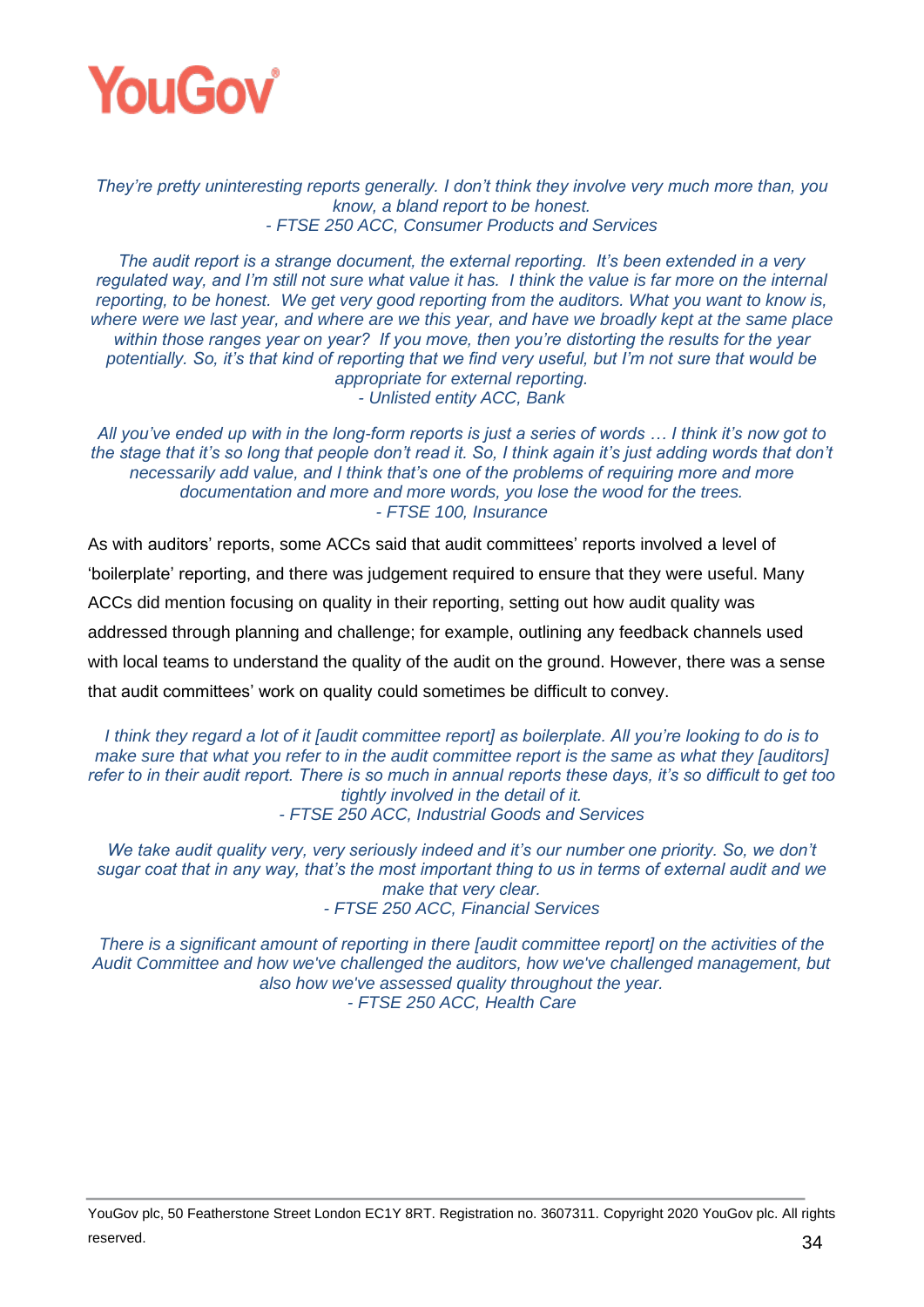*They're pretty uninteresting reports generally. I don't think they involve very much more than, you know, a bland report to be honest.*
*- FTSE 250 ACC, Consumer Products and Services*

*The audit report is a strange document, the external reporting. It's been extended in a very regulated way, and I'm still not sure what value it has. I think the value is far more on the internal reporting, to be honest. We get very good reporting from the auditors. What you want to know is, where were we last year, and where are we this year, and have we broadly kept at the same place within those ranges year on year? If you move, then you're distorting the results for the year potentially. So, it's that kind of reporting that we find very useful, but I'm not sure that would be appropriate for external reporting.*
*- Unlisted entity ACC, Bank*

*All you've ended up with in the long-form reports is just a series of words … I think it's now got to the stage that it's so long that people don't read it. So, I think again it's just adding words that don't necessarily add value, and I think that's one of the problems of requiring more and more documentation and more and more words, you lose the wood for the trees.*
*- FTSE 100, Insurance*

As with auditors' reports, some ACCs said that audit committees' reports involved a level of 'boilerplate' reporting, and there was judgement required to ensure that they were useful. Many ACCs did mention focusing on quality in their reporting, setting out how audit quality was addressed through planning and challenge; for example, outlining any feedback channels used with local teams to understand the quality of the audit on the ground. However, there was a sense that audit committees' work on quality could sometimes be difficult to convey.

*I think they regard a lot of it [audit committee report] as boilerplate. All you're looking to do is to make sure that what you refer to in the audit committee report is the same as what they [auditors] refer to in their audit report. There is so much in annual reports these days, it's so difficult to get too tightly involved in the detail of it.*
*- FTSE 250 ACC, Industrial Goods and Services*

*We take audit quality very, very seriously indeed and it's our number one priority. So, we don't sugar coat that in any way, that's the most important thing to us in terms of external audit and we make that very clear.*
*- FTSE 250 ACC, Financial Services*

*There is a significant amount of reporting in there [audit committee report] on the activities of the Audit Committee and how we've challenged the auditors, how we've challenged management, but also how we've assessed quality throughout the year.*
*- FTSE 250 ACC, Health Care*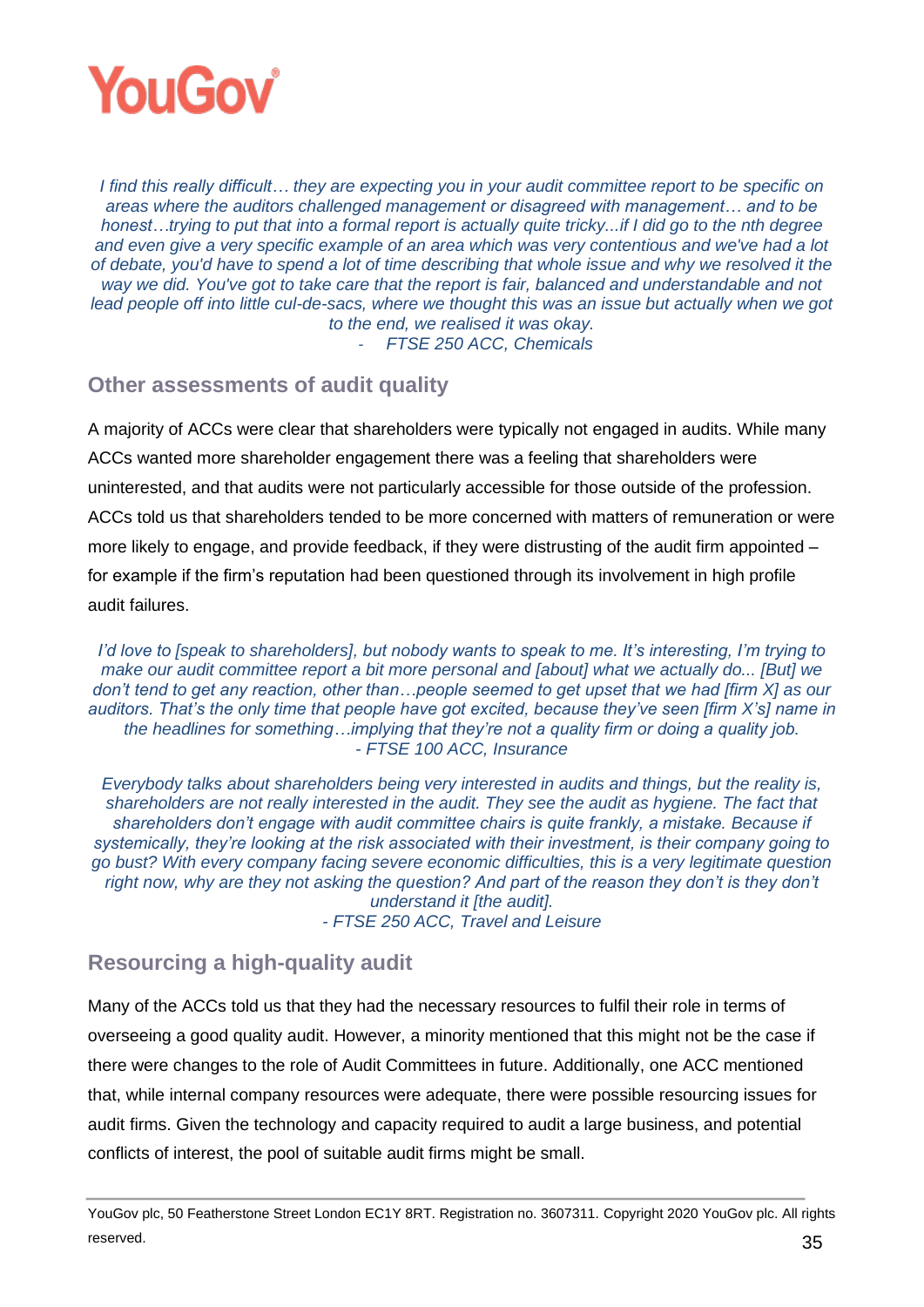*I find this really difficult… they are expecting you in your audit committee report to be specific on areas where the auditors challenged management or disagreed with management… and to be honest…trying to put that into a formal report is actually quite tricky...if I did go to the nth degree and even give a very specific example of an area which was very contentious and we've had a lot of debate, you'd have to spend a lot of time describing that whole issue and why we resolved it the way we did. You've got to take care that the report is fair, balanced and understandable and not lead people off into little cul-de-sacs, where we thought this was an issue but actually when we got to the end, we realised it was okay.*
*- FTSE 250 ACC, Chemicals*

## Other assessments of audit quality

A majority of ACCs were clear that shareholders were typically not engaged in audits. While many ACCs wanted more shareholder engagement there was a feeling that shareholders were uninterested, and that audits were not particularly accessible for those outside of the profession. ACCs told us that shareholders tended to be more concerned with matters of remuneration or were more likely to engage, and provide feedback, if they were distrusting of the audit firm appointed – for example if the firm's reputation had been questioned through its involvement in high profile audit failures.

*I'd love to [speak to shareholders], but nobody wants to speak to me. It's interesting, I'm trying to make our audit committee report a bit more personal and [about] what we actually do... [But] we don't tend to get any reaction, other than…people seemed to get upset that we had [firm X] as our auditors. That's the only time that people have got excited, because they've seen [firm X's] name in the headlines for something…implying that they're not a quality firm or doing a quality job.*
*- FTSE 100 ACC, Insurance*

*Everybody talks about shareholders being very interested in audits and things, but the reality is, shareholders are not really interested in the audit. They see the audit as hygiene. The fact that shareholders don't engage with audit committee chairs is quite frankly, a mistake. Because if systemically, they're looking at the risk associated with their investment, is their company going to go bust? With every company facing severe economic difficulties, this is a very legitimate question right now, why are they not asking the question? And part of the reason they don't is they don't understand it [the audit].*
*- FTSE 250 ACC, Travel and Leisure*

## Resourcing a high-quality audit

Many of the ACCs told us that they had the necessary resources to fulfil their role in terms of overseeing a good quality audit. However, a minority mentioned that this might not be the case if there were changes to the role of Audit Committees in future. Additionally, one ACC mentioned that, while internal company resources were adequate, there were possible resourcing issues for audit firms. Given the technology and capacity required to audit a large business, and potential conflicts of interest, the pool of suitable audit firms might be small.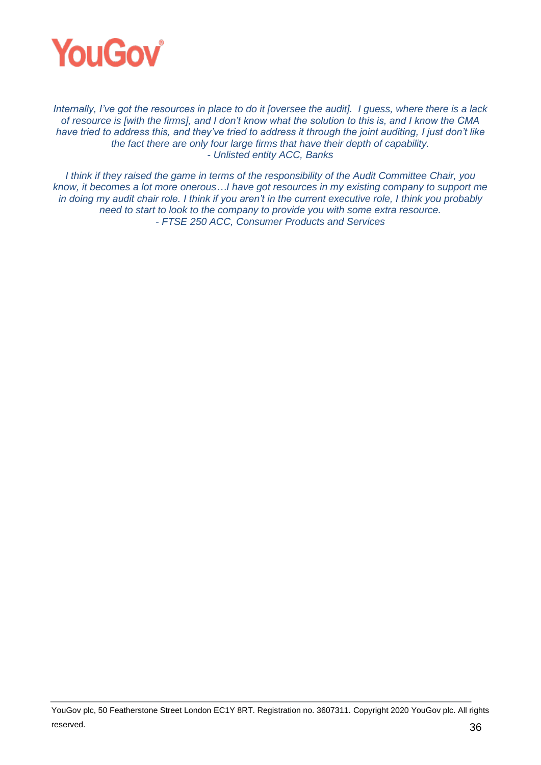*Internally, I've got the resources in place to do it [oversee the audit]. I guess, where there is a lack of resource is [with the firms], and I don't know what the solution to this is, and I know the CMA have tried to address this, and they've tried to address it through the joint auditing, I just don't like the fact there are only four large firms that have their depth of capability.*
*- Unlisted entity ACC, Banks*

*I think if they raised the game in terms of the responsibility of the Audit Committee Chair, you know, it becomes a lot more onerous…I have got resources in my existing company to support me in doing my audit chair role. I think if you aren't in the current executive role, I think you probably need to start to look to the company to provide you with some extra resource.*
*- FTSE 250 ACC, Consumer Products and Services*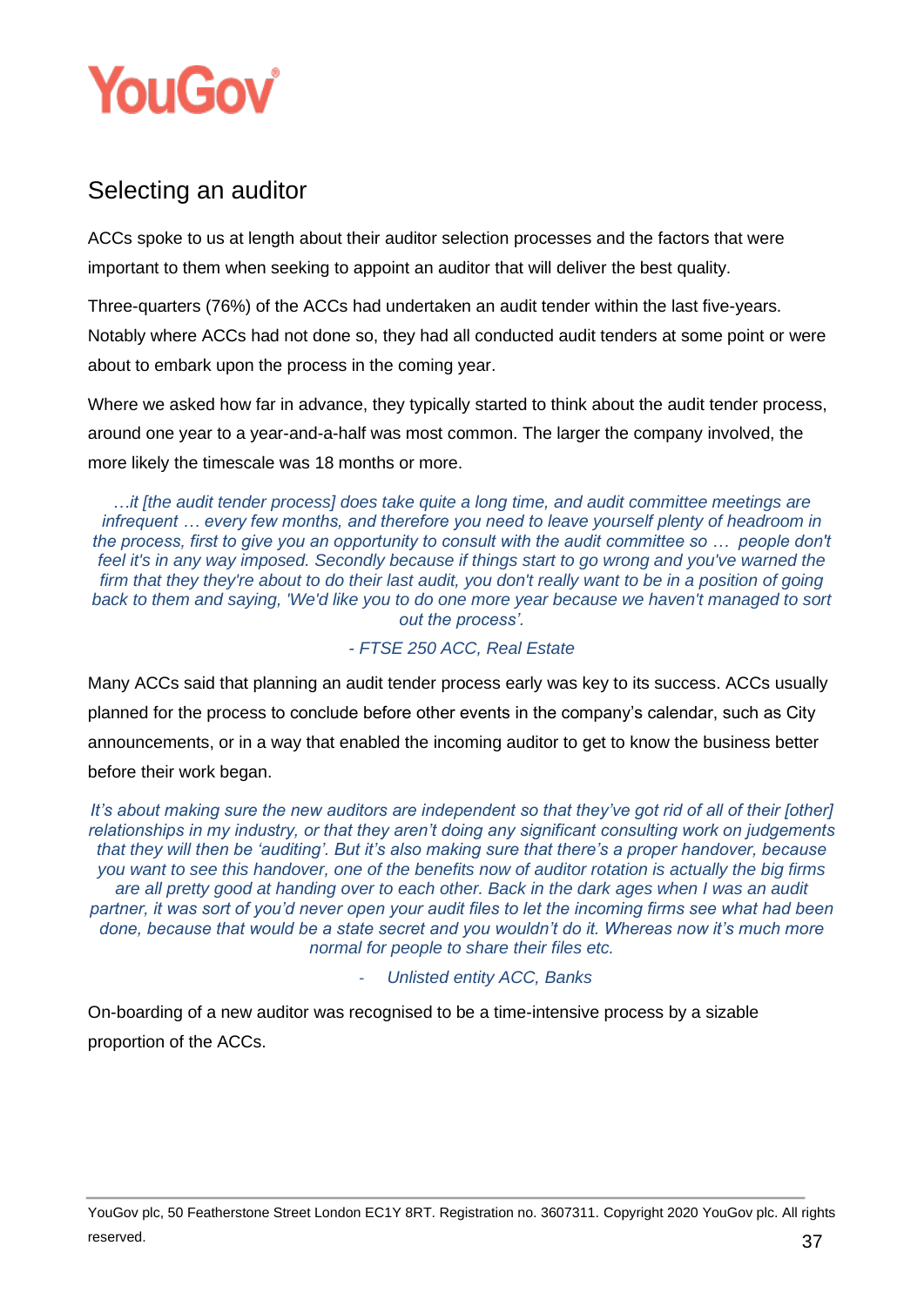## Selecting an auditor

ACCs spoke to us at length about their auditor selection processes and the factors that were important to them when seeking to appoint an auditor that will deliver the best quality.

Three-quarters (76%) of the ACCs had undertaken an audit tender within the last five-years. Notably where ACCs had not done so, they had all conducted audit tenders at some point or were about to embark upon the process in the coming year.

Where we asked how far in advance, they typically started to think about the audit tender process, around one year to a year-and-a-half was most common. The larger the company involved, the more likely the timescale was 18 months or more.

> *…it [the audit tender process] does take quite a long time, and audit committee meetings are infrequent … every few months, and therefore you need to leave yourself plenty of headroom in the process, first to give you an opportunity to consult with the audit committee so … people don't feel it's in any way imposed. Secondly because if things start to go wrong and you've warned the firm that they they're about to do their last audit, you don't really want to be in a position of going back to them and saying, 'We'd like you to do one more year because we haven't managed to sort out the process'.*
>
> *- FTSE 250 ACC, Real Estate*

Many ACCs said that planning an audit tender process early was key to its success. ACCs usually planned for the process to conclude before other events in the company's calendar, such as City announcements, or in a way that enabled the incoming auditor to get to know the business better before their work began.

> *It's about making sure the new auditors are independent so that they've got rid of all of their [other] relationships in my industry, or that they aren't doing any significant consulting work on judgements that they will then be 'auditing'. But it's also making sure that there's a proper handover, because you want to see this handover, one of the benefits now of auditor rotation is actually the big firms are all pretty good at handing over to each other. Back in the dark ages when I was an audit partner, it was sort of you'd never open your audit files to let the incoming firms see what had been done, because that would be a state secret and you wouldn't do it. Whereas now it's much more normal for people to share their files etc.*
>
> *- Unlisted entity ACC, Banks*

On-boarding of a new auditor was recognised to be a time-intensive process by a sizable proportion of the ACCs.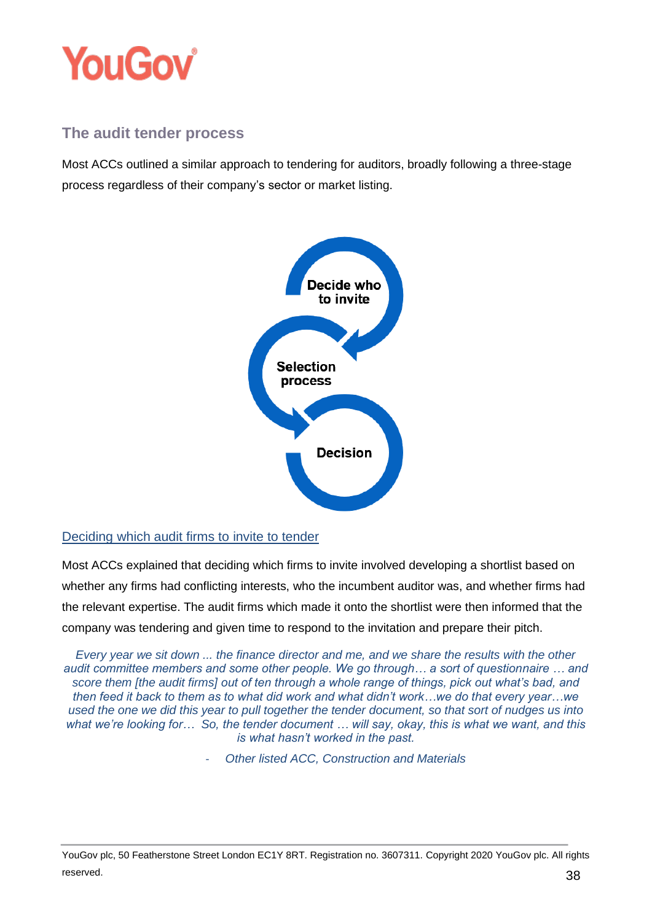## The audit tender process

Most ACCs outlined a similar approach to tendering for auditors, broadly following a three-stage process regardless of their company's sector or market listing.

Decide who to invite

Selection process

Decision

### Deciding which audit firms to invite to tender

Most ACCs explained that deciding which firms to invite involved developing a shortlist based on whether any firms had conflicting interests, who the incumbent auditor was, and whether firms had the relevant expertise. The audit firms which made it onto the shortlist were then informed that the company was tendering and given time to respond to the invitation and prepare their pitch.

> *Every year we sit down ... the finance director and me, and we share the results with the other audit committee members and some other people. We go through… a sort of questionnaire … and score them [the audit firms] out of ten through a whole range of things, pick out what's bad, and then feed it back to them as to what did work and what didn't work…we do that every year…we used the one we did this year to pull together the tender document, so that sort of nudges us into what we're looking for… So, the tender document … will say, okay, this is what we want, and this is what hasn't worked in the past.*
>
> - *Other listed ACC, Construction and Materials*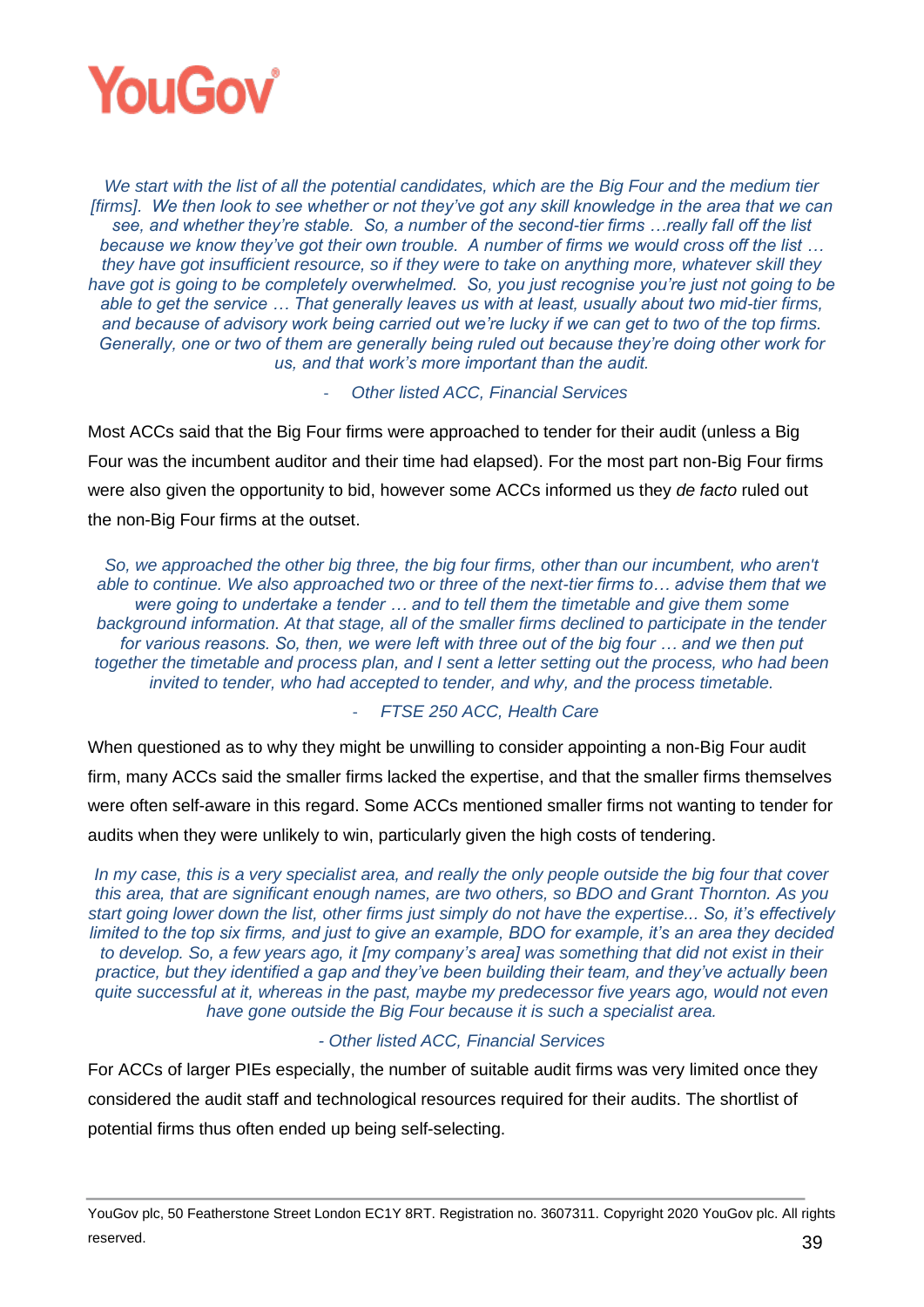*We start with the list of all the potential candidates, which are the Big Four and the medium tier [firms]. We then look to see whether or not they've got any skill knowledge in the area that we can see, and whether they're stable. So, a number of the second-tier firms …really fall off the list because we know they've got their own trouble. A number of firms we would cross off the list … they have got insufficient resource, so if they were to take on anything more, whatever skill they have got is going to be completely overwhelmed. So, you just recognise you're just not going to be able to get the service … That generally leaves us with at least, usually about two mid-tier firms, and because of advisory work being carried out we're lucky if we can get to two of the top firms. Generally, one or two of them are generally being ruled out because they're doing other work for us, and that work's more important than the audit.*

*- Other listed ACC, Financial Services*

Most ACCs said that the Big Four firms were approached to tender for their audit (unless a Big Four was the incumbent auditor and their time had elapsed). For the most part non-Big Four firms were also given the opportunity to bid, however some ACCs informed us they *de facto* ruled out the non-Big Four firms at the outset.

*So, we approached the other big three, the big four firms, other than our incumbent, who aren't able to continue. We also approached two or three of the next-tier firms to… advise them that we were going to undertake a tender … and to tell them the timetable and give them some background information. At that stage, all of the smaller firms declined to participate in the tender for various reasons. So, then, we were left with three out of the big four … and we then put together the timetable and process plan, and I sent a letter setting out the process, who had been invited to tender, who had accepted to tender, and why, and the process timetable.*

*- FTSE 250 ACC, Health Care*

When questioned as to why they might be unwilling to consider appointing a non-Big Four audit firm, many ACCs said the smaller firms lacked the expertise, and that the smaller firms themselves were often self-aware in this regard. Some ACCs mentioned smaller firms not wanting to tender for audits when they were unlikely to win, particularly given the high costs of tendering.

*In my case, this is a very specialist area, and really the only people outside the big four that cover this area, that are significant enough names, are two others, so BDO and Grant Thornton. As you start going lower down the list, other firms just simply do not have the expertise... So, it's effectively limited to the top six firms, and just to give an example, BDO for example, it's an area they decided to develop. So, a few years ago, it [my company's area] was something that did not exist in their practice, but they identified a gap and they've been building their team, and they've actually been quite successful at it, whereas in the past, maybe my predecessor five years ago, would not even have gone outside the Big Four because it is such a specialist area.*

*- Other listed ACC, Financial Services*

For ACCs of larger PIEs especially, the number of suitable audit firms was very limited once they considered the audit staff and technological resources required for their audits. The shortlist of potential firms thus often ended up being self-selecting.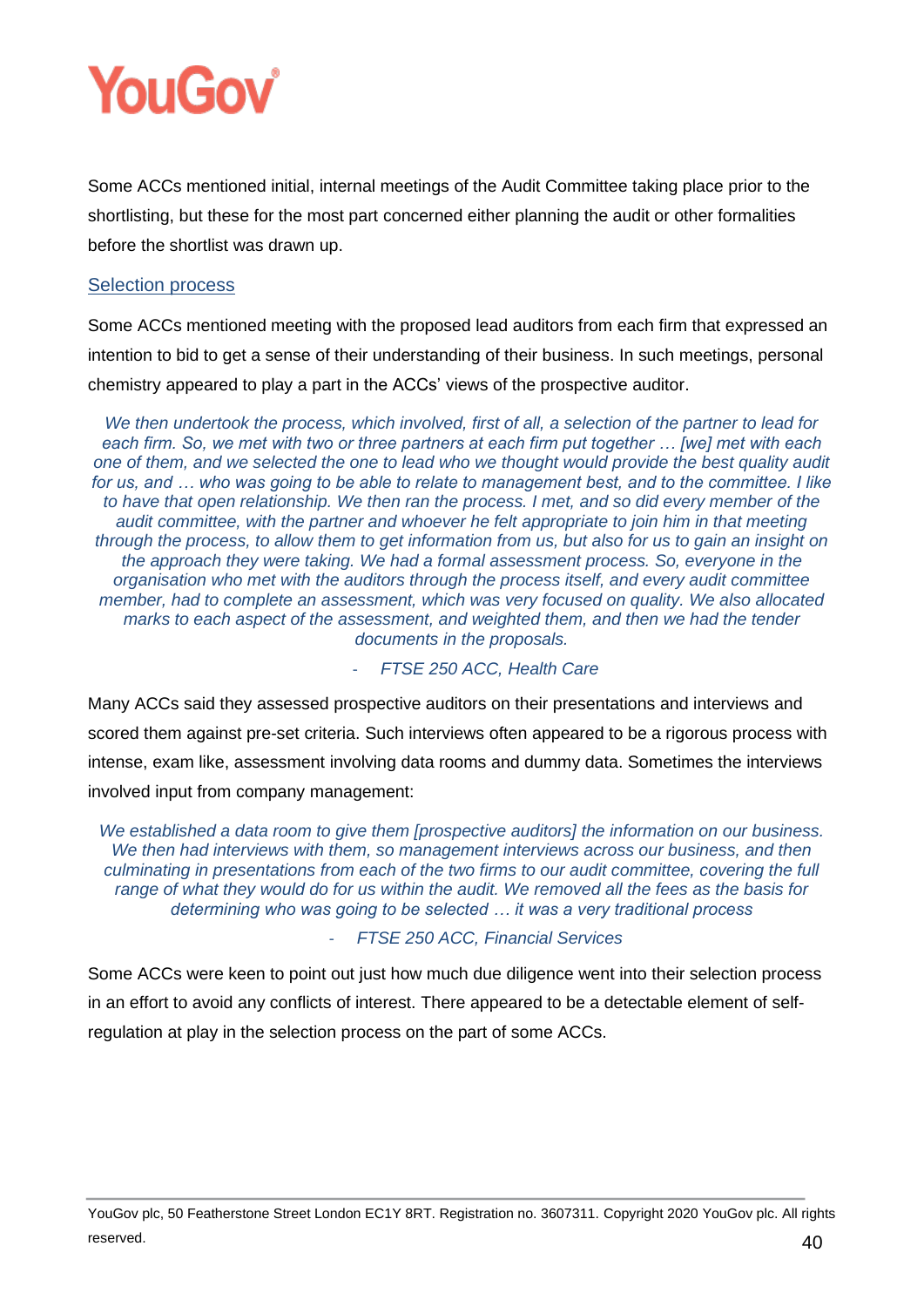Some ACCs mentioned initial, internal meetings of the Audit Committee taking place prior to the shortlisting, but these for the most part concerned either planning the audit or other formalities before the shortlist was drawn up.

### Selection process

Some ACCs mentioned meeting with the proposed lead auditors from each firm that expressed an intention to bid to get a sense of their understanding of their business. In such meetings, personal chemistry appeared to play a part in the ACCs' views of the prospective auditor.

> *We then undertook the process, which involved, first of all, a selection of the partner to lead for each firm. So, we met with two or three partners at each firm put together … [we] met with each one of them, and we selected the one to lead who we thought would provide the best quality audit for us, and … who was going to be able to relate to management best, and to the committee. I like to have that open relationship. We then ran the process. I met, and so did every member of the audit committee, with the partner and whoever he felt appropriate to join him in that meeting through the process, to allow them to get information from us, but also for us to gain an insight on the approach they were taking. We had a formal assessment process. So, everyone in the organisation who met with the auditors through the process itself, and every audit committee member, had to complete an assessment, which was very focused on quality. We also allocated marks to each aspect of the assessment, and weighted them, and then we had the tender documents in the proposals.*
>
> - *FTSE 250 ACC, Health Care*

Many ACCs said they assessed prospective auditors on their presentations and interviews and scored them against pre-set criteria. Such interviews often appeared to be a rigorous process with intense, exam like, assessment involving data rooms and dummy data. Sometimes the interviews involved input from company management:

> *We established a data room to give them [prospective auditors] the information on our business. We then had interviews with them, so management interviews across our business, and then culminating in presentations from each of the two firms to our audit committee, covering the full range of what they would do for us within the audit. We removed all the fees as the basis for determining who was going to be selected … it was a very traditional process*
>
> - *FTSE 250 ACC, Financial Services*

Some ACCs were keen to point out just how much due diligence went into their selection process in an effort to avoid any conflicts of interest. There appeared to be a detectable element of self-regulation at play in the selection process on the part of some ACCs.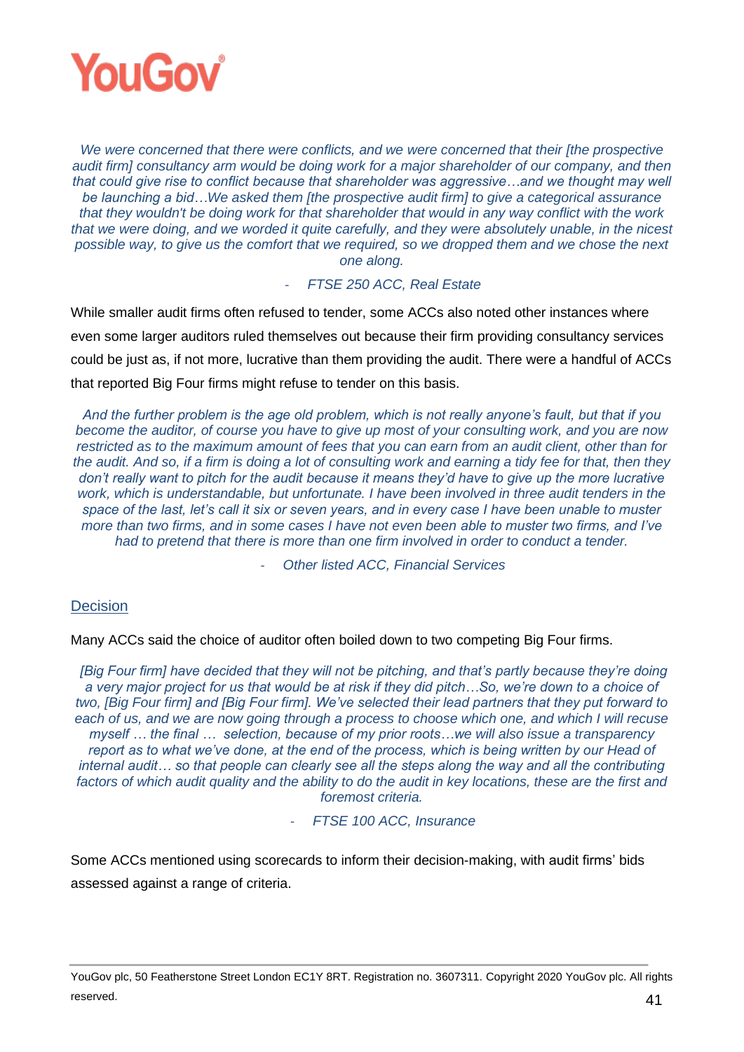*We were concerned that there were conflicts, and we were concerned that their [the prospective audit firm] consultancy arm would be doing work for a major shareholder of our company, and then that could give rise to conflict because that shareholder was aggressive…and we thought may well be launching a bid…We asked them [the prospective audit firm] to give a categorical assurance that they wouldn't be doing work for that shareholder that would in any way conflict with the work that we were doing, and we worded it quite carefully, and they were absolutely unable, in the nicest possible way, to give us the comfort that we required, so we dropped them and we chose the next one along.*

- *FTSE 250 ACC, Real Estate*

While smaller audit firms often refused to tender, some ACCs also noted other instances where even some larger auditors ruled themselves out because their firm providing consultancy services could be just as, if not more, lucrative than them providing the audit. There were a handful of ACCs that reported Big Four firms might refuse to tender on this basis.

*And the further problem is the age old problem, which is not really anyone's fault, but that if you become the auditor, of course you have to give up most of your consulting work, and you are now restricted as to the maximum amount of fees that you can earn from an audit client, other than for the audit. And so, if a firm is doing a lot of consulting work and earning a tidy fee for that, then they don't really want to pitch for the audit because it means they'd have to give up the more lucrative work, which is understandable, but unfortunate. I have been involved in three audit tenders in the space of the last, let's call it six or seven years, and in every case I have been unable to muster more than two firms, and in some cases I have not even been able to muster two firms, and I've had to pretend that there is more than one firm involved in order to conduct a tender.*

- *Other listed ACC, Financial Services*

## Decision

Many ACCs said the choice of auditor often boiled down to two competing Big Four firms.

*[Big Four firm] have decided that they will not be pitching, and that's partly because they're doing a very major project for us that would be at risk if they did pitch…So, we're down to a choice of two, [Big Four firm] and [Big Four firm]. We've selected their lead partners that they put forward to each of us, and we are now going through a process to choose which one, and which I will recuse myself … the final … selection, because of my prior roots…we will also issue a transparency report as to what we've done, at the end of the process, which is being written by our Head of internal audit… so that people can clearly see all the steps along the way and all the contributing factors of which audit quality and the ability to do the audit in key locations, these are the first and foremost criteria.*

- *FTSE 100 ACC, Insurance*

Some ACCs mentioned using scorecards to inform their decision-making, with audit firms' bids assessed against a range of criteria.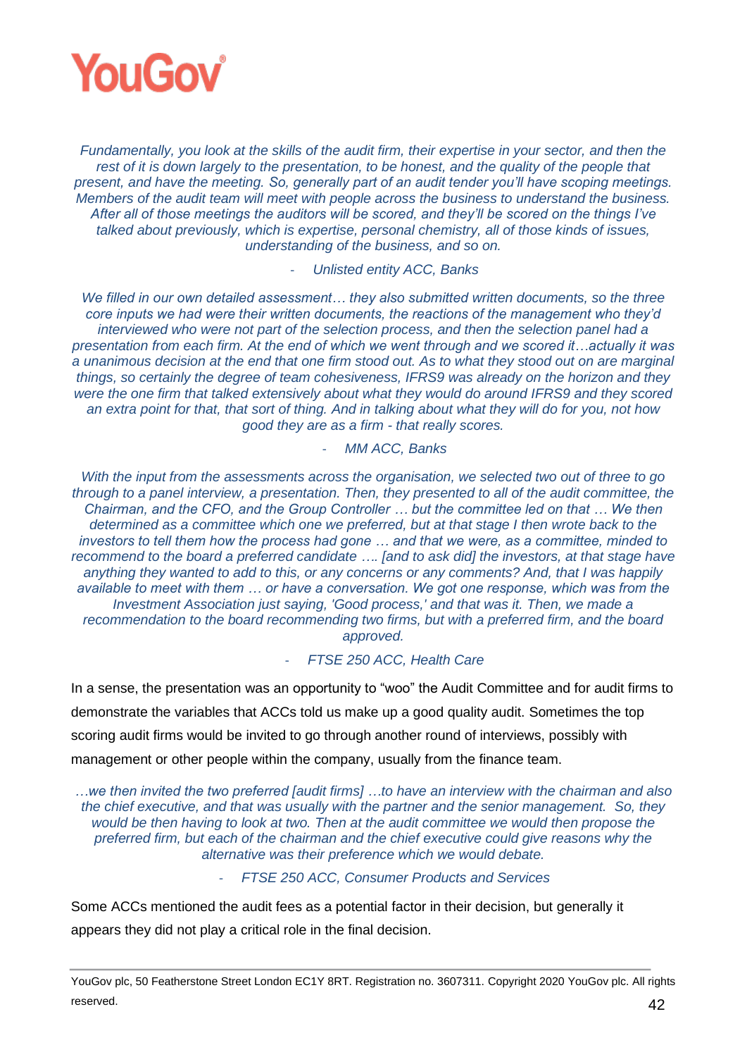*Fundamentally, you look at the skills of the audit firm, their expertise in your sector, and then the rest of it is down largely to the presentation, to be honest, and the quality of the people that present, and have the meeting. So, generally part of an audit tender you'll have scoping meetings. Members of the audit team will meet with people across the business to understand the business. After all of those meetings the auditors will be scored, and they'll be scored on the things I've talked about previously, which is expertise, personal chemistry, all of those kinds of issues, understanding of the business, and so on.*

- *Unlisted entity ACC, Banks*

*We filled in our own detailed assessment… they also submitted written documents, so the three core inputs we had were their written documents, the reactions of the management who they'd interviewed who were not part of the selection process, and then the selection panel had a presentation from each firm. At the end of which we went through and we scored it…actually it was a unanimous decision at the end that one firm stood out. As to what they stood out on are marginal things, so certainly the degree of team cohesiveness, IFRS9 was already on the horizon and they were the one firm that talked extensively about what they would do around IFRS9 and they scored an extra point for that, that sort of thing. And in talking about what they will do for you, not how good they are as a firm - that really scores.*

- *MM ACC, Banks*

*With the input from the assessments across the organisation, we selected two out of three to go through to a panel interview, a presentation. Then, they presented to all of the audit committee, the Chairman, and the CFO, and the Group Controller … but the committee led on that … We then determined as a committee which one we preferred, but at that stage I then wrote back to the investors to tell them how the process had gone … and that we were, as a committee, minded to recommend to the board a preferred candidate …. [and to ask did] the investors, at that stage have anything they wanted to add to this, or any concerns or any comments? And, that I was happily available to meet with them … or have a conversation. We got one response, which was from the Investment Association just saying, 'Good process,' and that was it. Then, we made a recommendation to the board recommending two firms, but with a preferred firm, and the board approved.*

- *FTSE 250 ACC, Health Care*

In a sense, the presentation was an opportunity to "woo" the Audit Committee and for audit firms to demonstrate the variables that ACCs told us make up a good quality audit. Sometimes the top scoring audit firms would be invited to go through another round of interviews, possibly with management or other people within the company, usually from the finance team.

*…we then invited the two preferred [audit firms] …to have an interview with the chairman and also the chief executive, and that was usually with the partner and the senior management. So, they would be then having to look at two. Then at the audit committee we would then propose the preferred firm, but each of the chairman and the chief executive could give reasons why the alternative was their preference which we would debate.*

- *FTSE 250 ACC, Consumer Products and Services*

Some ACCs mentioned the audit fees as a potential factor in their decision, but generally it appears they did not play a critical role in the final decision.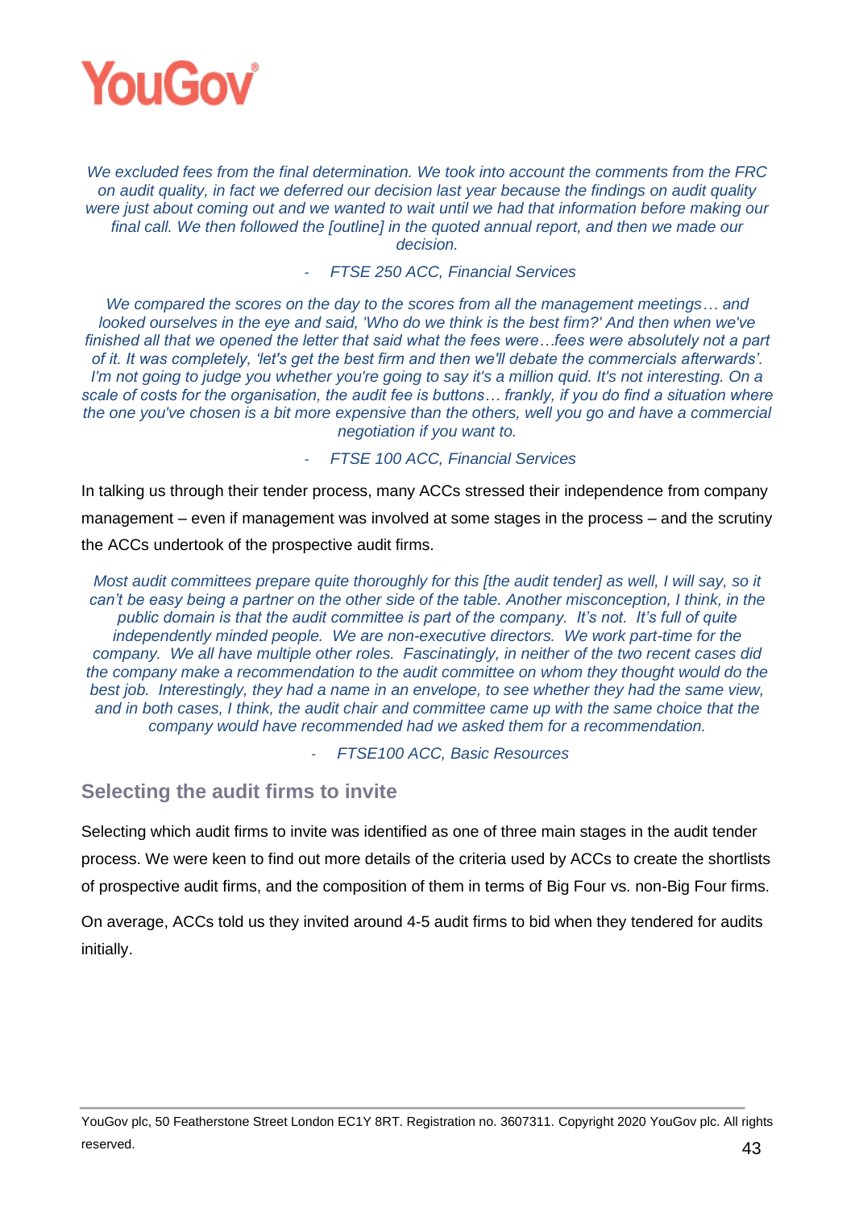*We excluded fees from the final determination. We took into account the comments from the FRC on audit quality, in fact we deferred our decision last year because the findings on audit quality were just about coming out and we wanted to wait until we had that information before making our final call. We then followed the [outline] in the quoted annual report, and then we made our decision.*

- *FTSE 250 ACC, Financial Services*

*We compared the scores on the day to the scores from all the management meetings… and looked ourselves in the eye and said, 'Who do we think is the best firm?' And then when we've finished all that we opened the letter that said what the fees were…fees were absolutely not a part of it. It was completely, 'let's get the best firm and then we'll debate the commercials afterwards'. I'm not going to judge you whether you're going to say it's a million quid. It's not interesting. On a scale of costs for the organisation, the audit fee is buttons… frankly, if you do find a situation where the one you've chosen is a bit more expensive than the others, well you go and have a commercial negotiation if you want to.*

- *FTSE 100 ACC, Financial Services*

In talking us through their tender process, many ACCs stressed their independence from company management – even if management was involved at some stages in the process – and the scrutiny the ACCs undertook of the prospective audit firms.

*Most audit committees prepare quite thoroughly for this [the audit tender] as well, I will say, so it can't be easy being a partner on the other side of the table. Another misconception, I think, in the public domain is that the audit committee is part of the company. It's not. It's full of quite independently minded people. We are non-executive directors. We work part-time for the company. We all have multiple other roles. Fascinatingly, in neither of the two recent cases did the company make a recommendation to the audit committee on whom they thought would do the best job. Interestingly, they had a name in an envelope, to see whether they had the same view, and in both cases, I think, the audit chair and committee came up with the same choice that the company would have recommended had we asked them for a recommendation.*

- *FTSE100 ACC, Basic Resources*

## Selecting the audit firms to invite

Selecting which audit firms to invite was identified as one of three main stages in the audit tender process. We were keen to find out more details of the criteria used by ACCs to create the shortlists of prospective audit firms, and the composition of them in terms of Big Four vs. non-Big Four firms.

On average, ACCs told us they invited around 4-5 audit firms to bid when they tendered for audits initially.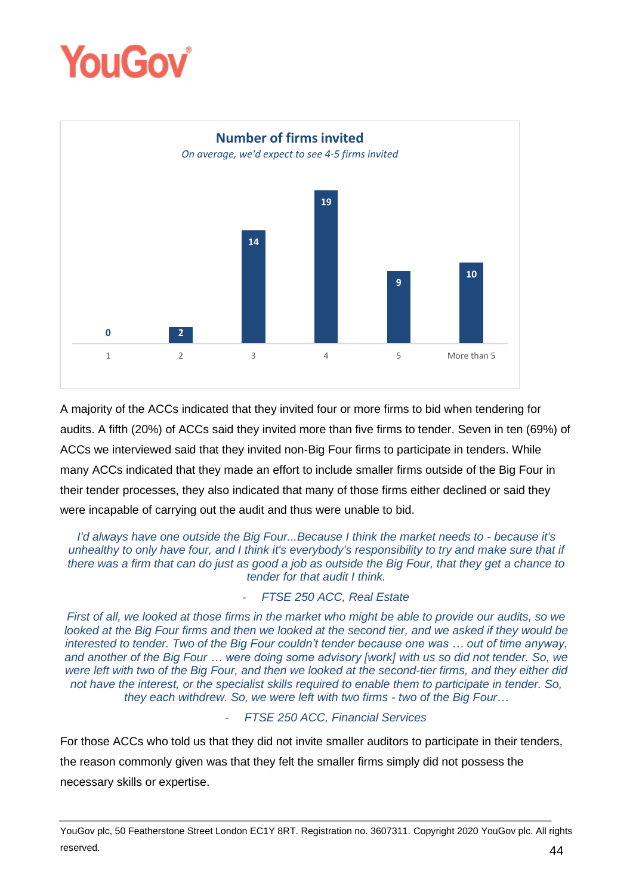**Number of firms invited**

*On average, we'd expect to see 4-5 firms invited*

| Number of firms | Count |
|---|---|
| 1 | 0 |
| 2 | 2 |
| 3 | 14 |
| 4 | 19 |
| 5 | 9 |
| More than 5 | 10 |

A majority of the ACCs indicated that they invited four or more firms to bid when tendering for audits. A fifth (20%) of ACCs said they invited more than five firms to tender. Seven in ten (69%) of ACCs we interviewed said that they invited non-Big Four firms to participate in tenders. While many ACCs indicated that they made an effort to include smaller firms outside of the Big Four in their tender processes, they also indicated that many of those firms either declined or said they were incapable of carrying out the audit and thus were unable to bid.

> *I'd always have one outside the Big Four...Because I think the market needs to - because it's unhealthy to only have four, and I think it's everybody's responsibility to try and make sure that if there was a firm that can do just as good a job as outside the Big Four, that they get a chance to tender for that audit I think.*
>
> \- *FTSE 250 ACC, Real Estate*

> *First of all, we looked at those firms in the market who might be able to provide our audits, so we looked at the Big Four firms and then we looked at the second tier, and we asked if they would be interested to tender. Two of the Big Four couldn't tender because one was … out of time anyway, and another of the Big Four … were doing some advisory [work] with us so did not tender. So, we were left with two of the Big Four, and then we looked at the second-tier firms, and they either did not have the interest, or the specialist skills required to enable them to participate in tender. So, they each withdrew. So, we were left with two firms - two of the Big Four…*
>
> \- *FTSE 250 ACC, Financial Services*

For those ACCs who told us that they did not invite smaller auditors to participate in their tenders, the reason commonly given was that they felt the smaller firms simply did not possess the necessary skills or expertise.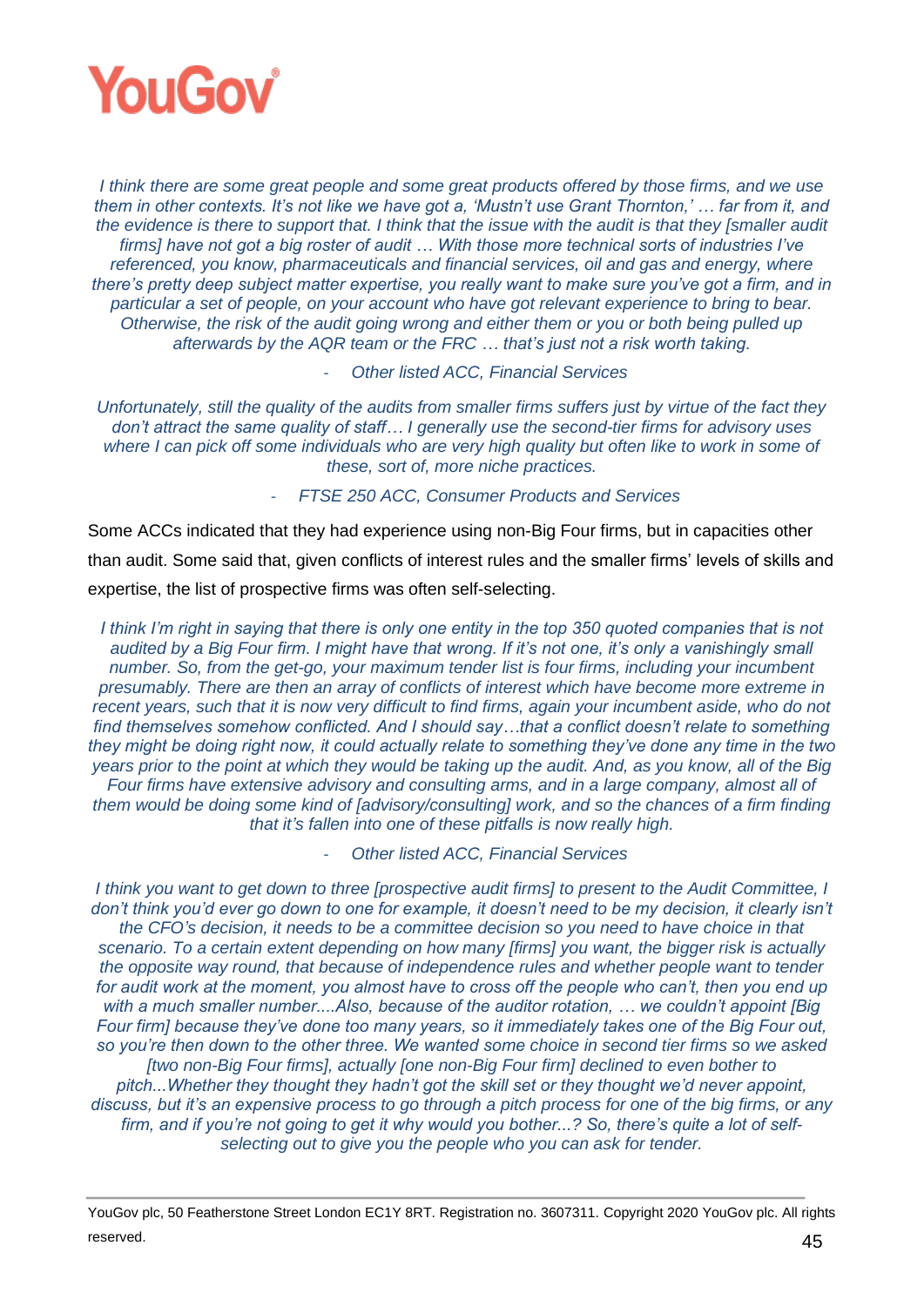*I think there are some great people and some great products offered by those firms, and we use them in other contexts. It's not like we have got a, 'Mustn't use Grant Thornton,' … far from it, and the evidence is there to support that. I think that the issue with the audit is that they [smaller audit firms] have not got a big roster of audit … With those more technical sorts of industries I've referenced, you know, pharmaceuticals and financial services, oil and gas and energy, where there's pretty deep subject matter expertise, you really want to make sure you've got a firm, and in particular a set of people, on your account who have got relevant experience to bring to bear. Otherwise, the risk of the audit going wrong and either them or you or both being pulled up afterwards by the AQR team or the FRC … that's just not a risk worth taking.*

*- Other listed ACC, Financial Services*

*Unfortunately, still the quality of the audits from smaller firms suffers just by virtue of the fact they don't attract the same quality of staff… I generally use the second-tier firms for advisory uses where I can pick off some individuals who are very high quality but often like to work in some of these, sort of, more niche practices.*

*- FTSE 250 ACC, Consumer Products and Services*

Some ACCs indicated that they had experience using non-Big Four firms, but in capacities other than audit. Some said that, given conflicts of interest rules and the smaller firms' levels of skills and expertise, the list of prospective firms was often self-selecting.

*I think I'm right in saying that there is only one entity in the top 350 quoted companies that is not audited by a Big Four firm. I might have that wrong. If it's not one, it's only a vanishingly small number. So, from the get-go, your maximum tender list is four firms, including your incumbent presumably. There are then an array of conflicts of interest which have become more extreme in recent years, such that it is now very difficult to find firms, again your incumbent aside, who do not find themselves somehow conflicted. And I should say…that a conflict doesn't relate to something they might be doing right now, it could actually relate to something they've done any time in the two years prior to the point at which they would be taking up the audit. And, as you know, all of the Big Four firms have extensive advisory and consulting arms, and in a large company, almost all of them would be doing some kind of [advisory/consulting] work, and so the chances of a firm finding that it's fallen into one of these pitfalls is now really high.*

*- Other listed ACC, Financial Services*

*I think you want to get down to three [prospective audit firms] to present to the Audit Committee, I don't think you'd ever go down to one for example, it doesn't need to be my decision, it clearly isn't the CFO's decision, it needs to be a committee decision so you need to have choice in that scenario. To a certain extent depending on how many [firms] you want, the bigger risk is actually the opposite way round, that because of independence rules and whether people want to tender for audit work at the moment, you almost have to cross off the people who can't, then you end up with a much smaller number....Also, because of the auditor rotation, … we couldn't appoint [Big Four firm] because they've done too many years, so it immediately takes one of the Big Four out, so you're then down to the other three. We wanted some choice in second tier firms so we asked [two non-Big Four firms], actually [one non-Big Four firm] declined to even bother to pitch...Whether they thought they hadn't got the skill set or they thought we'd never appoint, discuss, but it's an expensive process to go through a pitch process for one of the big firms, or any firm, and if you're not going to get it why would you bother...? So, there's quite a lot of self-selecting out to give you the people who you can ask for tender.*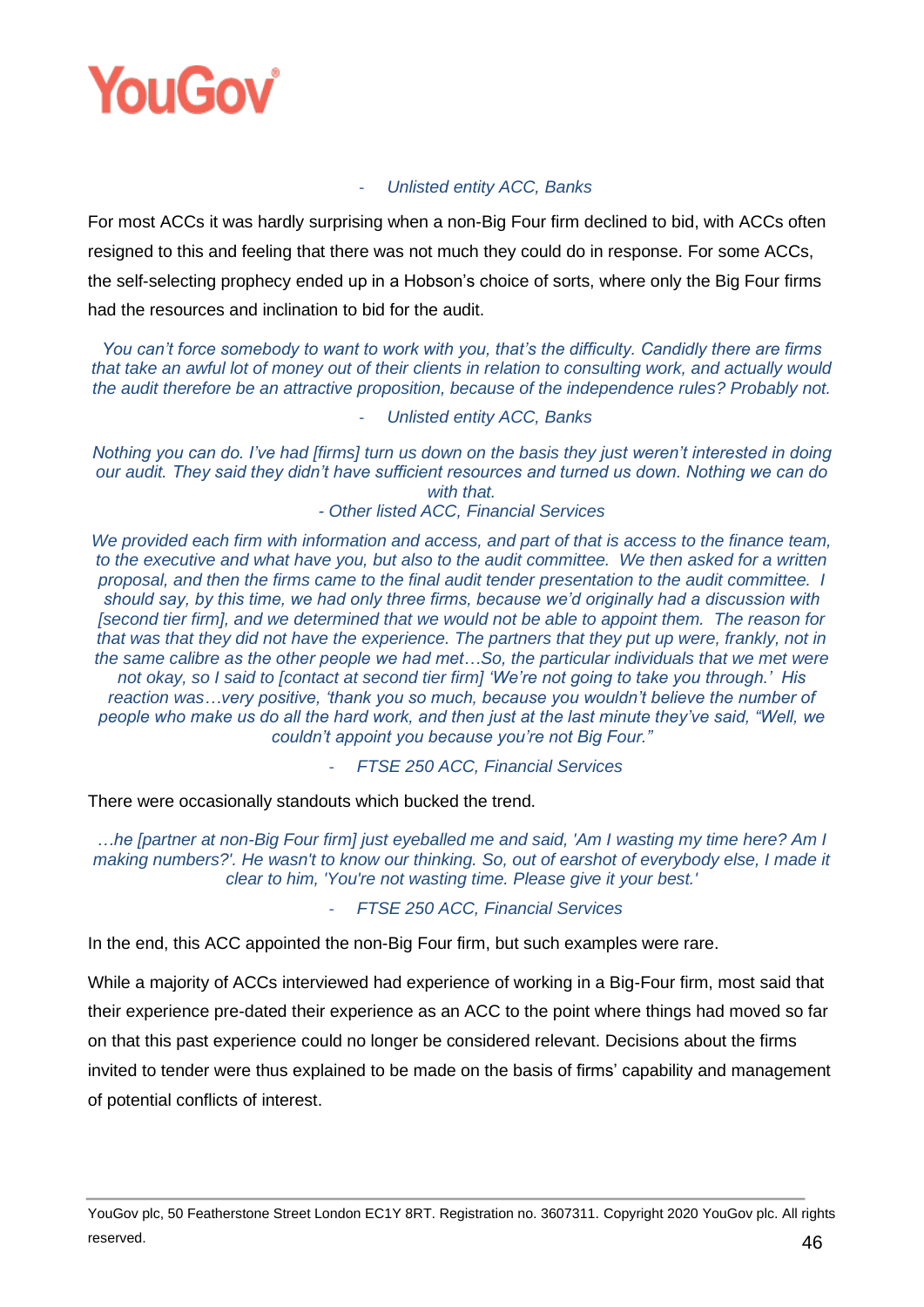- *Unlisted entity ACC, Banks*

For most ACCs it was hardly surprising when a non-Big Four firm declined to bid, with ACCs often resigned to this and feeling that there was not much they could do in response. For some ACCs, the self-selecting prophecy ended up in a Hobson's choice of sorts, where only the Big Four firms had the resources and inclination to bid for the audit.

*You can't force somebody to want to work with you, that's the difficulty. Candidly there are firms that take an awful lot of money out of their clients in relation to consulting work, and actually would the audit therefore be an attractive proposition, because of the independence rules? Probably not.*

- *Unlisted entity ACC, Banks*

*Nothing you can do. I've had [firms] turn us down on the basis they just weren't interested in doing our audit. They said they didn't have sufficient resources and turned us down. Nothing we can do with that.*

- *Other listed ACC, Financial Services*

*We provided each firm with information and access, and part of that is access to the finance team, to the executive and what have you, but also to the audit committee. We then asked for a written proposal, and then the firms came to the final audit tender presentation to the audit committee. I should say, by this time, we had only three firms, because we'd originally had a discussion with [second tier firm], and we determined that we would not be able to appoint them. The reason for that was that they did not have the experience. The partners that they put up were, frankly, not in the same calibre as the other people we had met…So, the particular individuals that we met were not okay, so I said to [contact at second tier firm] 'We're not going to take you through.' His reaction was…very positive, 'thank you so much, because you wouldn't believe the number of people who make us do all the hard work, and then just at the last minute they've said, "Well, we couldn't appoint you because you're not Big Four."*

- *FTSE 250 ACC, Financial Services*

There were occasionally standouts which bucked the trend.

*…he [partner at non-Big Four firm] just eyeballed me and said, 'Am I wasting my time here? Am I making numbers?'. He wasn't to know our thinking. So, out of earshot of everybody else, I made it clear to him, 'You're not wasting time. Please give it your best.'*

- *FTSE 250 ACC, Financial Services*

In the end, this ACC appointed the non-Big Four firm, but such examples were rare.

While a majority of ACCs interviewed had experience of working in a Big-Four firm, most said that their experience pre-dated their experience as an ACC to the point where things had moved so far on that this past experience could no longer be considered relevant. Decisions about the firms invited to tender were thus explained to be made on the basis of firms' capability and management of potential conflicts of interest.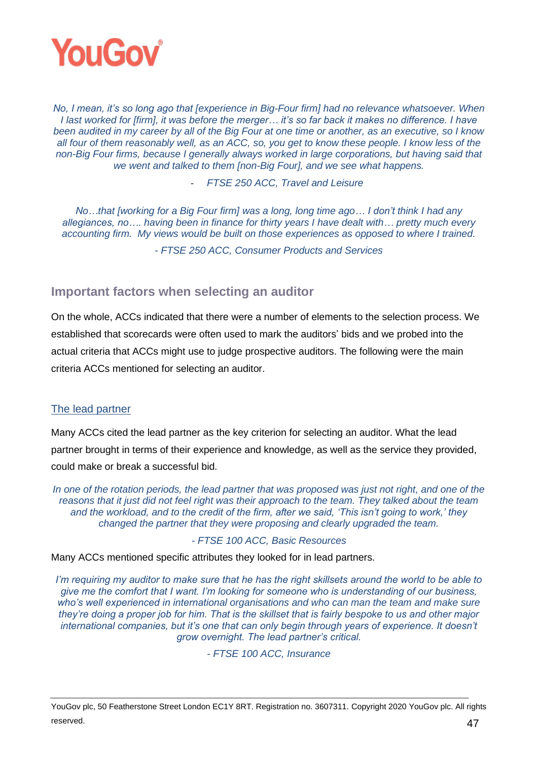*No, I mean, it's so long ago that [experience in Big-Four firm] had no relevance whatsoever. When I last worked for [firm], it was before the merger… it's so far back it makes no difference. I have been audited in my career by all of the Big Four at one time or another, as an executive, so I know all four of them reasonably well, as an ACC, so, you get to know these people. I know less of the non-Big Four firms, because I generally always worked in large corporations, but having said that we went and talked to them [non-Big Four], and we see what happens.*

*- FTSE 250 ACC, Travel and Leisure*

*No…that [working for a Big Four firm] was a long, long time ago… I don't think I had any allegiances, no…. having been in finance for thirty years I have dealt with… pretty much every accounting firm. My views would be built on those experiences as opposed to where I trained.*

*- FTSE 250 ACC, Consumer Products and Services*

## Important factors when selecting an auditor

On the whole, ACCs indicated that there were a number of elements to the selection process. We established that scorecards were often used to mark the auditors' bids and we probed into the actual criteria that ACCs might use to judge prospective auditors. The following were the main criteria ACCs mentioned for selecting an auditor.

### The lead partner

Many ACCs cited the lead partner as the key criterion for selecting an auditor. What the lead partner brought in terms of their experience and knowledge, as well as the service they provided, could make or break a successful bid.

*In one of the rotation periods, the lead partner that was proposed was just not right, and one of the reasons that it just did not feel right was their approach to the team. They talked about the team and the workload, and to the credit of the firm, after we said, 'This isn't going to work,' they changed the partner that they were proposing and clearly upgraded the team.*

*- FTSE 100 ACC, Basic Resources*

Many ACCs mentioned specific attributes they looked for in lead partners.

*I'm requiring my auditor to make sure that he has the right skillsets around the world to be able to give me the comfort that I want. I'm looking for someone who is understanding of our business, who's well experienced in international organisations and who can man the team and make sure they're doing a proper job for him. That is the skillset that is fairly bespoke to us and other major international companies, but it's one that can only begin through years of experience. It doesn't grow overnight. The lead partner's critical.*

*- FTSE 100 ACC, Insurance*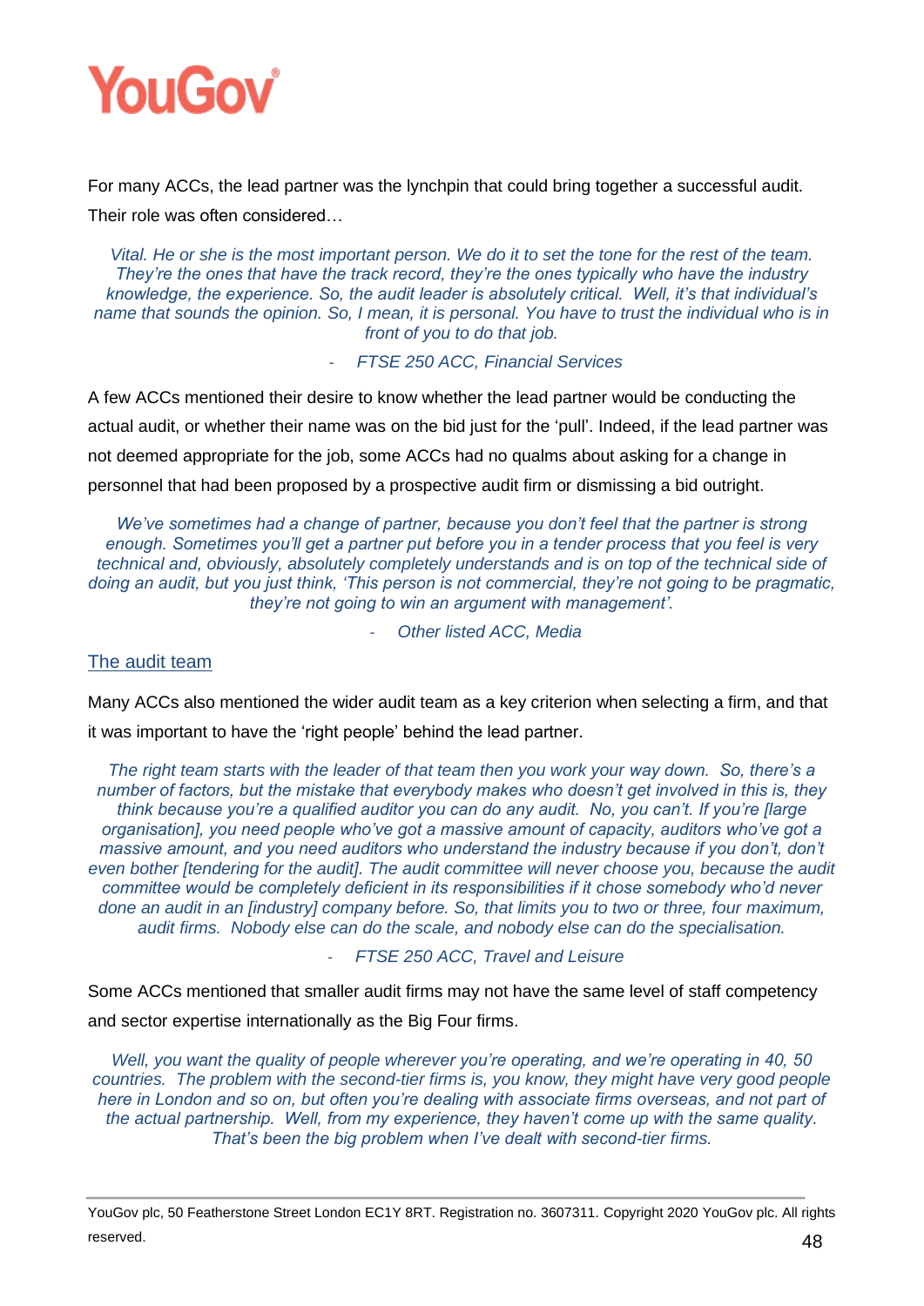For many ACCs, the lead partner was the lynchpin that could bring together a successful audit. Their role was often considered…

> *Vital. He or she is the most important person. We do it to set the tone for the rest of the team. They're the ones that have the track record, they're the ones typically who have the industry knowledge, the experience. So, the audit leader is absolutely critical. Well, it's that individual's name that sounds the opinion. So, I mean, it is personal. You have to trust the individual who is in front of you to do that job.*
>
> *- FTSE 250 ACC, Financial Services*

A few ACCs mentioned their desire to know whether the lead partner would be conducting the actual audit, or whether their name was on the bid just for the 'pull'. Indeed, if the lead partner was not deemed appropriate for the job, some ACCs had no qualms about asking for a change in personnel that had been proposed by a prospective audit firm or dismissing a bid outright.

> *We've sometimes had a change of partner, because you don't feel that the partner is strong enough. Sometimes you'll get a partner put before you in a tender process that you feel is very technical and, obviously, absolutely completely understands and is on top of the technical side of doing an audit, but you just think, 'This person is not commercial, they're not going to be pragmatic, they're not going to win an argument with management'.*
>
> *- Other listed ACC, Media*

## The audit team

Many ACCs also mentioned the wider audit team as a key criterion when selecting a firm, and that it was important to have the 'right people' behind the lead partner.

> *The right team starts with the leader of that team then you work your way down. So, there's a number of factors, but the mistake that everybody makes who doesn't get involved in this is, they think because you're a qualified auditor you can do any audit. No, you can't. If you're [large organisation], you need people who've got a massive amount of capacity, auditors who've got a massive amount, and you need auditors who understand the industry because if you don't, don't even bother [tendering for the audit]. The audit committee will never choose you, because the audit committee would be completely deficient in its responsibilities if it chose somebody who'd never done an audit in an [industry] company before. So, that limits you to two or three, four maximum, audit firms. Nobody else can do the scale, and nobody else can do the specialisation.*
>
> *- FTSE 250 ACC, Travel and Leisure*

Some ACCs mentioned that smaller audit firms may not have the same level of staff competency and sector expertise internationally as the Big Four firms.

> *Well, you want the quality of people wherever you're operating, and we're operating in 40, 50 countries. The problem with the second-tier firms is, you know, they might have very good people here in London and so on, but often you're dealing with associate firms overseas, and not part of the actual partnership. Well, from my experience, they haven't come up with the same quality. That's been the big problem when I've dealt with second-tier firms.*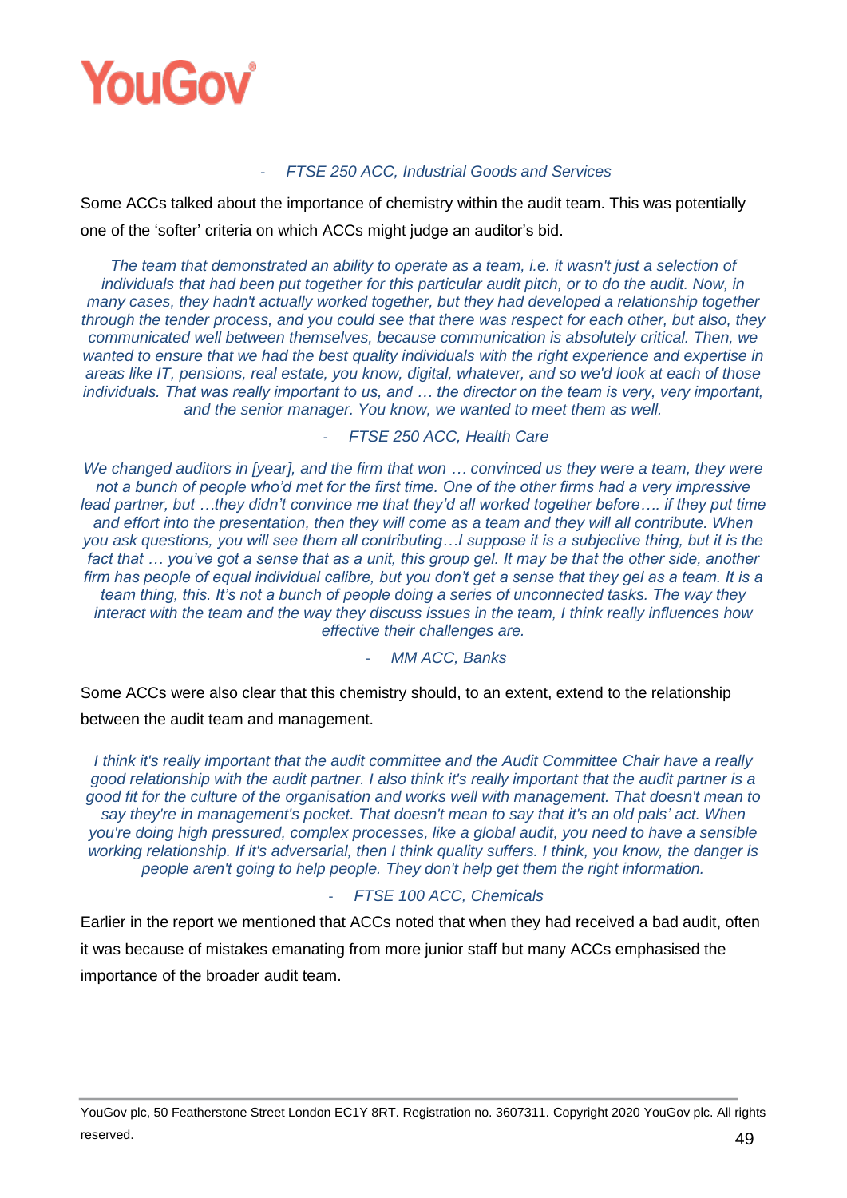*- FTSE 250 ACC, Industrial Goods and Services*

Some ACCs talked about the importance of chemistry within the audit team. This was potentially one of the 'softer' criteria on which ACCs might judge an auditor's bid.

> *The team that demonstrated an ability to operate as a team, i.e. it wasn't just a selection of individuals that had been put together for this particular audit pitch, or to do the audit. Now, in many cases, they hadn't actually worked together, but they had developed a relationship together through the tender process, and you could see that there was respect for each other, but also, they communicated well between themselves, because communication is absolutely critical. Then, we wanted to ensure that we had the best quality individuals with the right experience and expertise in areas like IT, pensions, real estate, you know, digital, whatever, and so we'd look at each of those individuals. That was really important to us, and … the director on the team is very, very important, and the senior manager. You know, we wanted to meet them as well.*
>
> *- FTSE 250 ACC, Health Care*

> *We changed auditors in [year], and the firm that won … convinced us they were a team, they were not a bunch of people who'd met for the first time. One of the other firms had a very impressive lead partner, but …they didn't convince me that they'd all worked together before…. if they put time and effort into the presentation, then they will come as a team and they will all contribute. When you ask questions, you will see them all contributing…I suppose it is a subjective thing, but it is the fact that … you've got a sense that as a unit, this group gel. It may be that the other side, another firm has people of equal individual calibre, but you don't get a sense that they gel as a team. It is a team thing, this. It's not a bunch of people doing a series of unconnected tasks. The way they interact with the team and the way they discuss issues in the team, I think really influences how effective their challenges are.*
>
> *- MM ACC, Banks*

Some ACCs were also clear that this chemistry should, to an extent, extend to the relationship between the audit team and management.

> *I think it's really important that the audit committee and the Audit Committee Chair have a really good relationship with the audit partner. I also think it's really important that the audit partner is a good fit for the culture of the organisation and works well with management. That doesn't mean to say they're in management's pocket. That doesn't mean to say that it's an old pals' act. When you're doing high pressured, complex processes, like a global audit, you need to have a sensible working relationship. If it's adversarial, then I think quality suffers. I think, you know, the danger is people aren't going to help people. They don't help get them the right information.*
>
> *- FTSE 100 ACC, Chemicals*

Earlier in the report we mentioned that ACCs noted that when they had received a bad audit, often it was because of mistakes emanating from more junior staff but many ACCs emphasised the importance of the broader audit team.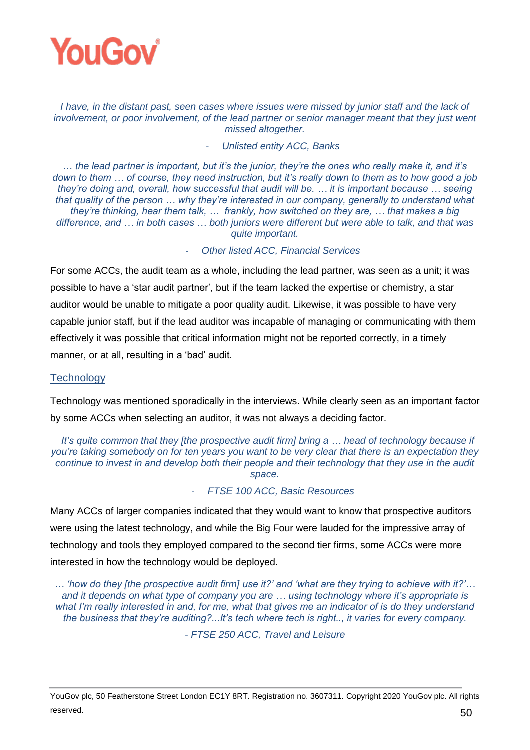*I have, in the distant past, seen cases where issues were missed by junior staff and the lack of involvement, or poor involvement, of the lead partner or senior manager meant that they just went missed altogether.*

*- Unlisted entity ACC, Banks*

*… the lead partner is important, but it's the junior, they're the ones who really make it, and it's down to them … of course, they need instruction, but it's really down to them as to how good a job they're doing and, overall, how successful that audit will be. … it is important because … seeing that quality of the person … why they're interested in our company, generally to understand what they're thinking, hear them talk, … frankly, how switched on they are, … that makes a big difference, and … in both cases … both juniors were different but were able to talk, and that was quite important.*

*- Other listed ACC, Financial Services*

For some ACCs, the audit team as a whole, including the lead partner, was seen as a unit; it was possible to have a 'star audit partner', but if the team lacked the expertise or chemistry, a star auditor would be unable to mitigate a poor quality audit. Likewise, it was possible to have very capable junior staff, but if the lead auditor was incapable of managing or communicating with them effectively it was possible that critical information might not be reported correctly, in a timely manner, or at all, resulting in a 'bad' audit.

### Technology

Technology was mentioned sporadically in the interviews. While clearly seen as an important factor by some ACCs when selecting an auditor, it was not always a deciding factor.

*It's quite common that they [the prospective audit firm] bring a … head of technology because if you're taking somebody on for ten years you want to be very clear that there is an expectation they continue to invest in and develop both their people and their technology that they use in the audit space.*

*- FTSE 100 ACC, Basic Resources*

Many ACCs of larger companies indicated that they would want to know that prospective auditors were using the latest technology, and while the Big Four were lauded for the impressive array of technology and tools they employed compared to the second tier firms, some ACCs were more interested in how the technology would be deployed.

*… 'how do they [the prospective audit firm] use it?' and 'what are they trying to achieve with it?'… and it depends on what type of company you are … using technology where it's appropriate is what I'm really interested in and, for me, what that gives me an indicator of is do they understand the business that they're auditing?...It's tech where tech is right.., it varies for every company.*

*- FTSE 250 ACC, Travel and Leisure*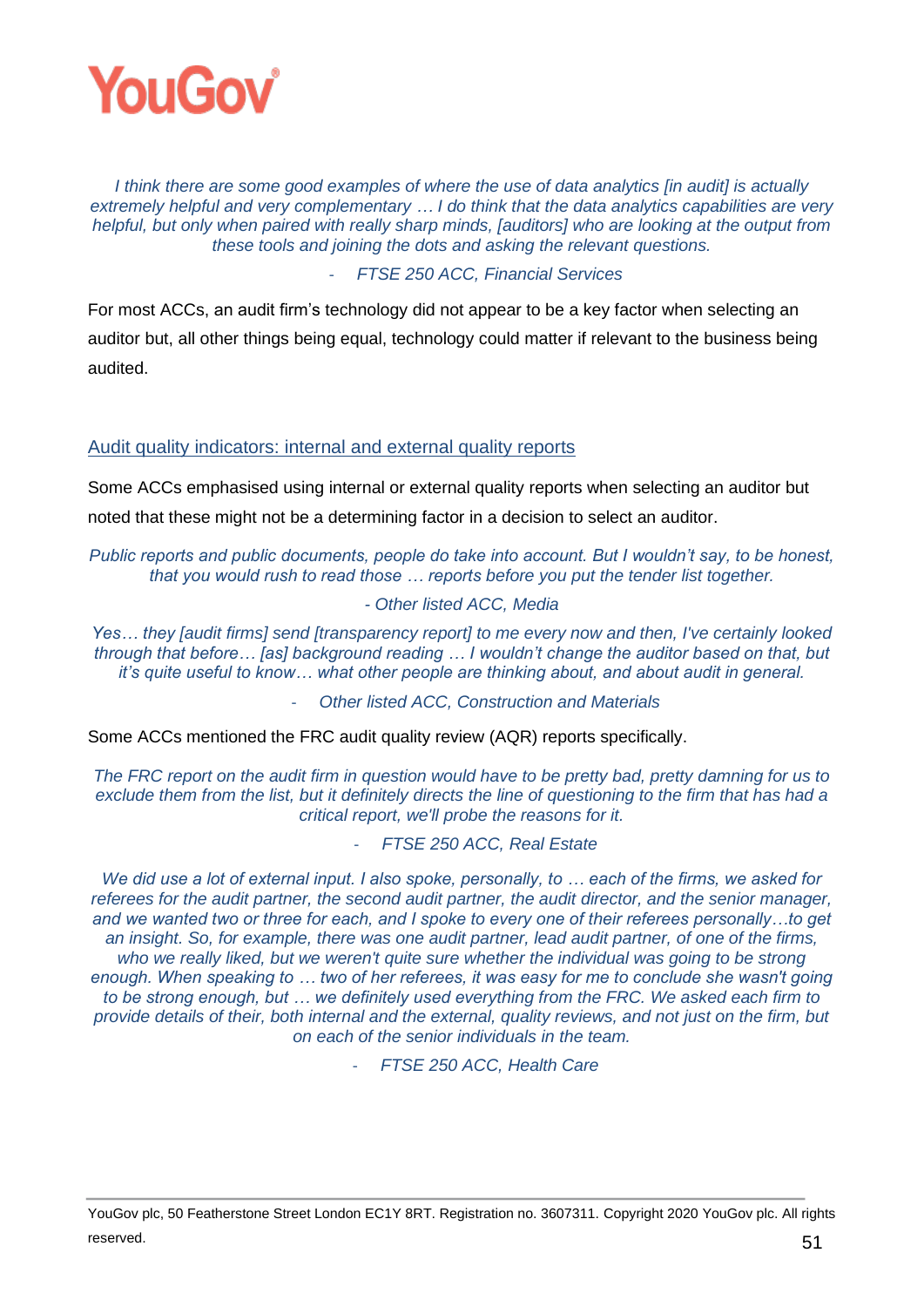*I think there are some good examples of where the use of data analytics [in audit] is actually extremely helpful and very complementary … I do think that the data analytics capabilities are very helpful, but only when paired with really sharp minds, [auditors] who are looking at the output from these tools and joining the dots and asking the relevant questions.*

*- FTSE 250 ACC, Financial Services*

For most ACCs, an audit firm's technology did not appear to be a key factor when selecting an auditor but, all other things being equal, technology could matter if relevant to the business being audited.

### Audit quality indicators: internal and external quality reports

Some ACCs emphasised using internal or external quality reports when selecting an auditor but noted that these might not be a determining factor in a decision to select an auditor.

*Public reports and public documents, people do take into account. But I wouldn't say, to be honest, that you would rush to read those … reports before you put the tender list together.*

*- Other listed ACC, Media*

*Yes… they [audit firms] send [transparency report] to me every now and then, I've certainly looked through that before… [as] background reading … I wouldn't change the auditor based on that, but it's quite useful to know… what other people are thinking about, and about audit in general.*

*- Other listed ACC, Construction and Materials*

Some ACCs mentioned the FRC audit quality review (AQR) reports specifically.

*The FRC report on the audit firm in question would have to be pretty bad, pretty damning for us to exclude them from the list, but it definitely directs the line of questioning to the firm that has had a critical report, we'll probe the reasons for it.*

*- FTSE 250 ACC, Real Estate*

*We did use a lot of external input. I also spoke, personally, to … each of the firms, we asked for referees for the audit partner, the second audit partner, the audit director, and the senior manager, and we wanted two or three for each, and I spoke to every one of their referees personally…to get an insight. So, for example, there was one audit partner, lead audit partner, of one of the firms, who we really liked, but we weren't quite sure whether the individual was going to be strong enough. When speaking to … two of her referees, it was easy for me to conclude she wasn't going to be strong enough, but … we definitely used everything from the FRC. We asked each firm to provide details of their, both internal and the external, quality reviews, and not just on the firm, but on each of the senior individuals in the team.*

*- FTSE 250 ACC, Health Care*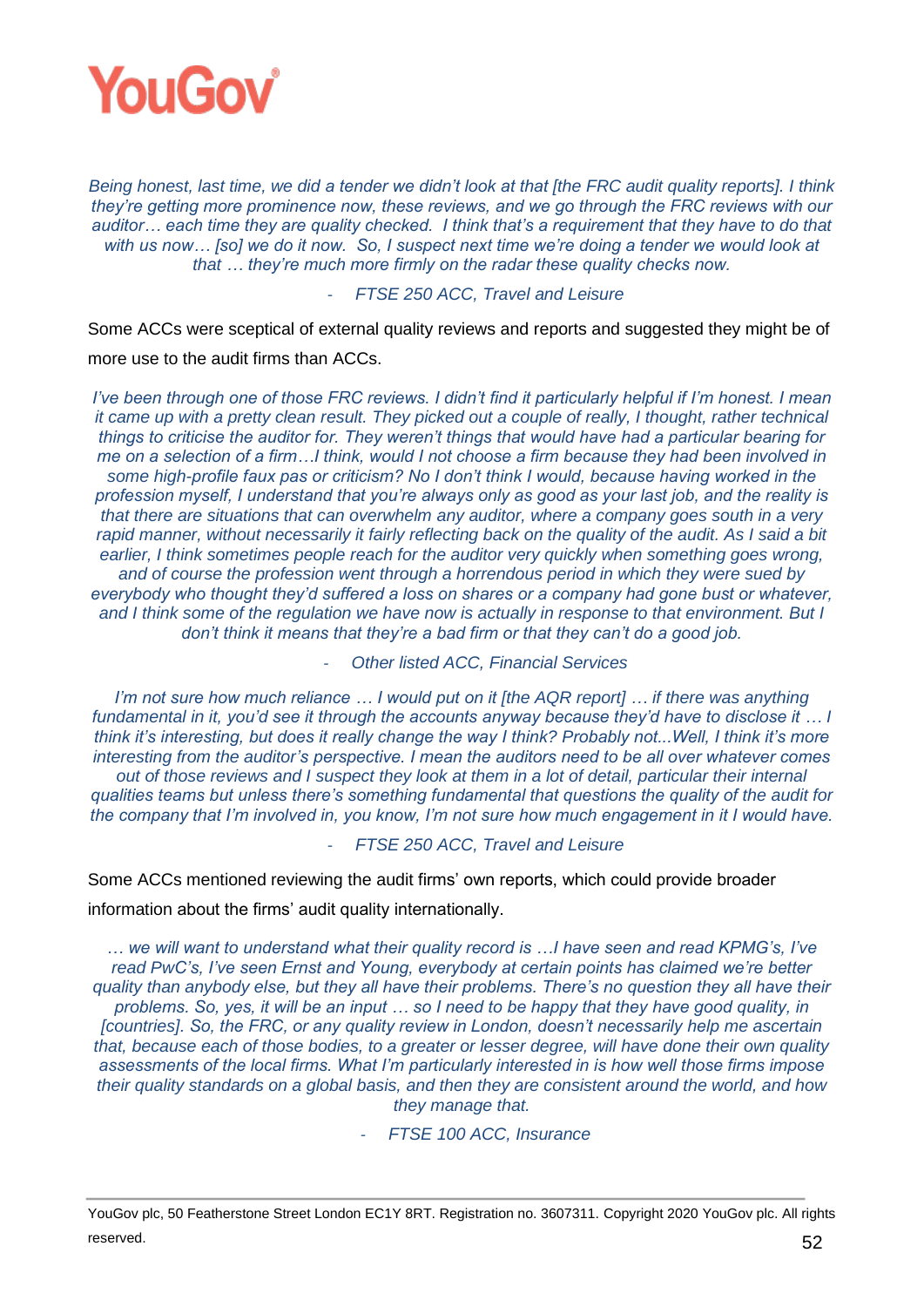*Being honest, last time, we did a tender we didn't look at that [the FRC audit quality reports]. I think they're getting more prominence now, these reviews, and we go through the FRC reviews with our auditor… each time they are quality checked. I think that's a requirement that they have to do that with us now… [so] we do it now. So, I suspect next time we're doing a tender we would look at that … they're much more firmly on the radar these quality checks now.*

*- FTSE 250 ACC, Travel and Leisure*

Some ACCs were sceptical of external quality reviews and reports and suggested they might be of more use to the audit firms than ACCs.

*I've been through one of those FRC reviews. I didn't find it particularly helpful if I'm honest. I mean it came up with a pretty clean result. They picked out a couple of really, I thought, rather technical things to criticise the auditor for. They weren't things that would have had a particular bearing for me on a selection of a firm…I think, would I not choose a firm because they had been involved in some high-profile faux pas or criticism? No I don't think I would, because having worked in the profession myself, I understand that you're always only as good as your last job, and the reality is that there are situations that can overwhelm any auditor, where a company goes south in a very rapid manner, without necessarily it fairly reflecting back on the quality of the audit. As I said a bit earlier, I think sometimes people reach for the auditor very quickly when something goes wrong, and of course the profession went through a horrendous period in which they were sued by everybody who thought they'd suffered a loss on shares or a company had gone bust or whatever, and I think some of the regulation we have now is actually in response to that environment. But I don't think it means that they're a bad firm or that they can't do a good job.*

*- Other listed ACC, Financial Services*

*I'm not sure how much reliance … I would put on it [the AQR report] … if there was anything fundamental in it, you'd see it through the accounts anyway because they'd have to disclose it … I think it's interesting, but does it really change the way I think? Probably not...Well, I think it's more interesting from the auditor's perspective. I mean the auditors need to be all over whatever comes out of those reviews and I suspect they look at them in a lot of detail, particular their internal qualities teams but unless there's something fundamental that questions the quality of the audit for the company that I'm involved in, you know, I'm not sure how much engagement in it I would have.*

*- FTSE 250 ACC, Travel and Leisure*

Some ACCs mentioned reviewing the audit firms' own reports, which could provide broader information about the firms' audit quality internationally.

*… we will want to understand what their quality record is …I have seen and read KPMG's, I've read PwC's, I've seen Ernst and Young, everybody at certain points has claimed we're better quality than anybody else, but they all have their problems. There's no question they all have their problems. So, yes, it will be an input … so I need to be happy that they have good quality, in [countries]. So, the FRC, or any quality review in London, doesn't necessarily help me ascertain that, because each of those bodies, to a greater or lesser degree, will have done their own quality assessments of the local firms. What I'm particularly interested in is how well those firms impose their quality standards on a global basis, and then they are consistent around the world, and how they manage that.*

*- FTSE 100 ACC, Insurance*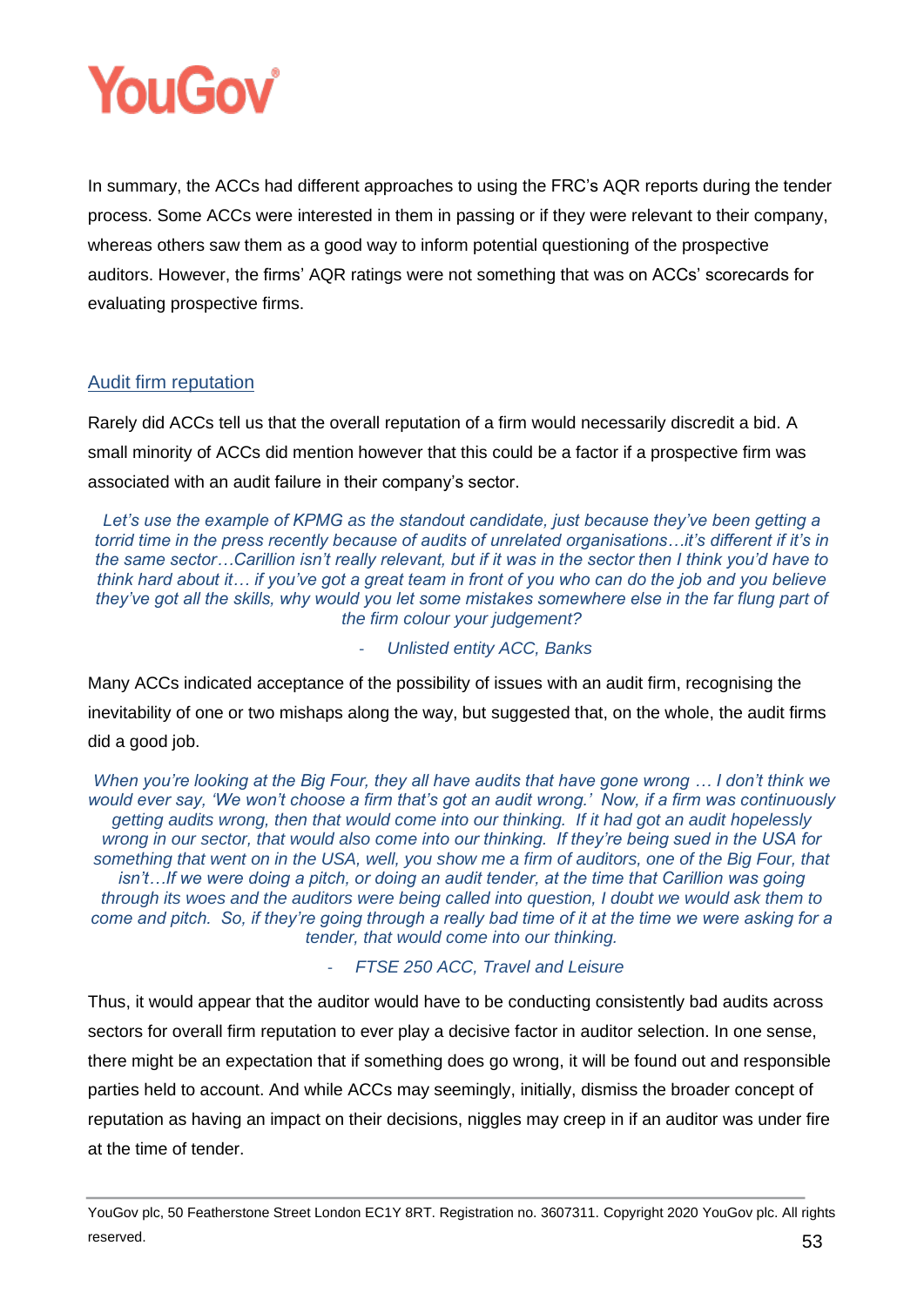In summary, the ACCs had different approaches to using the FRC's AQR reports during the tender process. Some ACCs were interested in them in passing or if they were relevant to their company, whereas others saw them as a good way to inform potential questioning of the prospective auditors. However, the firms' AQR ratings were not something that was on ACCs' scorecards for evaluating prospective firms.

## Audit firm reputation

Rarely did ACCs tell us that the overall reputation of a firm would necessarily discredit a bid. A small minority of ACCs did mention however that this could be a factor if a prospective firm was associated with an audit failure in their company's sector.

> *Let's use the example of KPMG as the standout candidate, just because they've been getting a torrid time in the press recently because of audits of unrelated organisations…it's different if it's in the same sector…Carillion isn't really relevant, but if it was in the sector then I think you'd have to think hard about it… if you've got a great team in front of you who can do the job and you believe they've got all the skills, why would you let some mistakes somewhere else in the far flung part of the firm colour your judgement?*
>
> *- Unlisted entity ACC, Banks*

Many ACCs indicated acceptance of the possibility of issues with an audit firm, recognising the inevitability of one or two mishaps along the way, but suggested that, on the whole, the audit firms did a good job.

> *When you're looking at the Big Four, they all have audits that have gone wrong … I don't think we would ever say, 'We won't choose a firm that's got an audit wrong.' Now, if a firm was continuously getting audits wrong, then that would come into our thinking. If it had got an audit hopelessly wrong in our sector, that would also come into our thinking. If they're being sued in the USA for something that went on in the USA, well, you show me a firm of auditors, one of the Big Four, that isn't…If we were doing a pitch, or doing an audit tender, at the time that Carillion was going through its woes and the auditors were being called into question, I doubt we would ask them to come and pitch. So, if they're going through a really bad time of it at the time we were asking for a tender, that would come into our thinking.*
>
> *- FTSE 250 ACC, Travel and Leisure*

Thus, it would appear that the auditor would have to be conducting consistently bad audits across sectors for overall firm reputation to ever play a decisive factor in auditor selection. In one sense, there might be an expectation that if something does go wrong, it will be found out and responsible parties held to account. And while ACCs may seemingly, initially, dismiss the broader concept of reputation as having an impact on their decisions, niggles may creep in if an auditor was under fire at the time of tender.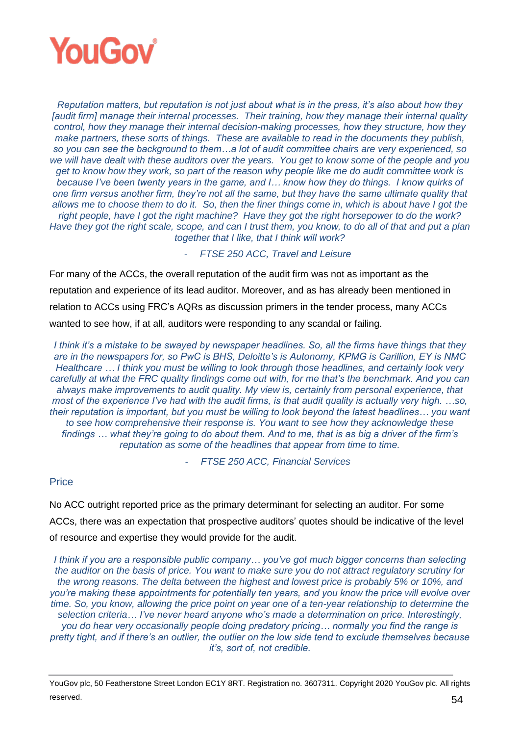*Reputation matters, but reputation is not just about what is in the press, it's also about how they [audit firm] manage their internal processes. Their training, how they manage their internal quality control, how they manage their internal decision-making processes, how they structure, how they make partners, these sorts of things. These are available to read in the documents they publish, so you can see the background to them…a lot of audit committee chairs are very experienced, so we will have dealt with these auditors over the years. You get to know some of the people and you get to know how they work, so part of the reason why people like me do audit committee work is because I've been twenty years in the game, and I… know how they do things. I know quirks of one firm versus another firm, they're not all the same, but they have the same ultimate quality that allows me to choose them to do it. So, then the finer things come in, which is about have I got the right people, have I got the right machine? Have they got the right horsepower to do the work? Have they got the right scale, scope, and can I trust them, you know, to do all of that and put a plan together that I like, that I think will work?*

*- FTSE 250 ACC, Travel and Leisure*

For many of the ACCs, the overall reputation of the audit firm was not as important as the reputation and experience of its lead auditor. Moreover, and as has already been mentioned in relation to ACCs using FRC's AQRs as discussion primers in the tender process, many ACCs wanted to see how, if at all, auditors were responding to any scandal or failing.

*I think it's a mistake to be swayed by newspaper headlines. So, all the firms have things that they are in the newspapers for, so PwC is BHS, Deloitte's is Autonomy, KPMG is Carillion, EY is NMC Healthcare … I think you must be willing to look through those headlines, and certainly look very carefully at what the FRC quality findings come out with, for me that's the benchmark. And you can always make improvements to audit quality. My view is, certainly from personal experience, that most of the experience I've had with the audit firms, is that audit quality is actually very high. …so, their reputation is important, but you must be willing to look beyond the latest headlines… you want to see how comprehensive their response is. You want to see how they acknowledge these findings … what they're going to do about them. And to me, that is as big a driver of the firm's reputation as some of the headlines that appear from time to time.*

*- FTSE 250 ACC, Financial Services*

### Price

No ACC outright reported price as the primary determinant for selecting an auditor. For some ACCs, there was an expectation that prospective auditors' quotes should be indicative of the level of resource and expertise they would provide for the audit.

*I think if you are a responsible public company… you've got much bigger concerns than selecting the auditor on the basis of price. You want to make sure you do not attract regulatory scrutiny for the wrong reasons. The delta between the highest and lowest price is probably 5% or 10%, and you're making these appointments for potentially ten years, and you know the price will evolve over time. So, you know, allowing the price point on year one of a ten-year relationship to determine the selection criteria… I've never heard anyone who's made a determination on price. Interestingly, you do hear very occasionally people doing predatory pricing… normally you find the range is pretty tight, and if there's an outlier, the outlier on the low side tend to exclude themselves because it's, sort of, not credible.*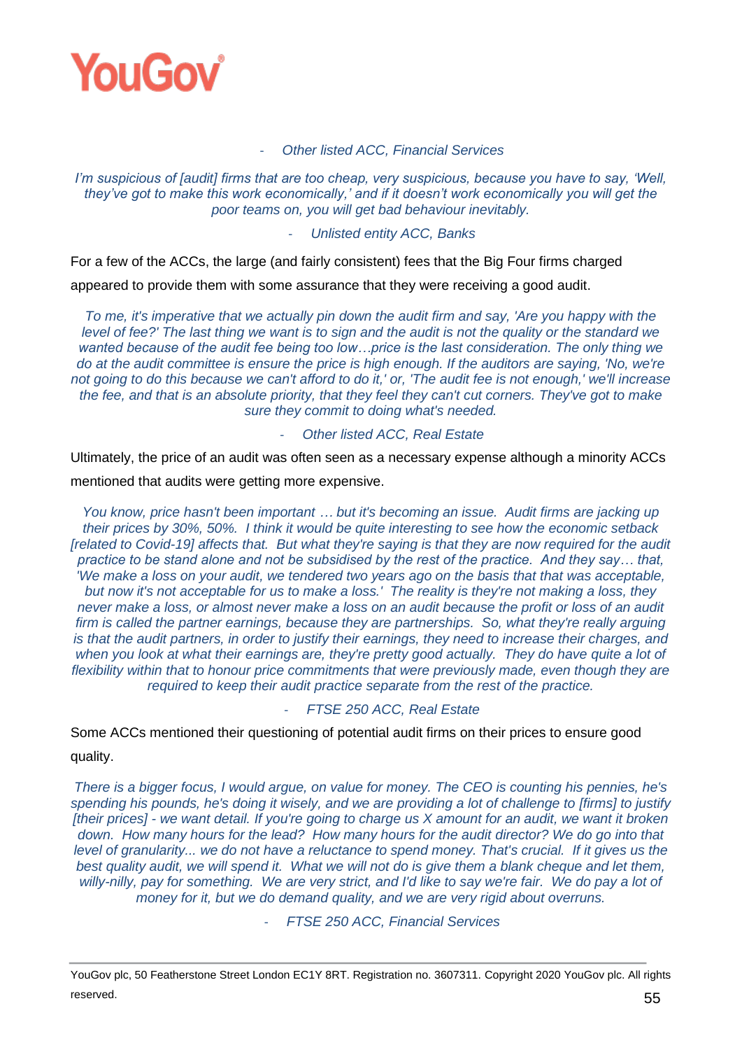- *Other listed ACC, Financial Services*

*I'm suspicious of [audit] firms that are too cheap, very suspicious, because you have to say, 'Well, they've got to make this work economically,' and if it doesn't work economically you will get the poor teams on, you will get bad behaviour inevitably.*

- *Unlisted entity ACC, Banks*

For a few of the ACCs, the large (and fairly consistent) fees that the Big Four firms charged appeared to provide them with some assurance that they were receiving a good audit.

*To me, it's imperative that we actually pin down the audit firm and say, 'Are you happy with the level of fee?' The last thing we want is to sign and the audit is not the quality or the standard we wanted because of the audit fee being too low…price is the last consideration. The only thing we do at the audit committee is ensure the price is high enough. If the auditors are saying, 'No, we're not going to do this because we can't afford to do it,' or, 'The audit fee is not enough,' we'll increase the fee, and that is an absolute priority, that they feel they can't cut corners. They've got to make sure they commit to doing what's needed.*

- *Other listed ACC, Real Estate*

Ultimately, the price of an audit was often seen as a necessary expense although a minority ACCs mentioned that audits were getting more expensive.

*You know, price hasn't been important … but it's becoming an issue. Audit firms are jacking up their prices by 30%, 50%. I think it would be quite interesting to see how the economic setback [related to Covid-19] affects that. But what they're saying is that they are now required for the audit practice to be stand alone and not be subsidised by the rest of the practice. And they say… that, 'We make a loss on your audit, we tendered two years ago on the basis that that was acceptable, but now it's not acceptable for us to make a loss.' The reality is they're not making a loss, they never make a loss, or almost never make a loss on an audit because the profit or loss of an audit firm is called the partner earnings, because they are partnerships. So, what they're really arguing is that the audit partners, in order to justify their earnings, they need to increase their charges, and when you look at what their earnings are, they're pretty good actually. They do have quite a lot of flexibility within that to honour price commitments that were previously made, even though they are required to keep their audit practice separate from the rest of the practice.*

- *FTSE 250 ACC, Real Estate*

Some ACCs mentioned their questioning of potential audit firms on their prices to ensure good quality.

*There is a bigger focus, I would argue, on value for money. The CEO is counting his pennies, he's spending his pounds, he's doing it wisely, and we are providing a lot of challenge to [firms] to justify [their prices] - we want detail. If you're going to charge us X amount for an audit, we want it broken down. How many hours for the lead? How many hours for the audit director? We do go into that level of granularity... we do not have a reluctance to spend money. That's crucial. If it gives us the best quality audit, we will spend it. What we will not do is give them a blank cheque and let them, willy-nilly, pay for something. We are very strict, and I'd like to say we're fair. We do pay a lot of money for it, but we do demand quality, and we are very rigid about overruns.*

- *FTSE 250 ACC, Financial Services*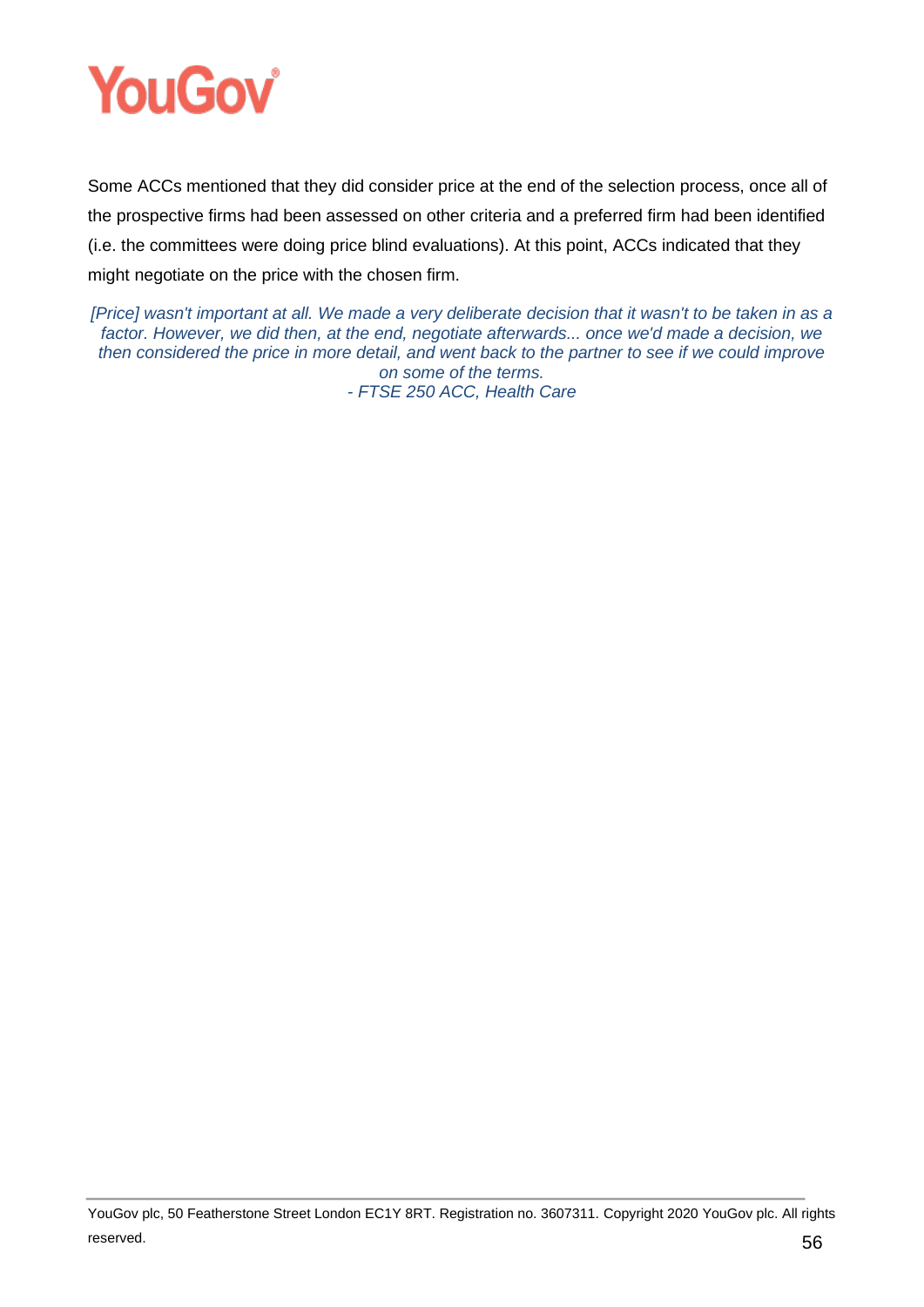Some ACCs mentioned that they did consider price at the end of the selection process, once all of the prospective firms had been assessed on other criteria and a preferred firm had been identified (i.e. the committees were doing price blind evaluations). At this point, ACCs indicated that they might negotiate on the price with the chosen firm.

*[Price] wasn't important at all. We made a very deliberate decision that it wasn't to be taken in as a factor. However, we did then, at the end, negotiate afterwards... once we'd made a decision, we then considered the price in more detail, and went back to the partner to see if we could improve on some of the terms.*
*- FTSE 250 ACC, Health Care*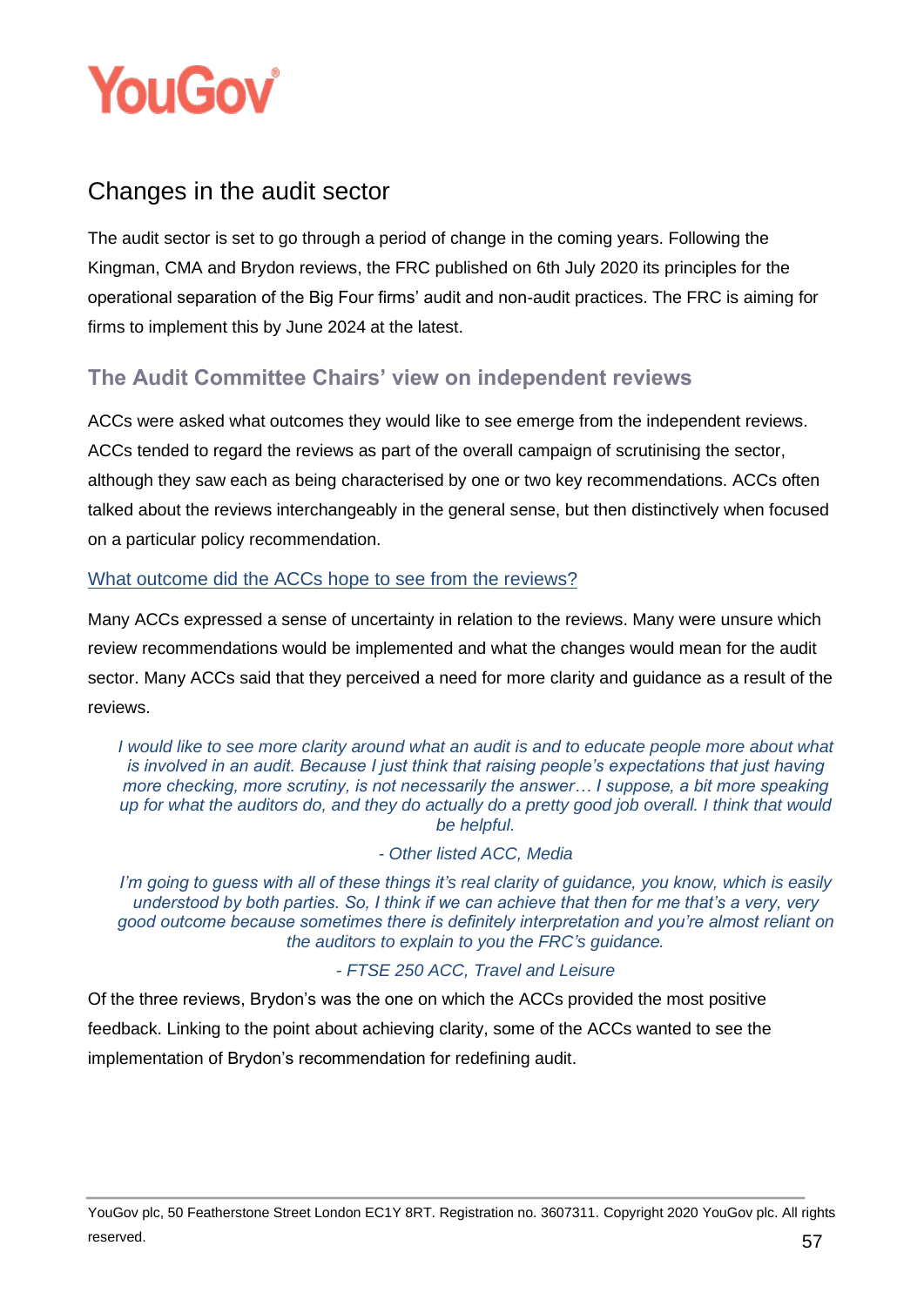## Changes in the audit sector

The audit sector is set to go through a period of change in the coming years. Following the Kingman, CMA and Brydon reviews, the FRC published on 6th July 2020 its principles for the operational separation of the Big Four firms' audit and non-audit practices. The FRC is aiming for firms to implement this by June 2024 at the latest.

### The Audit Committee Chairs' view on independent reviews

ACCs were asked what outcomes they would like to see emerge from the independent reviews. ACCs tended to regard the reviews as part of the overall campaign of scrutinising the sector, although they saw each as being characterised by one or two key recommendations. ACCs often talked about the reviews interchangeably in the general sense, but then distinctively when focused on a particular policy recommendation.

#### What outcome did the ACCs hope to see from the reviews?

Many ACCs expressed a sense of uncertainty in relation to the reviews. Many were unsure which review recommendations would be implemented and what the changes would mean for the audit sector. Many ACCs said that they perceived a need for more clarity and guidance as a result of the reviews.

> *I would like to see more clarity around what an audit is and to educate people more about what is involved in an audit. Because I just think that raising people's expectations that just having more checking, more scrutiny, is not necessarily the answer… I suppose, a bit more speaking up for what the auditors do, and they do actually do a pretty good job overall. I think that would be helpful.*
>
> *- Other listed ACC, Media*

> *I'm going to guess with all of these things it's real clarity of guidance, you know, which is easily understood by both parties. So, I think if we can achieve that then for me that's a very, very good outcome because sometimes there is definitely interpretation and you're almost reliant on the auditors to explain to you the FRC's guidance.*
>
> *- FTSE 250 ACC, Travel and Leisure*

Of the three reviews, Brydon's was the one on which the ACCs provided the most positive feedback. Linking to the point about achieving clarity, some of the ACCs wanted to see the implementation of Brydon's recommendation for redefining audit.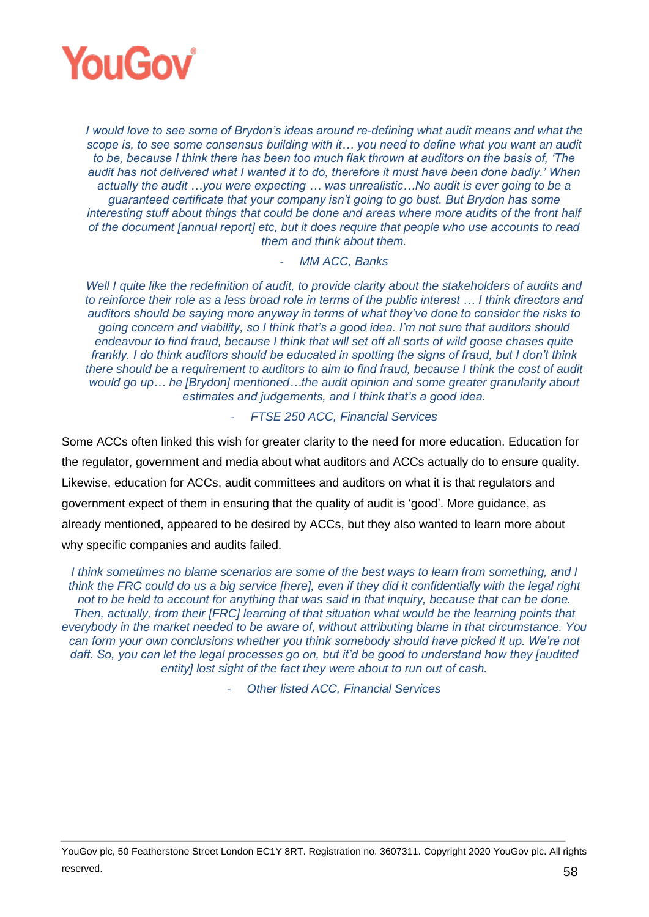*I would love to see some of Brydon's ideas around re-defining what audit means and what the scope is, to see some consensus building with it… you need to define what you want an audit to be, because I think there has been too much flak thrown at auditors on the basis of, 'The audit has not delivered what I wanted it to do, therefore it must have been done badly.' When actually the audit …you were expecting … was unrealistic…No audit is ever going to be a guaranteed certificate that your company isn't going to go bust. But Brydon has some interesting stuff about things that could be done and areas where more audits of the front half of the document [annual report] etc, but it does require that people who use accounts to read them and think about them.*

*- MM ACC, Banks*

*Well I quite like the redefinition of audit, to provide clarity about the stakeholders of audits and to reinforce their role as a less broad role in terms of the public interest … I think directors and auditors should be saying more anyway in terms of what they've done to consider the risks to going concern and viability, so I think that's a good idea. I'm not sure that auditors should endeavour to find fraud, because I think that will set off all sorts of wild goose chases quite frankly. I do think auditors should be educated in spotting the signs of fraud, but I don't think there should be a requirement to auditors to aim to find fraud, because I think the cost of audit would go up… he [Brydon] mentioned…the audit opinion and some greater granularity about estimates and judgements, and I think that's a good idea.*

*- FTSE 250 ACC, Financial Services*

Some ACCs often linked this wish for greater clarity to the need for more education. Education for the regulator, government and media about what auditors and ACCs actually do to ensure quality. Likewise, education for ACCs, audit committees and auditors on what it is that regulators and government expect of them in ensuring that the quality of audit is 'good'. More guidance, as already mentioned, appeared to be desired by ACCs, but they also wanted to learn more about why specific companies and audits failed.

*I think sometimes no blame scenarios are some of the best ways to learn from something, and I think the FRC could do us a big service [here], even if they did it confidentially with the legal right not to be held to account for anything that was said in that inquiry, because that can be done. Then, actually, from their [FRC] learning of that situation what would be the learning points that everybody in the market needed to be aware of, without attributing blame in that circumstance. You can form your own conclusions whether you think somebody should have picked it up. We're not daft. So, you can let the legal processes go on, but it'd be good to understand how they [audited entity] lost sight of the fact they were about to run out of cash.*

*- Other listed ACC, Financial Services*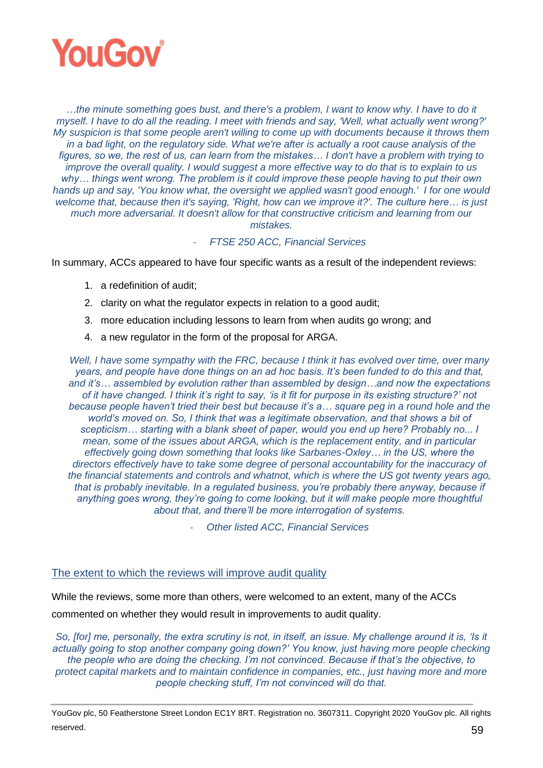*…the minute something goes bust, and there's a problem, I want to know why. I have to do it myself. I have to do all the reading. I meet with friends and say, 'Well, what actually went wrong?' My suspicion is that some people aren't willing to come up with documents because it throws them in a bad light, on the regulatory side. What we're after is actually a root cause analysis of the figures, so we, the rest of us, can learn from the mistakes… I don't have a problem with trying to improve the overall quality. I would suggest a more effective way to do that is to explain to us why… things went wrong. The problem is it could improve these people having to put their own hands up and say, 'You know what, the oversight we applied wasn't good enough.' I for one would welcome that, because then it's saying, 'Right, how can we improve it?'. The culture here… is just much more adversarial. It doesn't allow for that constructive criticism and learning from our mistakes.*

*- FTSE 250 ACC, Financial Services*

In summary, ACCs appeared to have four specific wants as a result of the independent reviews:

1. a redefinition of audit;
2. clarity on what the regulator expects in relation to a good audit;
3. more education including lessons to learn from when audits go wrong; and
4. a new regulator in the form of the proposal for ARGA.

*Well, I have some sympathy with the FRC, because I think it has evolved over time, over many years, and people have done things on an ad hoc basis. It's been funded to do this and that, and it's… assembled by evolution rather than assembled by design…and now the expectations of it have changed. I think it's right to say, 'is it fit for purpose in its existing structure?' not because people haven't tried their best but because it's a… square peg in a round hole and the world's moved on. So, I think that was a legitimate observation, and that shows a bit of scepticism… starting with a blank sheet of paper, would you end up here? Probably no... I mean, some of the issues about ARGA, which is the replacement entity, and in particular effectively going down something that looks like Sarbanes-Oxley… in the US, where the directors effectively have to take some degree of personal accountability for the inaccuracy of the financial statements and controls and whatnot, which is where the US got twenty years ago, that is probably inevitable. In a regulated business, you're probably there anyway, because if anything goes wrong, they're going to come looking, but it will make people more thoughtful about that, and there'll be more interrogation of systems.*

*- Other listed ACC, Financial Services*

## The extent to which the reviews will improve audit quality

While the reviews, some more than others, were welcomed to an extent, many of the ACCs commented on whether they would result in improvements to audit quality.

*So, [for] me, personally, the extra scrutiny is not, in itself, an issue. My challenge around it is, 'Is it actually going to stop another company going down?' You know, just having more people checking the people who are doing the checking. I'm not convinced. Because if that's the objective, to protect capital markets and to maintain confidence in companies, etc., just having more and more people checking stuff, I'm not convinced will do that.*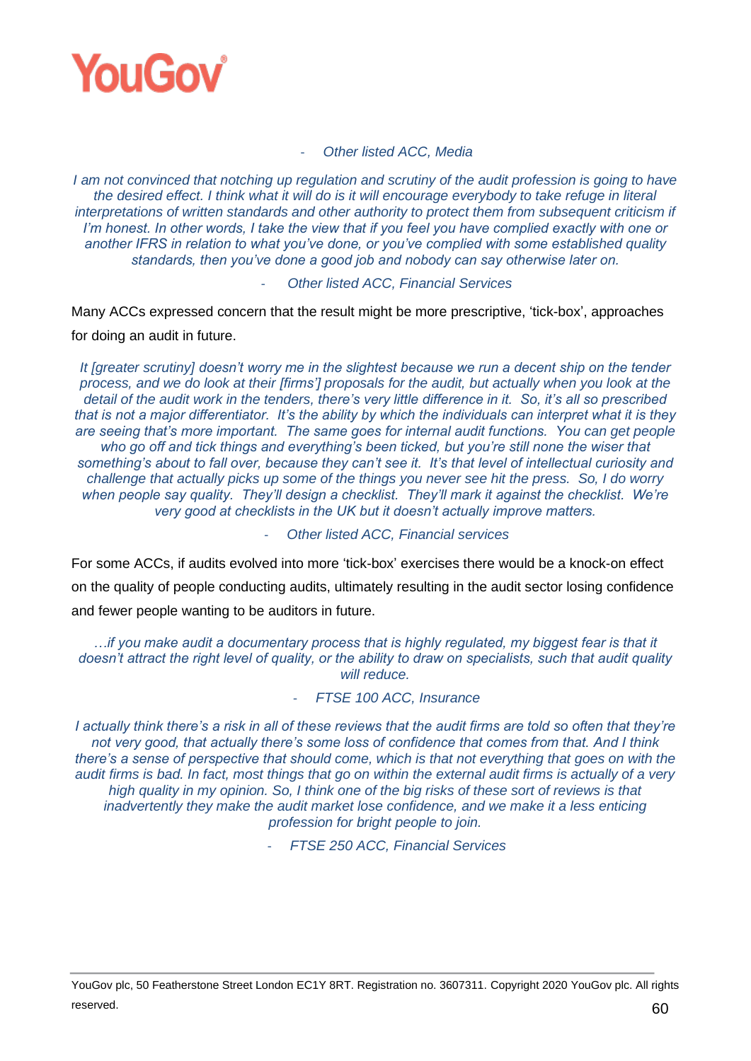*- Other listed ACC, Media*

*I am not convinced that notching up regulation and scrutiny of the audit profession is going to have the desired effect. I think what it will do is it will encourage everybody to take refuge in literal interpretations of written standards and other authority to protect them from subsequent criticism if I'm honest. In other words, I take the view that if you feel you have complied exactly with one or another IFRS in relation to what you've done, or you've complied with some established quality standards, then you've done a good job and nobody can say otherwise later on.*

*- Other listed ACC, Financial Services*

Many ACCs expressed concern that the result might be more prescriptive, 'tick-box', approaches for doing an audit in future.

*It [greater scrutiny] doesn't worry me in the slightest because we run a decent ship on the tender process, and we do look at their [firms'] proposals for the audit, but actually when you look at the detail of the audit work in the tenders, there's very little difference in it. So, it's all so prescribed that is not a major differentiator. It's the ability by which the individuals can interpret what it is they are seeing that's more important. The same goes for internal audit functions. You can get people who go off and tick things and everything's been ticked, but you're still none the wiser that something's about to fall over, because they can't see it. It's that level of intellectual curiosity and challenge that actually picks up some of the things you never see hit the press. So, I do worry when people say quality. They'll design a checklist. They'll mark it against the checklist. We're very good at checklists in the UK but it doesn't actually improve matters.*

*- Other listed ACC, Financial services*

For some ACCs, if audits evolved into more 'tick-box' exercises there would be a knock-on effect on the quality of people conducting audits, ultimately resulting in the audit sector losing confidence and fewer people wanting to be auditors in future.

*…if you make audit a documentary process that is highly regulated, my biggest fear is that it doesn't attract the right level of quality, or the ability to draw on specialists, such that audit quality will reduce.*

*- FTSE 100 ACC, Insurance*

*I actually think there's a risk in all of these reviews that the audit firms are told so often that they're not very good, that actually there's some loss of confidence that comes from that. And I think there's a sense of perspective that should come, which is that not everything that goes on with the audit firms is bad. In fact, most things that go on within the external audit firms is actually of a very high quality in my opinion. So, I think one of the big risks of these sort of reviews is that inadvertently they make the audit market lose confidence, and we make it a less enticing profession for bright people to join.*

*- FTSE 250 ACC, Financial Services*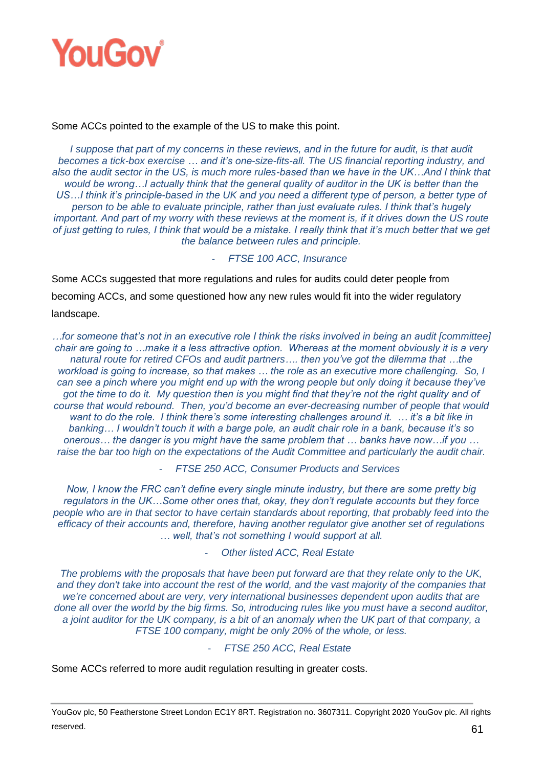Some ACCs pointed to the example of the US to make this point.

> *I suppose that part of my concerns in these reviews, and in the future for audit, is that audit becomes a tick-box exercise … and it's one-size-fits-all. The US financial reporting industry, and also the audit sector in the US, is much more rules-based than we have in the UK…And I think that would be wrong…I actually think that the general quality of auditor in the UK is better than the US…I think it's principle-based in the UK and you need a different type of person, a better type of person to be able to evaluate principle, rather than just evaluate rules. I think that's hugely important. And part of my worry with these reviews at the moment is, if it drives down the US route of just getting to rules, I think that would be a mistake. I really think that it's much better that we get the balance between rules and principle.*
>
> - *FTSE 100 ACC, Insurance*

Some ACCs suggested that more regulations and rules for audits could deter people from becoming ACCs, and some questioned how any new rules would fit into the wider regulatory landscape.

> *…for someone that's not in an executive role I think the risks involved in being an audit [committee] chair are going to …make it a less attractive option. Whereas at the moment obviously it is a very natural route for retired CFOs and audit partners…. then you've got the dilemma that …the workload is going to increase, so that makes … the role as an executive more challenging. So, I can see a pinch where you might end up with the wrong people but only doing it because they've got the time to do it. My question then is you might find that they're not the right quality and of course that would rebound. Then, you'd become an ever-decreasing number of people that would want to do the role. I think there's some interesting challenges around it. … it's a bit like in banking… I wouldn't touch it with a barge pole, an audit chair role in a bank, because it's so onerous… the danger is you might have the same problem that … banks have now…if you … raise the bar too high on the expectations of the Audit Committee and particularly the audit chair.*
>
> - *FTSE 250 ACC, Consumer Products and Services*

> *Now, I know the FRC can't define every single minute industry, but there are some pretty big regulators in the UK…Some other ones that, okay, they don't regulate accounts but they force people who are in that sector to have certain standards about reporting, that probably feed into the efficacy of their accounts and, therefore, having another regulator give another set of regulations … well, that's not something I would support at all.*
>
> - *Other listed ACC, Real Estate*

> *The problems with the proposals that have been put forward are that they relate only to the UK, and they don't take into account the rest of the world, and the vast majority of the companies that we're concerned about are very, very international businesses dependent upon audits that are done all over the world by the big firms. So, introducing rules like you must have a second auditor, a joint auditor for the UK company, is a bit of an anomaly when the UK part of that company, a FTSE 100 company, might be only 20% of the whole, or less.*
>
> - *FTSE 250 ACC, Real Estate*

Some ACCs referred to more audit regulation resulting in greater costs.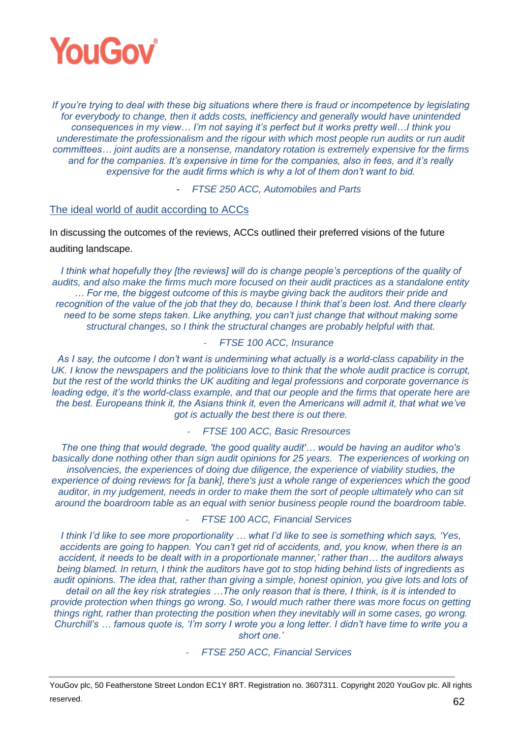*If you're trying to deal with these big situations where there is fraud or incompetence by legislating for everybody to change, then it adds costs, inefficiency and generally would have unintended consequences in my view… I'm not saying it's perfect but it works pretty well…I think you underestimate the professionalism and the rigour with which most people run audits or run audit committees… joint audits are a nonsense, mandatory rotation is extremely expensive for the firms and for the companies. It's expensive in time for the companies, also in fees, and it's really expensive for the audit firms which is why a lot of them don't want to bid.*

- *FTSE 250 ACC, Automobiles and Parts*

## The ideal world of audit according to ACCs

In discussing the outcomes of the reviews, ACCs outlined their preferred visions of the future auditing landscape.

*I think what hopefully they [the reviews] will do is change people's perceptions of the quality of audits, and also make the firms much more focused on their audit practices as a standalone entity … For me, the biggest outcome of this is maybe giving back the auditors their pride and recognition of the value of the job that they do, because I think that's been lost. And there clearly need to be some steps taken. Like anything, you can't just change that without making some structural changes, so I think the structural changes are probably helpful with that.*

- *FTSE 100 ACC, Insurance*

*As I say, the outcome I don't want is undermining what actually is a world-class capability in the UK. I know the newspapers and the politicians love to think that the whole audit practice is corrupt, but the rest of the world thinks the UK auditing and legal professions and corporate governance is leading edge, it's the world-class example, and that our people and the firms that operate here are the best. Europeans think it, the Asians think it, even the Americans will admit it, that what we've got is actually the best there is out there.*

- *FTSE 100 ACC, Basic Rresources*

*The one thing that would degrade, 'the good quality audit'… would be having an auditor who's basically done nothing other than sign audit opinions for 25 years. The experiences of working on insolvencies, the experiences of doing due diligence, the experience of viability studies, the experience of doing reviews for [a bank], there's just a whole range of experiences which the good auditor, in my judgement, needs in order to make them the sort of people ultimately who can sit around the boardroom table as an equal with senior business people round the boardroom table.*

- *FTSE 100 ACC, Financial Services*

*I think I'd like to see more proportionality … what I'd like to see is something which says, 'Yes, accidents are going to happen. You can't get rid of accidents, and, you know, when there is an accident, it needs to be dealt with in a proportionate manner,' rather than… the auditors always being blamed. In return, I think the auditors have got to stop hiding behind lists of ingredients as audit opinions. The idea that, rather than giving a simple, honest opinion, you give lots and lots of detail on all the key risk strategies …The only reason that is there, I think, is it is intended to provide protection when things go wrong. So, I would much rather there was more focus on getting things right, rather than protecting the position when they inevitably will in some cases, go wrong. Churchill's … famous quote is, 'I'm sorry I wrote you a long letter. I didn't have time to write you a short one.'*

- *FTSE 250 ACC, Financial Services*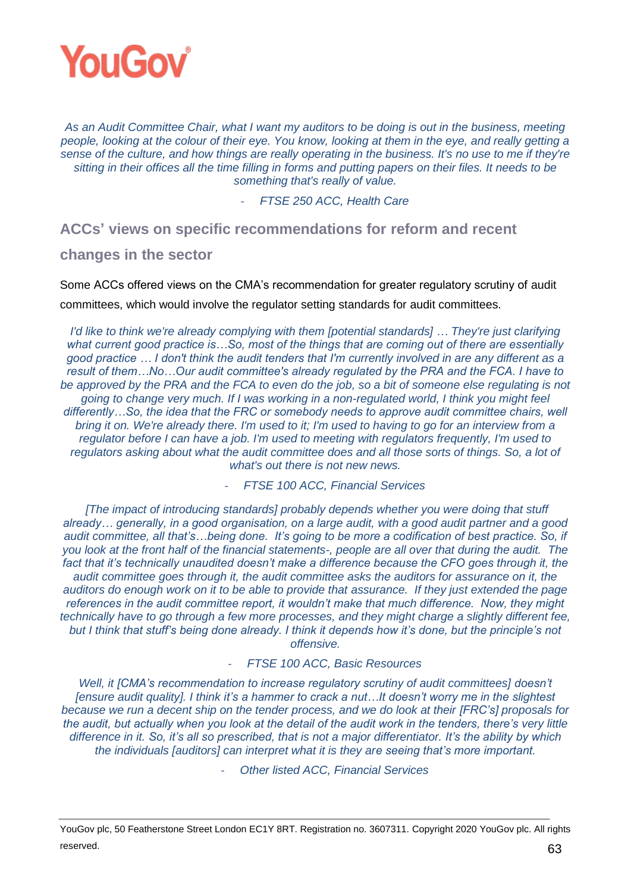*As an Audit Committee Chair, what I want my auditors to be doing is out in the business, meeting people, looking at the colour of their eye. You know, looking at them in the eye, and really getting a sense of the culture, and how things are really operating in the business. It's no use to me if they're sitting in their offices all the time filling in forms and putting papers on their files. It needs to be something that's really of value.*

*- FTSE 250 ACC, Health Care*

## ACCs' views on specific recommendations for reform and recent changes in the sector

Some ACCs offered views on the CMA's recommendation for greater regulatory scrutiny of audit committees, which would involve the regulator setting standards for audit committees.

*I'd like to think we're already complying with them [potential standards] … They're just clarifying what current good practice is…So, most of the things that are coming out of there are essentially good practice … I don't think the audit tenders that I'm currently involved in are any different as a result of them…No…Our audit committee's already regulated by the PRA and the FCA. I have to be approved by the PRA and the FCA to even do the job, so a bit of someone else regulating is not going to change very much. If I was working in a non-regulated world, I think you might feel differently…So, the idea that the FRC or somebody needs to approve audit committee chairs, well bring it on. We're already there. I'm used to it; I'm used to having to go for an interview from a regulator before I can have a job. I'm used to meeting with regulators frequently, I'm used to regulators asking about what the audit committee does and all those sorts of things. So, a lot of what's out there is not new news.*

*- FTSE 100 ACC, Financial Services*

*[The impact of introducing standards] probably depends whether you were doing that stuff already… generally, in a good organisation, on a large audit, with a good audit partner and a good audit committee, all that's…being done. It's going to be more a codification of best practice. So, if you look at the front half of the financial statements-, people are all over that during the audit. The fact that it's technically unaudited doesn't make a difference because the CFO goes through it, the audit committee goes through it, the audit committee asks the auditors for assurance on it, the auditors do enough work on it to be able to provide that assurance. If they just extended the page references in the audit committee report, it wouldn't make that much difference. Now, they might technically have to go through a few more processes, and they might charge a slightly different fee, but I think that stuff's being done already. I think it depends how it's done, but the principle's not offensive.*

*- FTSE 100 ACC, Basic Resources*

*Well, it [CMA's recommendation to increase regulatory scrutiny of audit committees] doesn't [ensure audit quality]. I think it's a hammer to crack a nut…It doesn't worry me in the slightest because we run a decent ship on the tender process, and we do look at their [FRC's] proposals for the audit, but actually when you look at the detail of the audit work in the tenders, there's very little difference in it. So, it's all so prescribed, that is not a major differentiator. It's the ability by which the individuals [auditors] can interpret what it is they are seeing that's more important.*

*- Other listed ACC, Financial Services*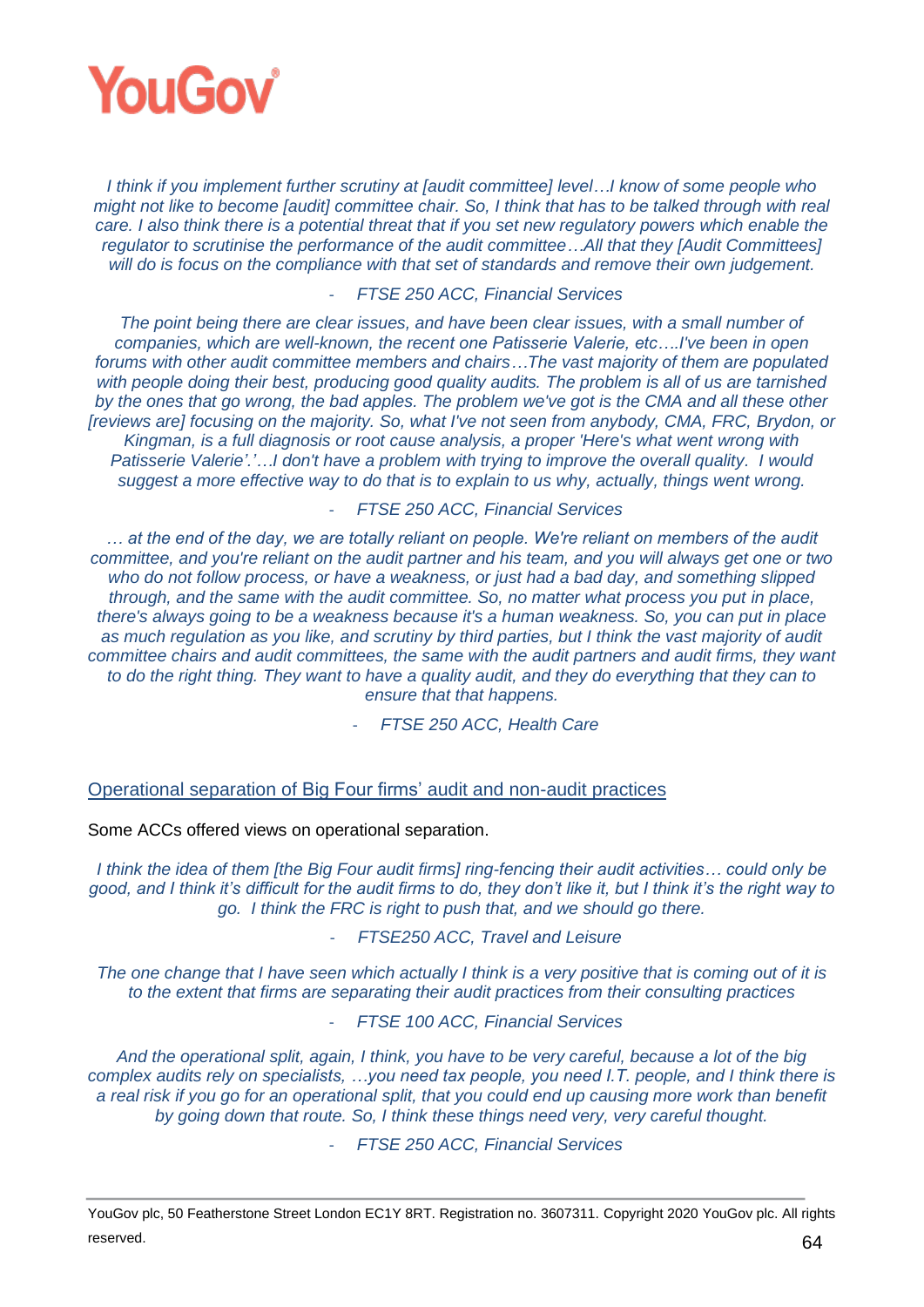*I think if you implement further scrutiny at [audit committee] level…I know of some people who might not like to become [audit] committee chair. So, I think that has to be talked through with real care. I also think there is a potential threat that if you set new regulatory powers which enable the regulator to scrutinise the performance of the audit committee…All that they [Audit Committees] will do is focus on the compliance with that set of standards and remove their own judgement.*

- *FTSE 250 ACC, Financial Services*

*The point being there are clear issues, and have been clear issues, with a small number of companies, which are well-known, the recent one Patisserie Valerie, etc….I've been in open forums with other audit committee members and chairs…The vast majority of them are populated with people doing their best, producing good quality audits. The problem is all of us are tarnished by the ones that go wrong, the bad apples. The problem we've got is the CMA and all these other [reviews are] focusing on the majority. So, what I've not seen from anybody, CMA, FRC, Brydon, or Kingman, is a full diagnosis or root cause analysis, a proper 'Here's what went wrong with Patisserie Valerie'.'…I don't have a problem with trying to improve the overall quality. I would suggest a more effective way to do that is to explain to us why, actually, things went wrong.*

- *FTSE 250 ACC, Financial Services*

*… at the end of the day, we are totally reliant on people. We're reliant on members of the audit committee, and you're reliant on the audit partner and his team, and you will always get one or two who do not follow process, or have a weakness, or just had a bad day, and something slipped through, and the same with the audit committee. So, no matter what process you put in place, there's always going to be a weakness because it's a human weakness. So, you can put in place as much regulation as you like, and scrutiny by third parties, but I think the vast majority of audit committee chairs and audit committees, the same with the audit partners and audit firms, they want to do the right thing. They want to have a quality audit, and they do everything that they can to ensure that that happens.*

- *FTSE 250 ACC, Health Care*

## Operational separation of Big Four firms' audit and non-audit practices

Some ACCs offered views on operational separation.

*I think the idea of them [the Big Four audit firms] ring-fencing their audit activities… could only be good, and I think it's difficult for the audit firms to do, they don't like it, but I think it's the right way to go. I think the FRC is right to push that, and we should go there.*

- *FTSE250 ACC, Travel and Leisure*

*The one change that I have seen which actually I think is a very positive that is coming out of it is to the extent that firms are separating their audit practices from their consulting practices*

- *FTSE 100 ACC, Financial Services*

*And the operational split, again, I think, you have to be very careful, because a lot of the big complex audits rely on specialists, …you need tax people, you need I.T. people, and I think there is a real risk if you go for an operational split, that you could end up causing more work than benefit by going down that route. So, I think these things need very, very careful thought.*

- *FTSE 250 ACC, Financial Services*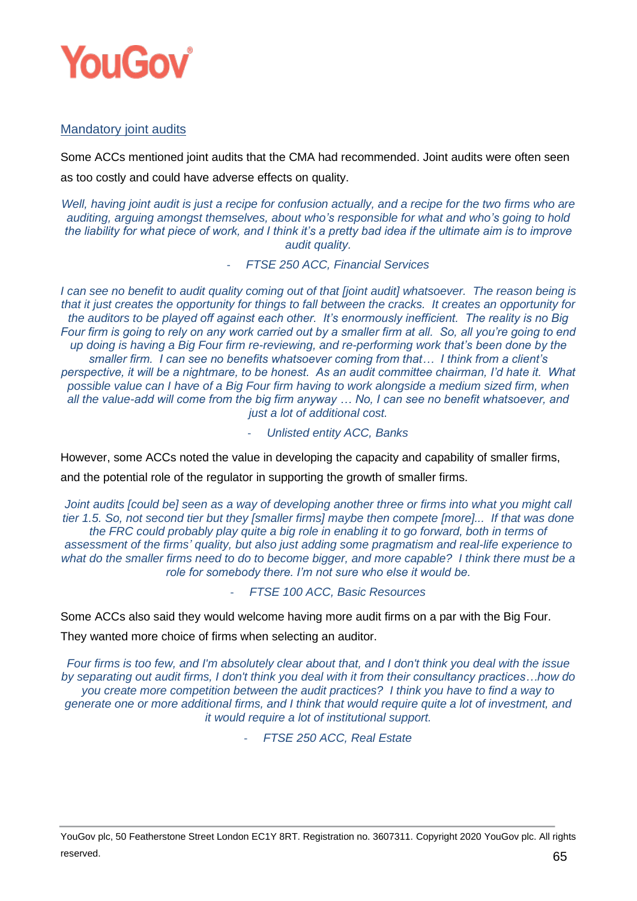## Mandatory joint audits

Some ACCs mentioned joint audits that the CMA had recommended. Joint audits were often seen as too costly and could have adverse effects on quality.

*Well, having joint audit is just a recipe for confusion actually, and a recipe for the two firms who are auditing, arguing amongst themselves, about who's responsible for what and who's going to hold the liability for what piece of work, and I think it's a pretty bad idea if the ultimate aim is to improve audit quality.*

*- FTSE 250 ACC, Financial Services*

*I can see no benefit to audit quality coming out of that [joint audit] whatsoever. The reason being is that it just creates the opportunity for things to fall between the cracks. It creates an opportunity for the auditors to be played off against each other. It's enormously inefficient. The reality is no Big Four firm is going to rely on any work carried out by a smaller firm at all. So, all you're going to end up doing is having a Big Four firm re-reviewing, and re-performing work that's been done by the smaller firm. I can see no benefits whatsoever coming from that… I think from a client's perspective, it will be a nightmare, to be honest. As an audit committee chairman, I'd hate it. What possible value can I have of a Big Four firm having to work alongside a medium sized firm, when all the value-add will come from the big firm anyway … No, I can see no benefit whatsoever, and just a lot of additional cost.*

*- Unlisted entity ACC, Banks*

However, some ACCs noted the value in developing the capacity and capability of smaller firms, and the potential role of the regulator in supporting the growth of smaller firms.

*Joint audits [could be] seen as a way of developing another three or firms into what you might call tier 1.5. So, not second tier but they [smaller firms] maybe then compete [more]... If that was done the FRC could probably play quite a big role in enabling it to go forward, both in terms of assessment of the firms' quality, but also just adding some pragmatism and real-life experience to what do the smaller firms need to do to become bigger, and more capable? I think there must be a role for somebody there. I'm not sure who else it would be.*

*- FTSE 100 ACC, Basic Resources*

Some ACCs also said they would welcome having more audit firms on a par with the Big Four. They wanted more choice of firms when selecting an auditor.

*Four firms is too few, and I'm absolutely clear about that, and I don't think you deal with the issue by separating out audit firms, I don't think you deal with it from their consultancy practices…how do you create more competition between the audit practices? I think you have to find a way to generate one or more additional firms, and I think that would require quite a lot of investment, and it would require a lot of institutional support.*

*- FTSE 250 ACC, Real Estate*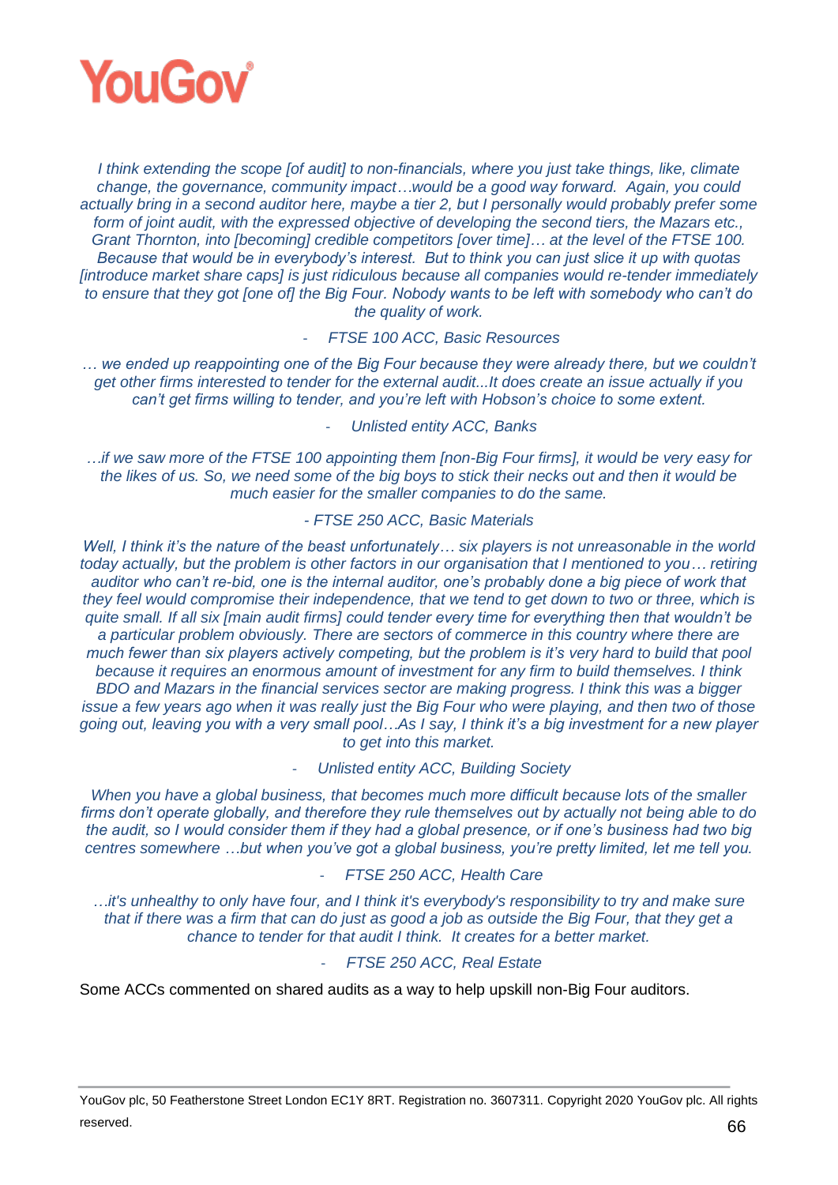*I think extending the scope [of audit] to non-financials, where you just take things, like, climate change, the governance, community impact…would be a good way forward.  Again, you could actually bring in a second auditor here, maybe a tier 2, but I personally would probably prefer some form of joint audit, with the expressed objective of developing the second tiers, the Mazars etc., Grant Thornton, into [becoming] credible competitors [over time]… at the level of the FTSE 100. Because that would be in everybody's interest.  But to think you can just slice it up with quotas [introduce market share caps] is just ridiculous because all companies would re-tender immediately to ensure that they got [one of] the Big Four. Nobody wants to be left with somebody who can't do the quality of work.*

*- FTSE 100 ACC, Basic Resources*

*… we ended up reappointing one of the Big Four because they were already there, but we couldn't get other firms interested to tender for the external audit...It does create an issue actually if you can't get firms willing to tender, and you're left with Hobson's choice to some extent.*

*- Unlisted entity ACC, Banks*

*…if we saw more of the FTSE 100 appointing them [non-Big Four firms], it would be very easy for the likes of us. So, we need some of the big boys to stick their necks out and then it would be much easier for the smaller companies to do the same.*

*- FTSE 250 ACC, Basic Materials*

*Well, I think it's the nature of the beast unfortunately… six players is not unreasonable in the world today actually, but the problem is other factors in our organisation that I mentioned to you… retiring auditor who can't re-bid, one is the internal auditor, one's probably done a big piece of work that they feel would compromise their independence, that we tend to get down to two or three, which is quite small. If all six [main audit firms] could tender every time for everything then that wouldn't be a particular problem obviously. There are sectors of commerce in this country where there are much fewer than six players actively competing, but the problem is it's very hard to build that pool because it requires an enormous amount of investment for any firm to build themselves. I think BDO and Mazars in the financial services sector are making progress. I think this was a bigger issue a few years ago when it was really just the Big Four who were playing, and then two of those going out, leaving you with a very small pool…As I say, I think it's a big investment for a new player to get into this market.*

*- Unlisted entity ACC, Building Society*

*When you have a global business, that becomes much more difficult because lots of the smaller firms don't operate globally, and therefore they rule themselves out by actually not being able to do the audit, so I would consider them if they had a global presence, or if one's business had two big centres somewhere …but when you've got a global business, you're pretty limited, let me tell you.*

*- FTSE 250 ACC, Health Care*

*…it's unhealthy to only have four, and I think it's everybody's responsibility to try and make sure that if there was a firm that can do just as good a job as outside the Big Four, that they get a chance to tender for that audit I think.  It creates for a better market.*

*- FTSE 250 ACC, Real Estate*

Some ACCs commented on shared audits as a way to help upskill non-Big Four auditors.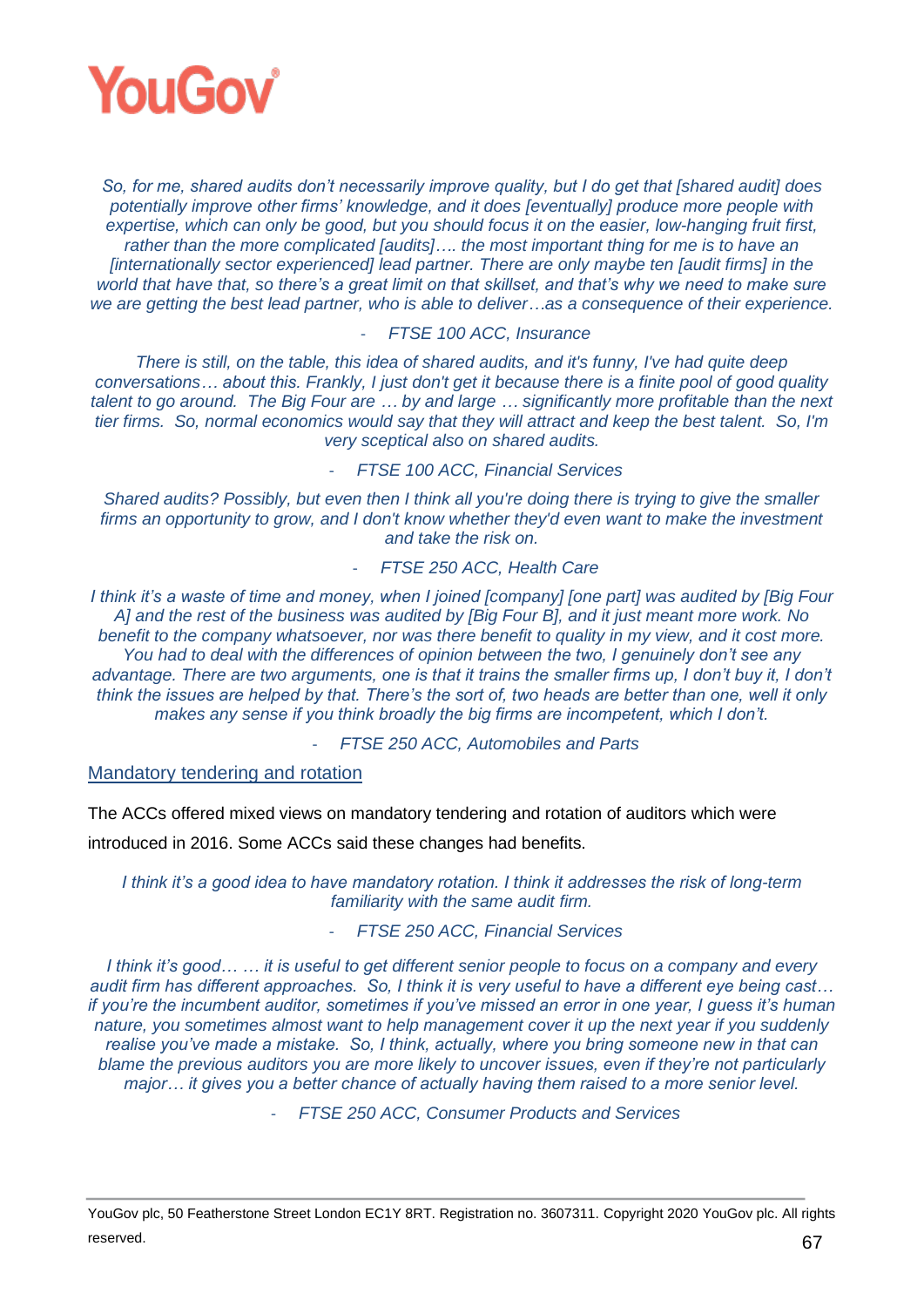*So, for me, shared audits don't necessarily improve quality, but I do get that [shared audit] does potentially improve other firms' knowledge, and it does [eventually] produce more people with expertise, which can only be good, but you should focus it on the easier, low-hanging fruit first, rather than the more complicated [audits]…. the most important thing for me is to have an [internationally sector experienced] lead partner. There are only maybe ten [audit firms] in the world that have that, so there's a great limit on that skillset, and that's why we need to make sure we are getting the best lead partner, who is able to deliver…as a consequence of their experience.*

*- FTSE 100 ACC, Insurance*

*There is still, on the table, this idea of shared audits, and it's funny, I've had quite deep conversations… about this. Frankly, I just don't get it because there is a finite pool of good quality talent to go around. The Big Four are … by and large … significantly more profitable than the next tier firms. So, normal economics would say that they will attract and keep the best talent. So, I'm very sceptical also on shared audits.*

*- FTSE 100 ACC, Financial Services*

*Shared audits? Possibly, but even then I think all you're doing there is trying to give the smaller firms an opportunity to grow, and I don't know whether they'd even want to make the investment and take the risk on.*

*- FTSE 250 ACC, Health Care*

*I think it's a waste of time and money, when I joined [company] [one part] was audited by [Big Four A] and the rest of the business was audited by [Big Four B], and it just meant more work. No benefit to the company whatsoever, nor was there benefit to quality in my view, and it cost more. You had to deal with the differences of opinion between the two, I genuinely don't see any advantage. There are two arguments, one is that it trains the smaller firms up, I don't buy it, I don't think the issues are helped by that. There's the sort of, two heads are better than one, well it only makes any sense if you think broadly the big firms are incompetent, which I don't.*

*- FTSE 250 ACC, Automobiles and Parts*

## Mandatory tendering and rotation

The ACCs offered mixed views on mandatory tendering and rotation of auditors which were introduced in 2016. Some ACCs said these changes had benefits.

*I think it's a good idea to have mandatory rotation. I think it addresses the risk of long-term familiarity with the same audit firm.*

*- FTSE 250 ACC, Financial Services*

*I think it's good… … it is useful to get different senior people to focus on a company and every audit firm has different approaches. So, I think it is very useful to have a different eye being cast… if you're the incumbent auditor, sometimes if you've missed an error in one year, I guess it's human nature, you sometimes almost want to help management cover it up the next year if you suddenly realise you've made a mistake. So, I think, actually, where you bring someone new in that can blame the previous auditors you are more likely to uncover issues, even if they're not particularly major… it gives you a better chance of actually having them raised to a more senior level.*

*- FTSE 250 ACC, Consumer Products and Services*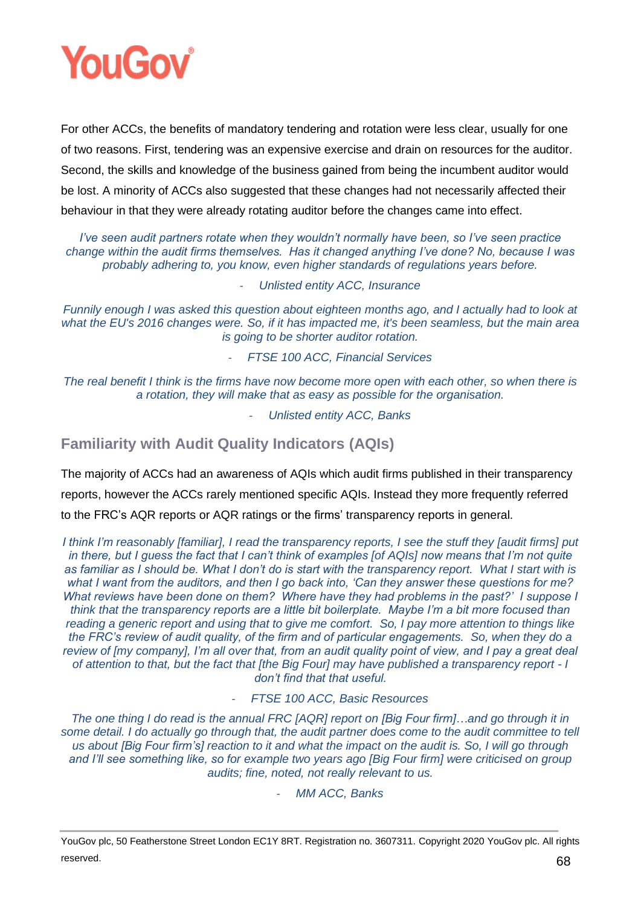For other ACCs, the benefits of mandatory tendering and rotation were less clear, usually for one of two reasons. First, tendering was an expensive exercise and drain on resources for the auditor. Second, the skills and knowledge of the business gained from being the incumbent auditor would be lost. A minority of ACCs also suggested that these changes had not necessarily affected their behaviour in that they were already rotating auditor before the changes came into effect.

*I've seen audit partners rotate when they wouldn't normally have been, so I've seen practice change within the audit firms themselves. Has it changed anything I've done? No, because I was probably adhering to, you know, even higher standards of regulations years before.*

*- Unlisted entity ACC, Insurance*

*Funnily enough I was asked this question about eighteen months ago, and I actually had to look at what the EU's 2016 changes were. So, if it has impacted me, it's been seamless, but the main area is going to be shorter auditor rotation.*

*- FTSE 100 ACC, Financial Services*

*The real benefit I think is the firms have now become more open with each other, so when there is a rotation, they will make that as easy as possible for the organisation.*

*- Unlisted entity ACC, Banks*

## Familiarity with Audit Quality Indicators (AQIs)

The majority of ACCs had an awareness of AQIs which audit firms published in their transparency reports, however the ACCs rarely mentioned specific AQIs. Instead they more frequently referred to the FRC's AQR reports or AQR ratings or the firms' transparency reports in general.

*I think I'm reasonably [familiar], I read the transparency reports, I see the stuff they [audit firms] put in there, but I guess the fact that I can't think of examples [of AQIs] now means that I'm not quite as familiar as I should be. What I don't do is start with the transparency report. What I start with is what I want from the auditors, and then I go back into, 'Can they answer these questions for me? What reviews have been done on them? Where have they had problems in the past?' I suppose I think that the transparency reports are a little bit boilerplate. Maybe I'm a bit more focused than reading a generic report and using that to give me comfort. So, I pay more attention to things like the FRC's review of audit quality, of the firm and of particular engagements. So, when they do a review of [my company], I'm all over that, from an audit quality point of view, and I pay a great deal of attention to that, but the fact that [the Big Four] may have published a transparency report - I don't find that useful.*

*- FTSE 100 ACC, Basic Resources*

*The one thing I do read is the annual FRC [AQR] report on [Big Four firm]…and go through it in some detail. I do actually go through that, the audit partner does come to the audit committee to tell us about [Big Four firm's] reaction to it and what the impact on the audit is. So, I will go through and I'll see something like, so for example two years ago [Big Four firm] were criticised on group audits; fine, noted, not really relevant to us.*

*- MM ACC, Banks*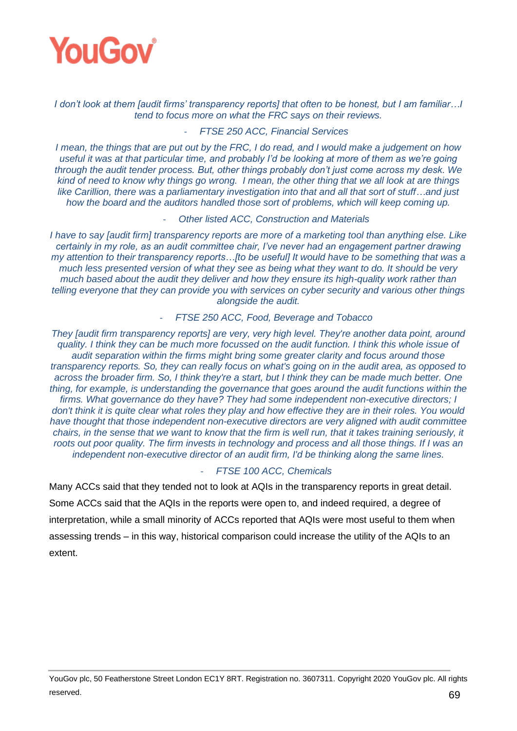*I don't look at them [audit firms' transparency reports] that often to be honest, but I am familiar…I tend to focus more on what the FRC says on their reviews.*

- *FTSE 250 ACC, Financial Services*

*I mean, the things that are put out by the FRC, I do read, and I would make a judgement on how useful it was at that particular time, and probably I'd be looking at more of them as we're going through the audit tender process. But, other things probably don't just come across my desk. We kind of need to know why things go wrong. I mean, the other thing that we all look at are things like Carillion, there was a parliamentary investigation into that and all that sort of stuff…and just how the board and the auditors handled those sort of problems, which will keep coming up.*

- *Other listed ACC, Construction and Materials*

*I have to say [audit firm] transparency reports are more of a marketing tool than anything else. Like certainly in my role, as an audit committee chair, I've never had an engagement partner drawing my attention to their transparency reports…[to be useful] It would have to be something that was a much less presented version of what they see as being what they want to do. It should be very much based about the audit they deliver and how they ensure its high-quality work rather than telling everyone that they can provide you with services on cyber security and various other things alongside the audit.*

- *FTSE 250 ACC, Food, Beverage and Tobacco*

*They [audit firm transparency reports] are very, very high level. They're another data point, around quality. I think they can be much more focussed on the audit function. I think this whole issue of audit separation within the firms might bring some greater clarity and focus around those transparency reports. So, they can really focus on what's going on in the audit area, as opposed to across the broader firm. So, I think they're a start, but I think they can be made much better. One thing, for example, is understanding the governance that goes around the audit functions within the firms. What governance do they have? They had some independent non-executive directors; I don't think it is quite clear what roles they play and how effective they are in their roles. You would have thought that those independent non-executive directors are very aligned with audit committee chairs, in the sense that we want to know that the firm is well run, that it takes training seriously, it roots out poor quality. The firm invests in technology and process and all those things. If I was an independent non-executive director of an audit firm, I'd be thinking along the same lines.*

- *FTSE 100 ACC, Chemicals*

Many ACCs said that they tended not to look at AQIs in the transparency reports in great detail. Some ACCs said that the AQIs in the reports were open to, and indeed required, a degree of interpretation, while a small minority of ACCs reported that AQIs were most useful to them when assessing trends – in this way, historical comparison could increase the utility of the AQIs to an extent.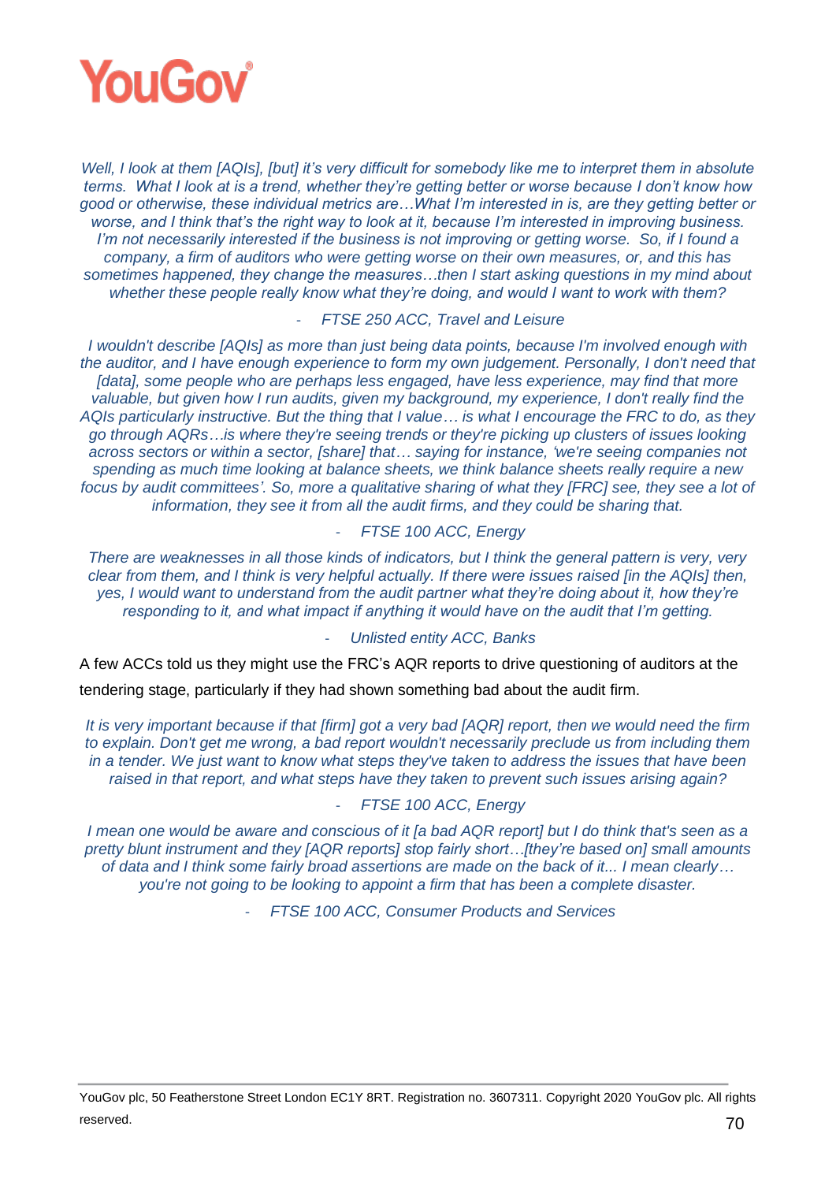*Well, I look at them [AQIs], [but] it's very difficult for somebody like me to interpret them in absolute terms. What I look at is a trend, whether they're getting better or worse because I don't know how good or otherwise, these individual metrics are…What I'm interested in is, are they getting better or worse, and I think that's the right way to look at it, because I'm interested in improving business. I'm not necessarily interested if the business is not improving or getting worse. So, if I found a company, a firm of auditors who were getting worse on their own measures, or, and this has sometimes happened, they change the measures…then I start asking questions in my mind about whether these people really know what they're doing, and would I want to work with them?*

- *FTSE 250 ACC, Travel and Leisure*

*I wouldn't describe [AQIs] as more than just being data points, because I'm involved enough with the auditor, and I have enough experience to form my own judgement. Personally, I don't need that [data], some people who are perhaps less engaged, have less experience, may find that more valuable, but given how I run audits, given my background, my experience, I don't really find the AQIs particularly instructive. But the thing that I value… is what I encourage the FRC to do, as they go through AQRs…is where they're seeing trends or they're picking up clusters of issues looking across sectors or within a sector, [share] that… saying for instance, 'we're seeing companies not spending as much time looking at balance sheets, we think balance sheets really require a new focus by audit committees'. So, more a qualitative sharing of what they [FRC] see, they see a lot of information, they see it from all the audit firms, and they could be sharing that.*

- *FTSE 100 ACC, Energy*

*There are weaknesses in all those kinds of indicators, but I think the general pattern is very, very clear from them, and I think is very helpful actually. If there were issues raised [in the AQIs] then, yes, I would want to understand from the audit partner what they're doing about it, how they're responding to it, and what impact if anything it would have on the audit that I'm getting.*

- *Unlisted entity ACC, Banks*

A few ACCs told us they might use the FRC's AQR reports to drive questioning of auditors at the tendering stage, particularly if they had shown something bad about the audit firm.

*It is very important because if that [firm] got a very bad [AQR] report, then we would need the firm to explain. Don't get me wrong, a bad report wouldn't necessarily preclude us from including them in a tender. We just want to know what steps they've taken to address the issues that have been raised in that report, and what steps have they taken to prevent such issues arising again?*

- *FTSE 100 ACC, Energy*

*I mean one would be aware and conscious of it [a bad AQR report] but I do think that's seen as a pretty blunt instrument and they [AQR reports] stop fairly short…[they're based on] small amounts of data and I think some fairly broad assertions are made on the back of it... I mean clearly… you're not going to be looking to appoint a firm that has been a complete disaster.*

- *FTSE 100 ACC, Consumer Products and Services*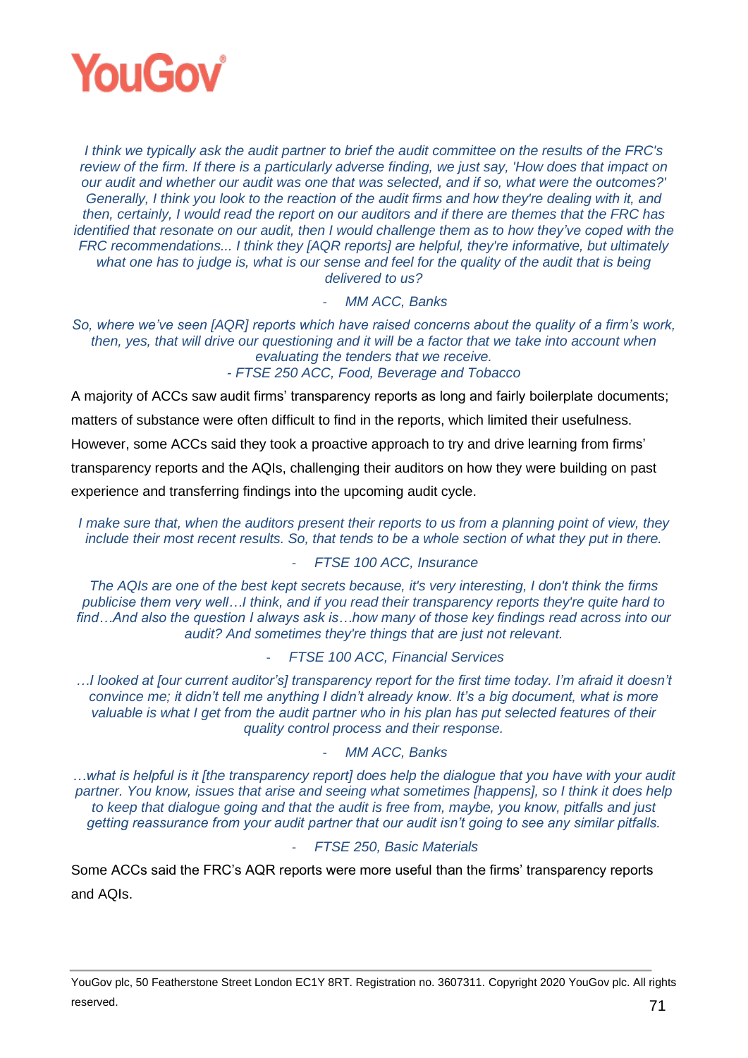*I think we typically ask the audit partner to brief the audit committee on the results of the FRC's review of the firm. If there is a particularly adverse finding, we just say, 'How does that impact on our audit and whether our audit was one that was selected, and if so, what were the outcomes?' Generally, I think you look to the reaction of the audit firms and how they're dealing with it, and then, certainly, I would read the report on our auditors and if there are themes that the FRC has identified that resonate on our audit, then I would challenge them as to how they've coped with the FRC recommendations... I think they [AQR reports] are helpful, they're informative, but ultimately what one has to judge is, what is our sense and feel for the quality of the audit that is being delivered to us?*

*- MM ACC, Banks*

*So, where we've seen [AQR] reports which have raised concerns about the quality of a firm's work, then, yes, that will drive our questioning and it will be a factor that we take into account when evaluating the tenders that we receive.*

*- FTSE 250 ACC, Food, Beverage and Tobacco*

A majority of ACCs saw audit firms' transparency reports as long and fairly boilerplate documents; matters of substance were often difficult to find in the reports, which limited their usefulness. However, some ACCs said they took a proactive approach to try and drive learning from firms' transparency reports and the AQIs, challenging their auditors on how they were building on past experience and transferring findings into the upcoming audit cycle.

*I make sure that, when the auditors present their reports to us from a planning point of view, they include their most recent results. So, that tends to be a whole section of what they put in there.*

*- FTSE 100 ACC, Insurance*

*The AQIs are one of the best kept secrets because, it's very interesting, I don't think the firms publicise them very well…I think, and if you read their transparency reports they're quite hard to find…And also the question I always ask is…how many of those key findings read across into our audit? And sometimes they're things that are just not relevant.*

*- FTSE 100 ACC, Financial Services*

*…I looked at [our current auditor's] transparency report for the first time today. I'm afraid it doesn't convince me; it didn't tell me anything I didn't already know. It's a big document, what is more valuable is what I get from the audit partner who in his plan has put selected features of their quality control process and their response.*

*- MM ACC, Banks*

*…what is helpful is it [the transparency report] does help the dialogue that you have with your audit partner. You know, issues that arise and seeing what sometimes [happens], so I think it does help to keep that dialogue going and that the audit is free from, maybe, you know, pitfalls and just getting reassurance from your audit partner that our audit isn't going to see any similar pitfalls.*

*- FTSE 250, Basic Materials*

Some ACCs said the FRC's AQR reports were more useful than the firms' transparency reports and AQIs.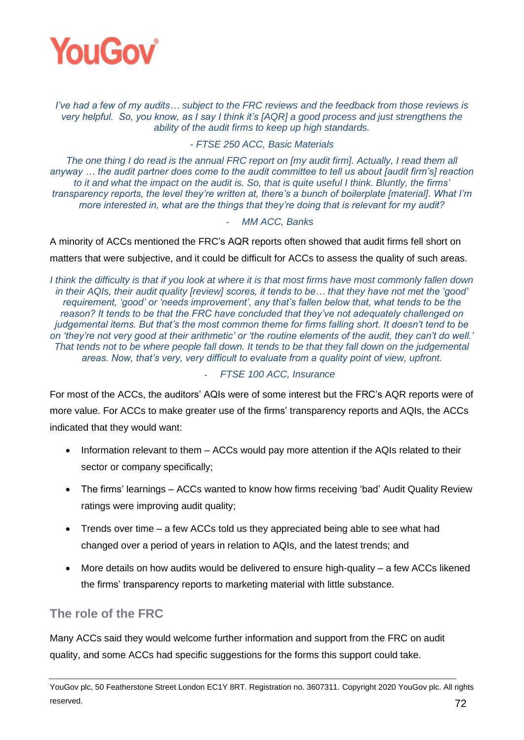*I've had a few of my audits… subject to the FRC reviews and the feedback from those reviews is very helpful. So, you know, as I say I think it's [AQR] a good process and just strengthens the ability of the audit firms to keep up high standards.*

*- FTSE 250 ACC, Basic Materials*

*The one thing I do read is the annual FRC report on [my audit firm]. Actually, I read them all anyway … the audit partner does come to the audit committee to tell us about [audit firm's] reaction to it and what the impact on the audit is. So, that is quite useful I think. Bluntly, the firms' transparency reports, the level they're written at, there's a bunch of boilerplate [material]. What I'm more interested in, what are the things that they're doing that is relevant for my audit?*

*- MM ACC, Banks*

A minority of ACCs mentioned the FRC's AQR reports often showed that audit firms fell short on matters that were subjective, and it could be difficult for ACCs to assess the quality of such areas.

*I think the difficulty is that if you look at where it is that most firms have most commonly fallen down in their AQIs, their audit quality [review] scores, it tends to be… that they have not met the 'good' requirement, 'good' or 'needs improvement', any that's fallen below that, what tends to be the reason? It tends to be that the FRC have concluded that they've not adequately challenged on judgemental items. But that's the most common theme for firms falling short. It doesn't tend to be on 'they're not very good at their arithmetic' or 'the routine elements of the audit, they can't do well.' That tends not to be where people fall down. It tends to be that they fall down on the judgemental areas. Now, that's very, very difficult to evaluate from a quality point of view, upfront.*

*- FTSE 100 ACC, Insurance*

For most of the ACCs, the auditors' AQIs were of some interest but the FRC's AQR reports were of more value. For ACCs to make greater use of the firms' transparency reports and AQIs, the ACCs indicated that they would want:

- Information relevant to them – ACCs would pay more attention if the AQIs related to their sector or company specifically;
- The firms' learnings – ACCs wanted to know how firms receiving 'bad' Audit Quality Review ratings were improving audit quality;
- Trends over time – a few ACCs told us they appreciated being able to see what had changed over a period of years in relation to AQIs, and the latest trends; and
- More details on how audits would be delivered to ensure high-quality – a few ACCs likened the firms' transparency reports to marketing material with little substance.

## The role of the FRC

Many ACCs said they would welcome further information and support from the FRC on audit quality, and some ACCs had specific suggestions for the forms this support could take.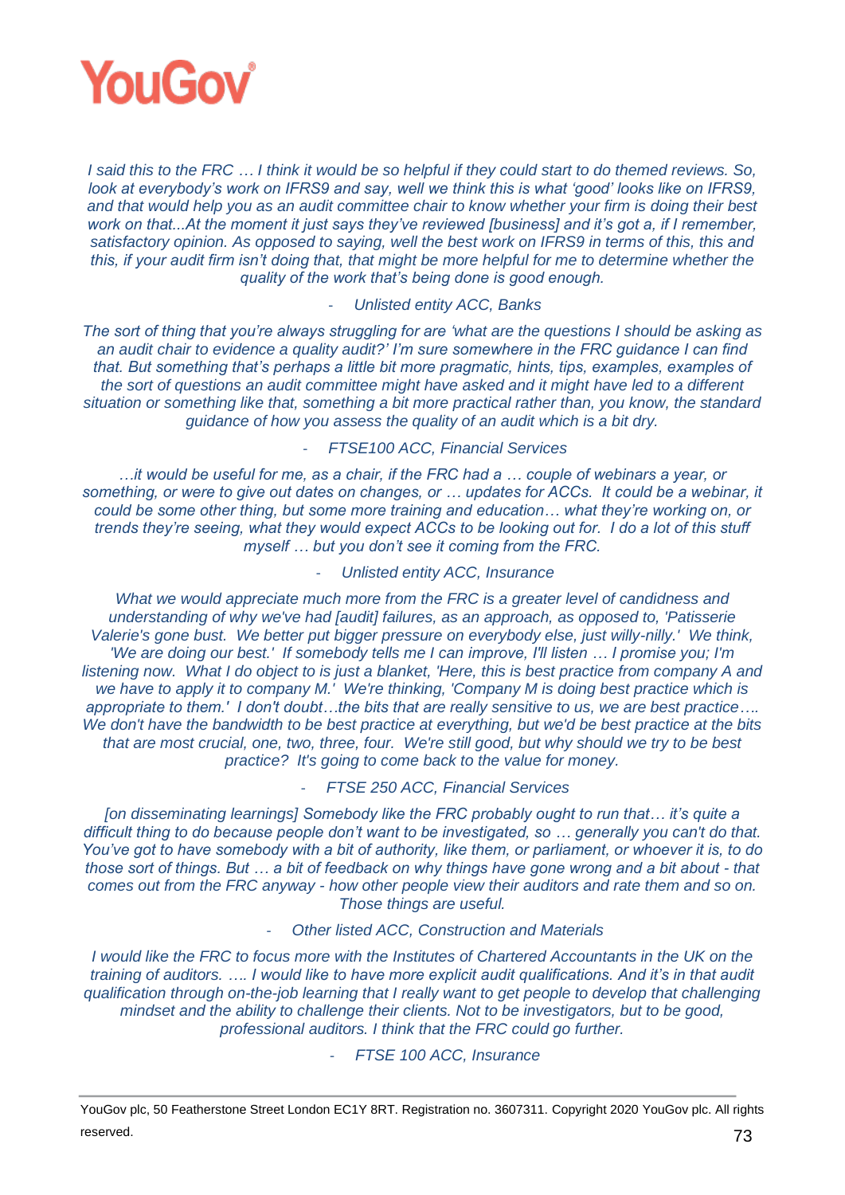*I said this to the FRC … I think it would be so helpful if they could start to do themed reviews. So, look at everybody's work on IFRS9 and say, well we think this is what 'good' looks like on IFRS9, and that would help you as an audit committee chair to know whether your firm is doing their best work on that...At the moment it just says they've reviewed [business] and it's got a, if I remember, satisfactory opinion. As opposed to saying, well the best work on IFRS9 in terms of this, this and this, if your audit firm isn't doing that, that might be more helpful for me to determine whether the quality of the work that's being done is good enough.*

*- Unlisted entity ACC, Banks*

*The sort of thing that you're always struggling for are 'what are the questions I should be asking as an audit chair to evidence a quality audit?' I'm sure somewhere in the FRC guidance I can find that. But something that's perhaps a little bit more pragmatic, hints, tips, examples, examples of the sort of questions an audit committee might have asked and it might have led to a different situation or something like that, something a bit more practical rather than, you know, the standard guidance of how you assess the quality of an audit which is a bit dry.*

*- FTSE100 ACC, Financial Services*

*…it would be useful for me, as a chair, if the FRC had a … couple of webinars a year, or something, or were to give out dates on changes, or … updates for ACCs. It could be a webinar, it could be some other thing, but some more training and education… what they're working on, or trends they're seeing, what they would expect ACCs to be looking out for. I do a lot of this stuff myself … but you don't see it coming from the FRC.*

*- Unlisted entity ACC, Insurance*

*What we would appreciate much more from the FRC is a greater level of candidness and understanding of why we've had [audit] failures, as an approach, as opposed to, 'Patisserie Valerie's gone bust. We better put bigger pressure on everybody else, just willy-nilly.' We think, 'We are doing our best.' If somebody tells me I can improve, I'll listen … I promise you; I'm listening now. What I do object to is just a blanket, 'Here, this is best practice from company A and we have to apply it to company M.' We're thinking, 'Company M is doing best practice which is appropriate to them.' I don't doubt…the bits that are really sensitive to us, we are best practice…. We don't have the bandwidth to be best practice at everything, but we'd be best practice at the bits that are most crucial, one, two, three, four. We're still good, but why should we try to be best practice? It's going to come back to the value for money.*

*- FTSE 250 ACC, Financial Services*

*[on disseminating learnings] Somebody like the FRC probably ought to run that… it's quite a difficult thing to do because people don't want to be investigated, so … generally you can't do that. You've got to have somebody with a bit of authority, like them, or parliament, or whoever it is, to do those sort of things. But … a bit of feedback on why things have gone wrong and a bit about - that comes out from the FRC anyway - how other people view their auditors and rate them and so on. Those things are useful.*

*- Other listed ACC, Construction and Materials*

*I would like the FRC to focus more with the Institutes of Chartered Accountants in the UK on the training of auditors. …. I would like to have more explicit audit qualifications. And it's in that audit qualification through on-the-job learning that I really want to get people to develop that challenging mindset and the ability to challenge their clients. Not to be investigators, but to be good, professional auditors. I think that the FRC could go further.*

*- FTSE 100 ACC, Insurance*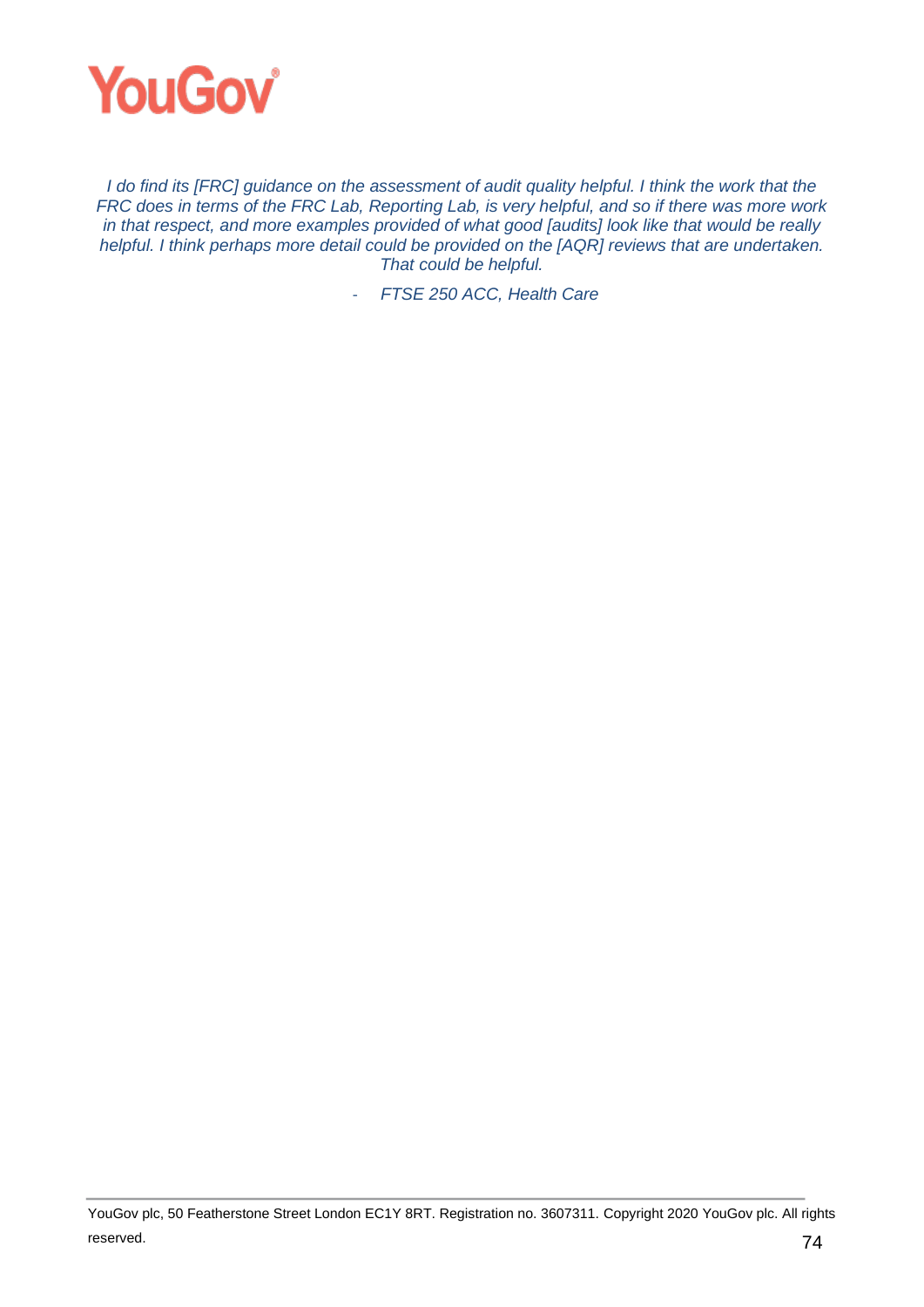*I do find its [FRC] guidance on the assessment of audit quality helpful. I think the work that the FRC does in terms of the FRC Lab, Reporting Lab, is very helpful, and so if there was more work in that respect, and more examples provided of what good [audits] look like that would be really helpful. I think perhaps more detail could be provided on the [AQR] reviews that are undertaken. That could be helpful.*

- *FTSE 250 ACC, Health Care*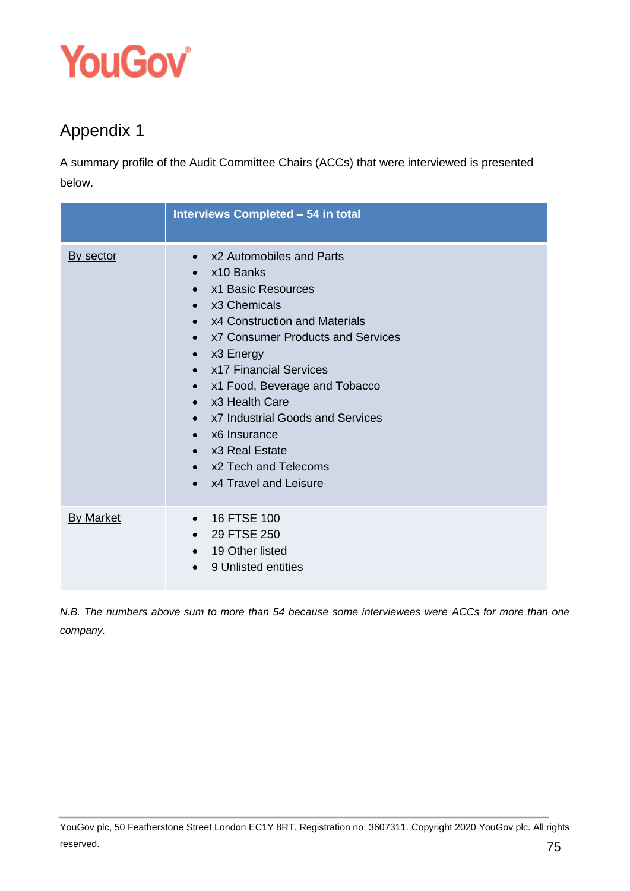# Appendix 1

A summary profile of the Audit Committee Chairs (ACCs) that were interviewed is presented below.

| | Interviews Completed – 54 in total |
|---|---|
| By sector | • x2 Automobiles and Parts<br>• x10 Banks<br>• x1 Basic Resources<br>• x3 Chemicals<br>• x4 Construction and Materials<br>• x7 Consumer Products and Services<br>• x3 Energy<br>• x17 Financial Services<br>• x1 Food, Beverage and Tobacco<br>• x3 Health Care<br>• x7 Industrial Goods and Services<br>• x6 Insurance<br>• x3 Real Estate<br>• x2 Tech and Telecoms<br>• x4 Travel and Leisure |
| By Market | • 16 FTSE 100<br>• 29 FTSE 250<br>• 19 Other listed<br>• 9 Unlisted entities |

*N.B. The numbers above sum to more than 54 because some interviewees were ACCs for more than one company.*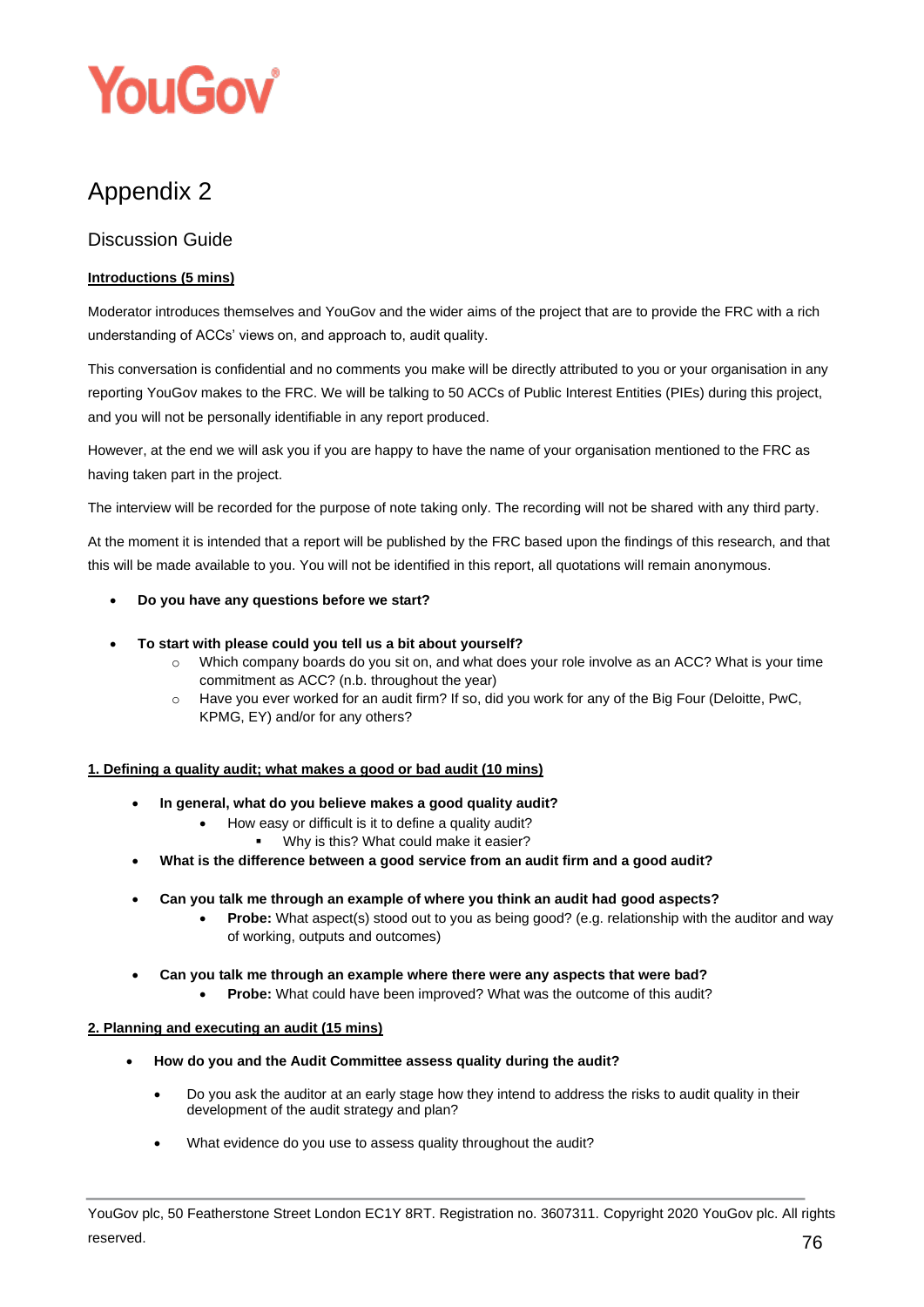# Appendix 2

## Discussion Guide

**Introductions (5 mins)**

Moderator introduces themselves and YouGov and the wider aims of the project that are to provide the FRC with a rich understanding of ACCs' views on, and approach to, audit quality.

This conversation is confidential and no comments you make will be directly attributed to you or your organisation in any reporting YouGov makes to the FRC. We will be talking to 50 ACCs of Public Interest Entities (PIEs) during this project, and you will not be personally identifiable in any report produced.

However, at the end we will ask you if you are happy to have the name of your organisation mentioned to the FRC as having taken part in the project.

The interview will be recorded for the purpose of note taking only. The recording will not be shared with any third party.

At the moment it is intended that a report will be published by the FRC based upon the findings of this research, and that this will be made available to you. You will not be identified in this report, all quotations will remain anonymous.

- **Do you have any questions before we start?**

- **To start with please could you tell us a bit about yourself?**
    - Which company boards do you sit on, and what does your role involve as an ACC? What is your time commitment as ACC? (n.b. throughout the year)
    - Have you ever worked for an audit firm? If so, did you work for any of the Big Four (Deloitte, PwC, KPMG, EY) and/or for any others?

**1. Defining a quality audit; what makes a good or bad audit (10 mins)**

- **In general, what do you believe makes a good quality audit?**
    - How easy or difficult is it to define a quality audit?
        - Why is this? What could make it easier?
- **What is the difference between a good service from an audit firm and a good audit?**

- **Can you talk me through an example of where you think an audit had good aspects?**
    - **Probe:** What aspect(s) stood out to you as being good? (e.g. relationship with the auditor and way of working, outputs and outcomes)

- **Can you talk me through an example where there were any aspects that were bad?**
    - **Probe:** What could have been improved? What was the outcome of this audit?

**2. Planning and executing an audit (15 mins)**

- **How do you and the Audit Committee assess quality during the audit?**

    - Do you ask the auditor at an early stage how they intend to address the risks to audit quality in their development of the audit strategy and plan?

    - What evidence do you use to assess quality throughout the audit?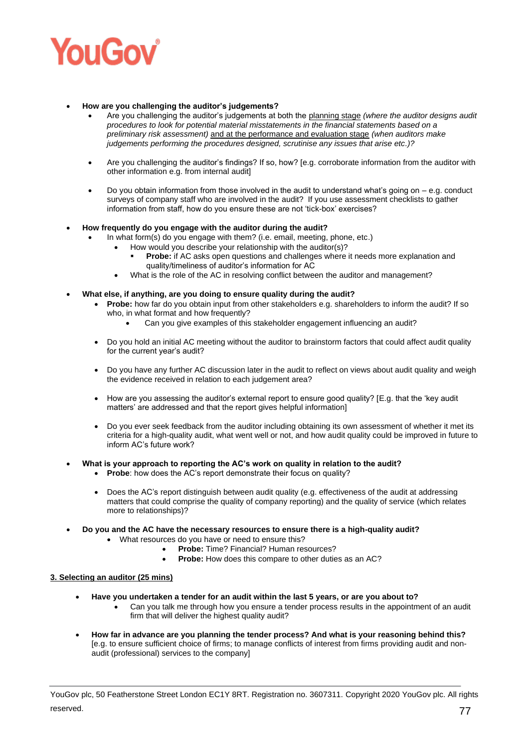- **How are you challenging the auditor's judgements?**
  - Are you challenging the auditor's judgements at both the planning stage *(where the auditor designs audit procedures to look for potential material misstatements in the financial statements based on a preliminary risk assessment)* and at the performance and evaluation stage *(when auditors make judgements performing the procedures designed, scrutinise any issues that arise etc.)?*

  - Are you challenging the auditor's findings? If so, how? [e.g. corroborate information from the auditor with other information e.g. from internal audit]

  - Do you obtain information from those involved in the audit to understand what's going on – e.g. conduct surveys of company staff who are involved in the audit? If you use assessment checklists to gather information from staff, how do you ensure these are not 'tick-box' exercises?

- **How frequently do you engage with the auditor during the audit?**
  - In what form(s) do you engage with them? (i.e. email, meeting, phone, etc.)
    - How would you describe your relationship with the auditor(s)?
      - **Probe:** if AC asks open questions and challenges where it needs more explanation and quality/timeliness of auditor's information for AC
    - What is the role of the AC in resolving conflict between the auditor and management?

- **What else, if anything, are you doing to ensure quality during the audit?**
  - **Probe:** how far do you obtain input from other stakeholders e.g. shareholders to inform the audit? If so who, in what format and how frequently?
    - Can you give examples of this stakeholder engagement influencing an audit?

  - Do you hold an initial AC meeting without the auditor to brainstorm factors that could affect audit quality for the current year's audit?

  - Do you have any further AC discussion later in the audit to reflect on views about audit quality and weigh the evidence received in relation to each judgement area?

  - How are you assessing the auditor's external report to ensure good quality? [E.g. that the 'key audit matters' are addressed and that the report gives helpful information]

  - Do you ever seek feedback from the auditor including obtaining its own assessment of whether it met its criteria for a high-quality audit, what went well or not, and how audit quality could be improved in future to inform AC's future work?

- **What is your approach to reporting the AC's work on quality in relation to the audit?**
  - **Probe**: how does the AC's report demonstrate their focus on quality?

  - Does the AC's report distinguish between audit quality (e.g. effectiveness of the audit at addressing matters that could comprise the quality of company reporting) and the quality of service (which relates more to relationships)?

- **Do you and the AC have the necessary resources to ensure there is a high-quality audit?**
  - What resources do you have or need to ensure this?
    - **Probe:** Time? Financial? Human resources?
    - **Probe:** How does this compare to other duties as an AC?

**3. Selecting an auditor (25 mins)**

- **Have you undertaken a tender for an audit within the last 5 years, or are you about to?**
  - Can you talk me through how you ensure a tender process results in the appointment of an audit firm that will deliver the highest quality audit?

- **How far in advance are you planning the tender process? And what is your reasoning behind this?** [e.g. to ensure sufficient choice of firms; to manage conflicts of interest from firms providing audit and non-audit (professional) services to the company]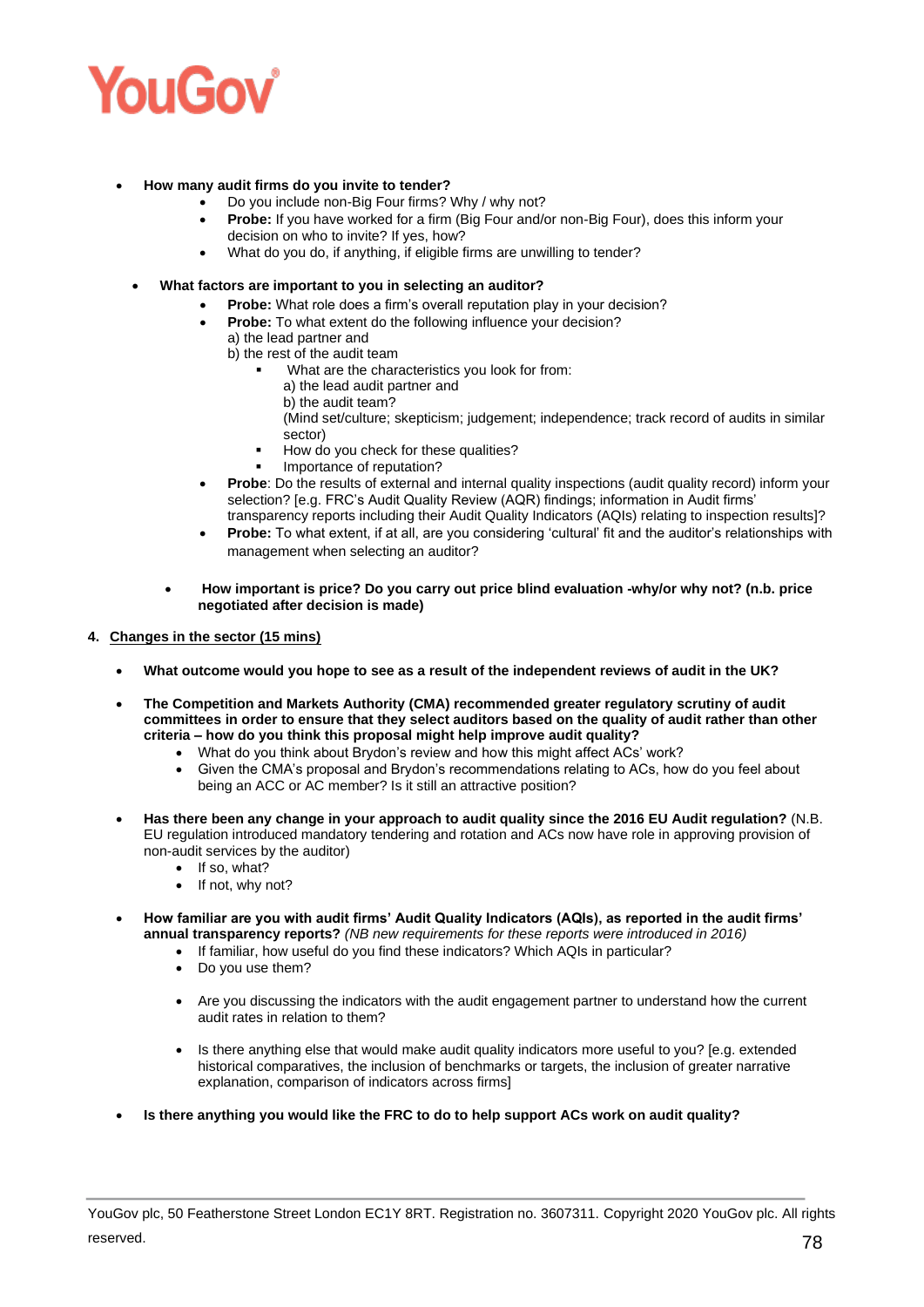- **How many audit firms do you invite to tender?**
    - Do you include non-Big Four firms? Why / why not?
    - **Probe:** If you have worked for a firm (Big Four and/or non-Big Four), does this inform your decision on who to invite? If yes, how?
    - What do you do, if anything, if eligible firms are unwilling to tender?

- **What factors are important to you in selecting an auditor?**
    - **Probe:** What role does a firm's overall reputation play in your decision?
    - **Probe:** To what extent do the following influence your decision?
      a) the lead partner and
      b) the rest of the audit team
        - What are the characteristics you look for from:
          a) the lead audit partner and
          b) the audit team?
          (Mind set/culture; skepticism; judgement; independence; track record of audits in similar sector)
        - How do you check for these qualities?
        - Importance of reputation?
    - **Probe**: Do the results of external and internal quality inspections (audit quality record) inform your selection? [e.g. FRC's Audit Quality Review (AQR) findings; information in Audit firms' transparency reports including their Audit Quality Indicators (AQIs) relating to inspection results]?
    - **Probe:** To what extent, if at all, are you considering 'cultural' fit and the auditor's relationships with management when selecting an auditor?

- **How important is price? Do you carry out price blind evaluation -why/or why not? (n.b. price negotiated after decision is made)**

## 4. Changes in the sector (15 mins)

- **What outcome would you hope to see as a result of the independent reviews of audit in the UK?**

- **The Competition and Markets Authority (CMA) recommended greater regulatory scrutiny of audit committees in order to ensure that they select auditors based on the quality of audit rather than other criteria – how do you think this proposal might help improve audit quality?**
    - What do you think about Brydon's review and how this might affect ACs' work?
    - Given the CMA's proposal and Brydon's recommendations relating to ACs, how do you feel about being an ACC or AC member? Is it still an attractive position?

- **Has there been any change in your approach to audit quality since the 2016 EU Audit regulation?** (N.B. EU regulation introduced mandatory tendering and rotation and ACs now have role in approving provision of non-audit services by the auditor)
    - If so, what?
    - If not, why not?

- **How familiar are you with audit firms' Audit Quality Indicators (AQIs), as reported in the audit firms' annual transparency reports?** *(NB new requirements for these reports were introduced in 2016)*
    - If familiar, how useful do you find these indicators? Which AQIs in particular?
    - Do you use them?
    - Are you discussing the indicators with the audit engagement partner to understand how the current audit rates in relation to them?
    - Is there anything else that would make audit quality indicators more useful to you? [e.g. extended historical comparatives, the inclusion of benchmarks or targets, the inclusion of greater narrative explanation, comparison of indicators across firms]

- **Is there anything you would like the FRC to do to help support ACs work on audit quality?**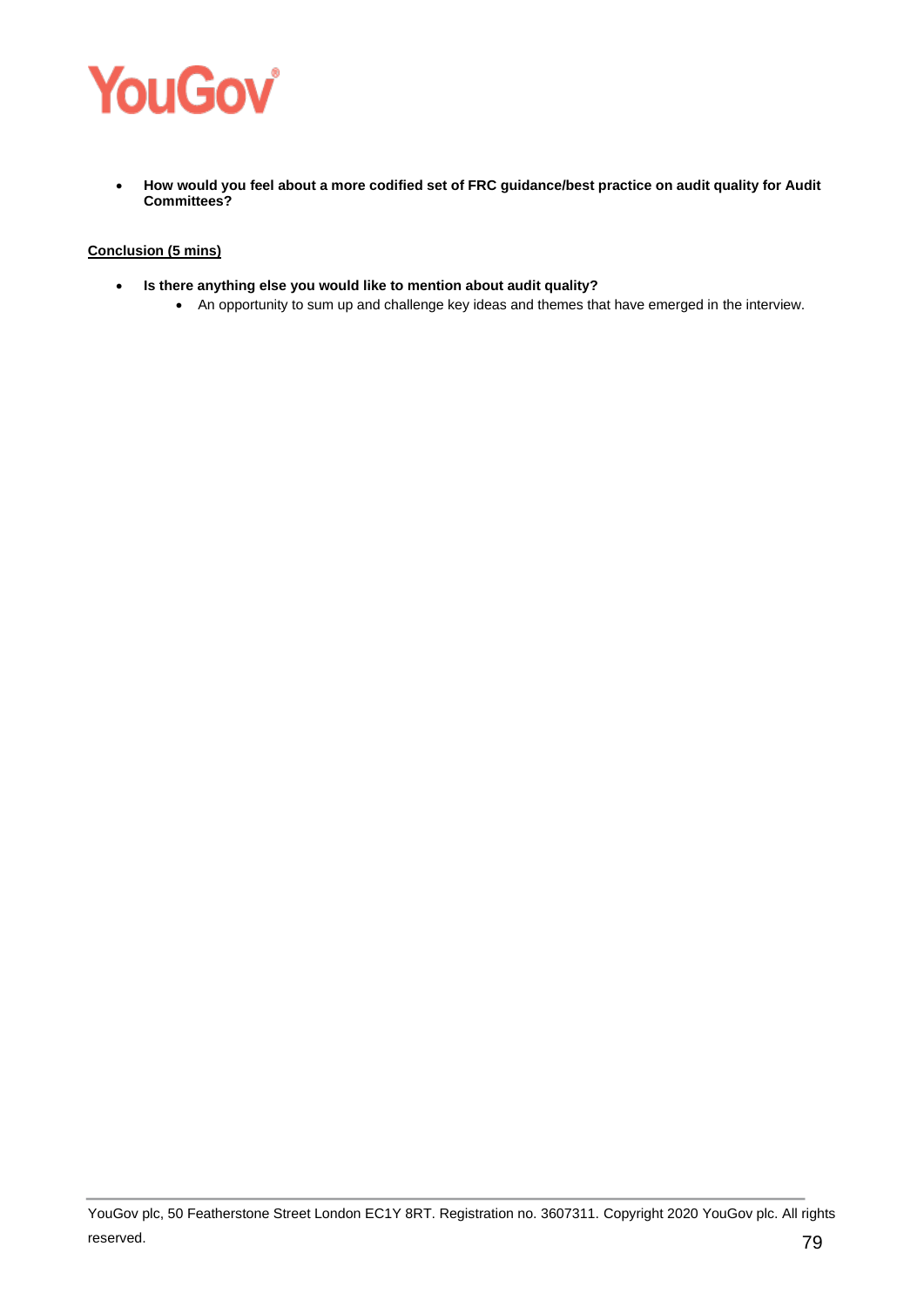- **How would you feel about a more codified set of FRC guidance/best practice on audit quality for Audit Committees?**

**Conclusion (5 mins)**

- **Is there anything else you would like to mention about audit quality?**
  - An opportunity to sum up and challenge key ideas and themes that have emerged in the interview.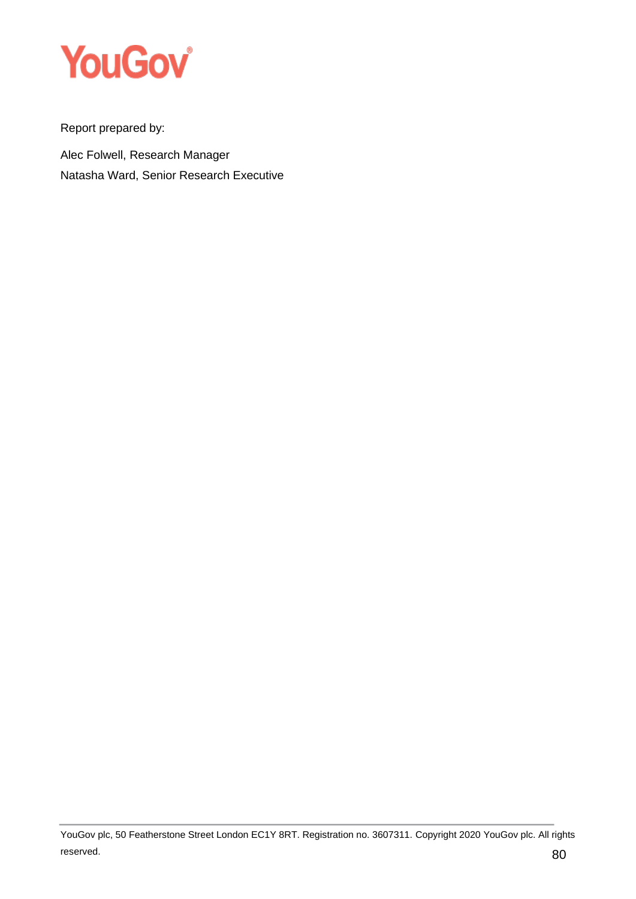YouGov

Report prepared by:

Alec Folwell, Research Manager
Natasha Ward, Senior Research Executive

YouGov plc, 50 Featherstone Street London EC1Y 8RT. Registration no. 3607311. Copyright 2020 YouGov plc. All rights reserved.